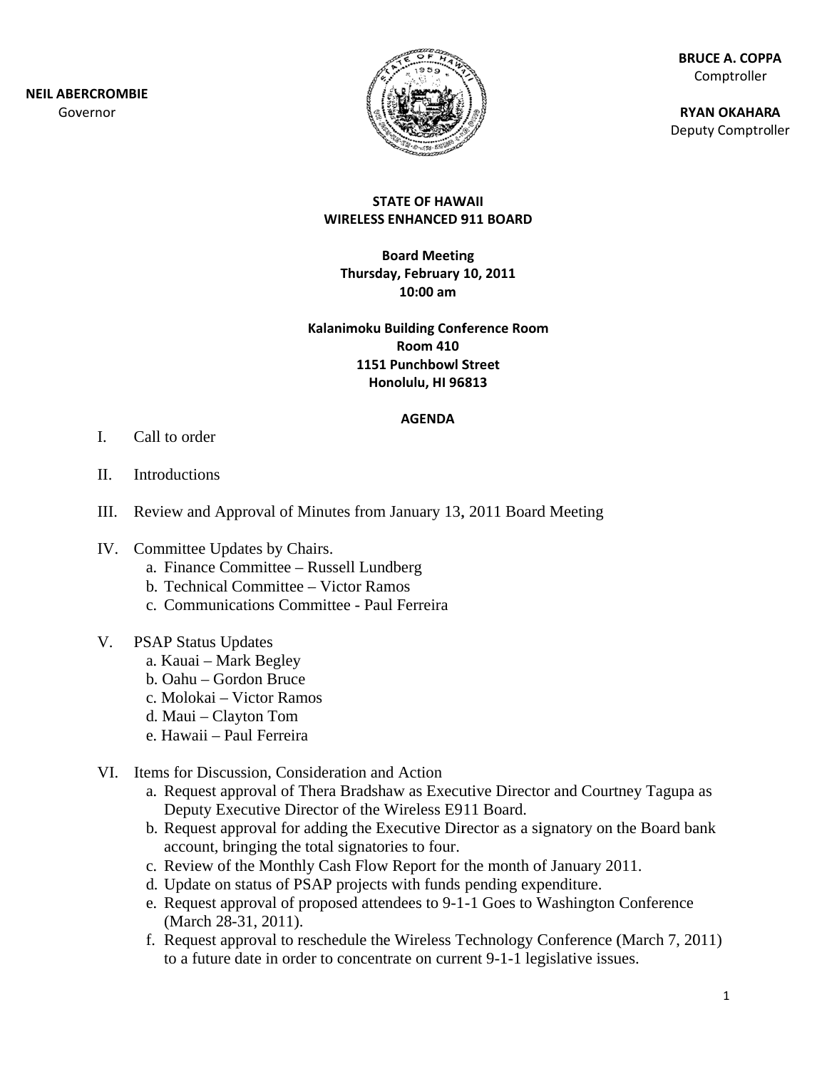**NEIL ABERCROMBIE**
Governor

**BRUCE A. COPPA**
Comptroller

**RYAN OKAHARA**
Deputy Comptroller

**STATE OF HAWAII**
**WIRELESS ENHANCED 911 BOARD**

**Board Meeting**
**Thursday, February 10, 2011**
**10:00 am**

**Kalanimoku Building Conference Room**
**Room 410**
**1151 Punchbowl Street**
**Honolulu, HI 96813**

**AGENDA**

I. Call to order

II. Introductions

III. Review and Approval of Minutes from January 13, 2011 Board Meeting

IV. Committee Updates by Chairs.
   a. Finance Committee – Russell Lundberg
   b. Technical Committee – Victor Ramos
   c. Communications Committee - Paul Ferreira

V. PSAP Status Updates
   a. Kauai – Mark Begley
   b. Oahu – Gordon Bruce
   c. Molokai – Victor Ramos
   d. Maui – Clayton Tom
   e. Hawaii – Paul Ferreira

VI. Items for Discussion, Consideration and Action
   a. Request approval of Thera Bradshaw as Executive Director and Courtney Tagupa as Deputy Executive Director of the Wireless E911 Board.
   b. Request approval for adding the Executive Director as a signatory on the Board bank account, bringing the total signatories to four.
   c. Review of the Monthly Cash Flow Report for the month of January 2011.
   d. Update on status of PSAP projects with funds pending expenditure.
   e. Request approval of proposed attendees to 9-1-1 Goes to Washington Conference (March 28-31, 2011).
   f. Request approval to reschedule the Wireless Technology Conference (March 7, 2011) to a future date in order to concentrate on current 9-1-1 legislative issues.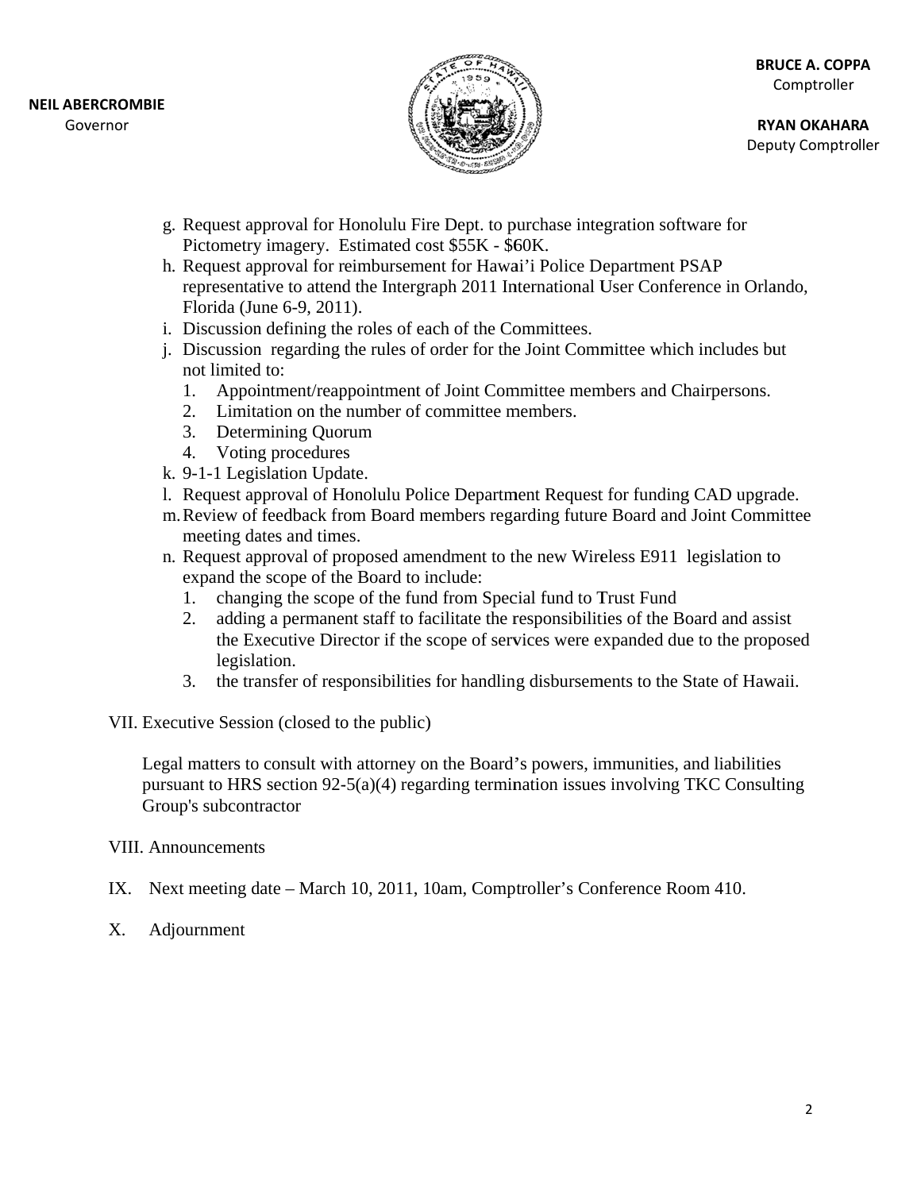**NEIL ABERCROMBIE**
Governor

**BRUCE A. COPPA**
Comptroller

**RYAN OKAHARA**
Deputy Comptroller

g. Request approval for Honolulu Fire Dept. to purchase integration software for Pictometry imagery. Estimated cost $55K - $60K.
h. Request approval for reimbursement for Hawai'i Police Department PSAP representative to attend the Intergraph 2011 International User Conference in Orlando, Florida (June 6-9, 2011).
i. Discussion defining the roles of each of the Committees.
j. Discussion regarding the rules of order for the Joint Committee which includes but not limited to:
   1. Appointment/reappointment of Joint Committee members and Chairpersons.
   2. Limitation on the number of committee members.
   3. Determining Quorum
   4. Voting procedures
k. 9-1-1 Legislation Update.
l. Request approval of Honolulu Police Department Request for funding CAD upgrade.
m. Review of feedback from Board members regarding future Board and Joint Committee meeting dates and times.
n. Request approval of proposed amendment to the new Wireless E911 legislation to expand the scope of the Board to include:
   1. changing the scope of the fund from Special fund to Trust Fund
   2. adding a permanent staff to facilitate the responsibilities of the Board and assist the Executive Director if the scope of services were expanded due to the proposed legislation.
   3. the transfer of responsibilities for handling disbursements to the State of Hawaii.

VII. Executive Session (closed to the public)

Legal matters to consult with attorney on the Board's powers, immunities, and liabilities pursuant to HRS section 92-5(a)(4) regarding termination issues involving TKC Consulting Group's subcontractor

VIII. Announcements

IX. Next meeting date – March 10, 2011, 10am, Comptroller's Conference Room 410.

X. Adjournment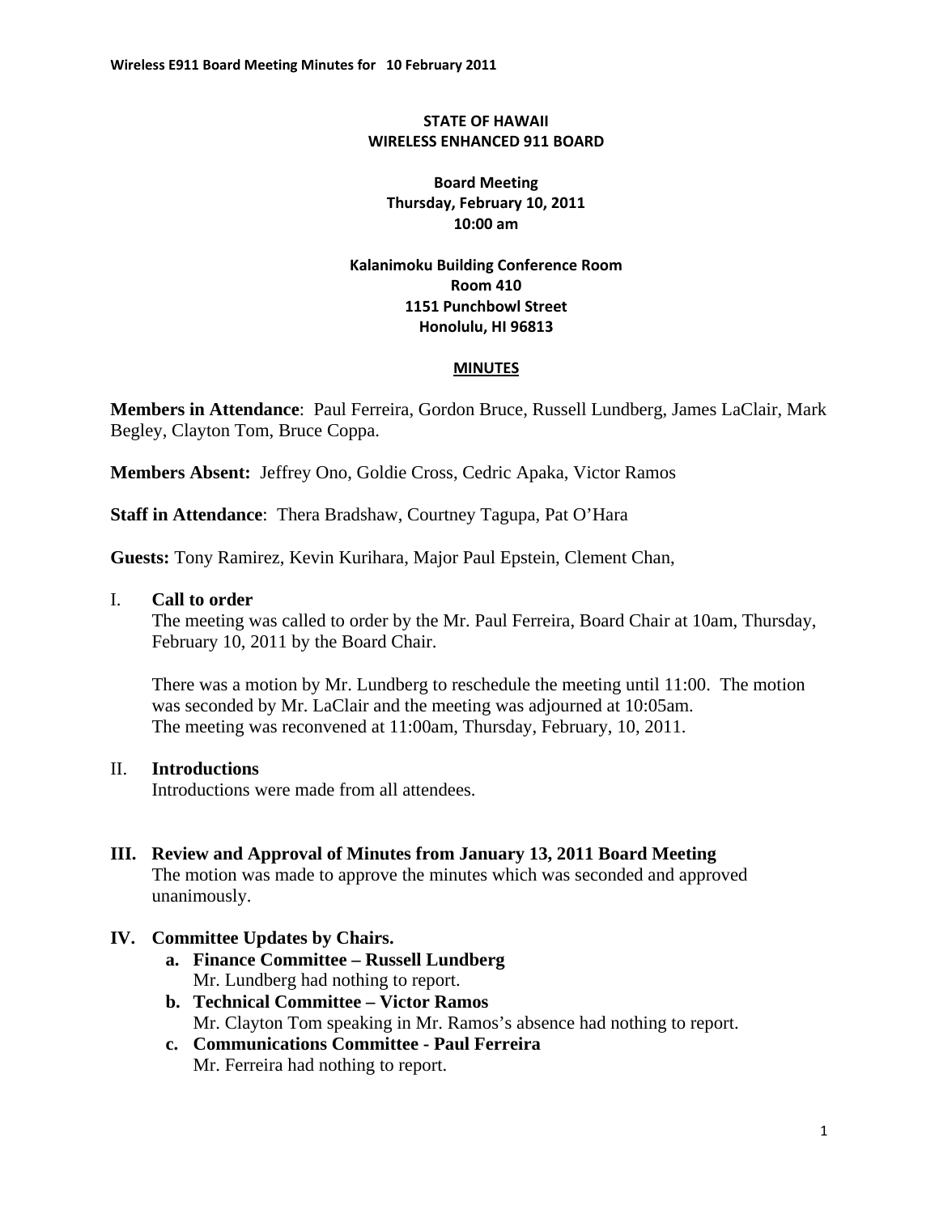**STATE OF HAWAII**
**WIRELESS ENHANCED 911 BOARD**

**Board Meeting**
**Thursday, February 10, 2011**
**10:00 am**

**Kalanimoku Building Conference Room**
**Room 410**
**1151 Punchbowl Street**
**Honolulu, HI 96813**

**MINUTES**

**Members in Attendance**: Paul Ferreira, Gordon Bruce, Russell Lundberg, James LaClair, Mark Begley, Clayton Tom, Bruce Coppa.

**Members Absent:** Jeffrey Ono, Goldie Cross, Cedric Apaka, Victor Ramos

**Staff in Attendance**: Thera Bradshaw, Courtney Tagupa, Pat O'Hara

**Guests:** Tony Ramirez, Kevin Kurihara, Major Paul Epstein, Clement Chan,

## I. Call to order

The meeting was called to order by the Mr. Paul Ferreira, Board Chair at 10am, Thursday, February 10, 2011 by the Board Chair.

There was a motion by Mr. Lundberg to reschedule the meeting until 11:00. The motion was seconded by Mr. LaClair and the meeting was adjourned at 10:05am.
The meeting was reconvened at 11:00am, Thursday, February, 10, 2011.

## II. Introductions

Introductions were made from all attendees.

## III. Review and Approval of Minutes from January 13, 2011 Board Meeting

The motion was made to approve the minutes which was seconded and approved unanimously.

## IV. Committee Updates by Chairs.

a. **Finance Committee – Russell Lundberg**
   Mr. Lundberg had nothing to report.
b. **Technical Committee – Victor Ramos**
   Mr. Clayton Tom speaking in Mr. Ramos's absence had nothing to report.
c. **Communications Committee - Paul Ferreira**
   Mr. Ferreira had nothing to report.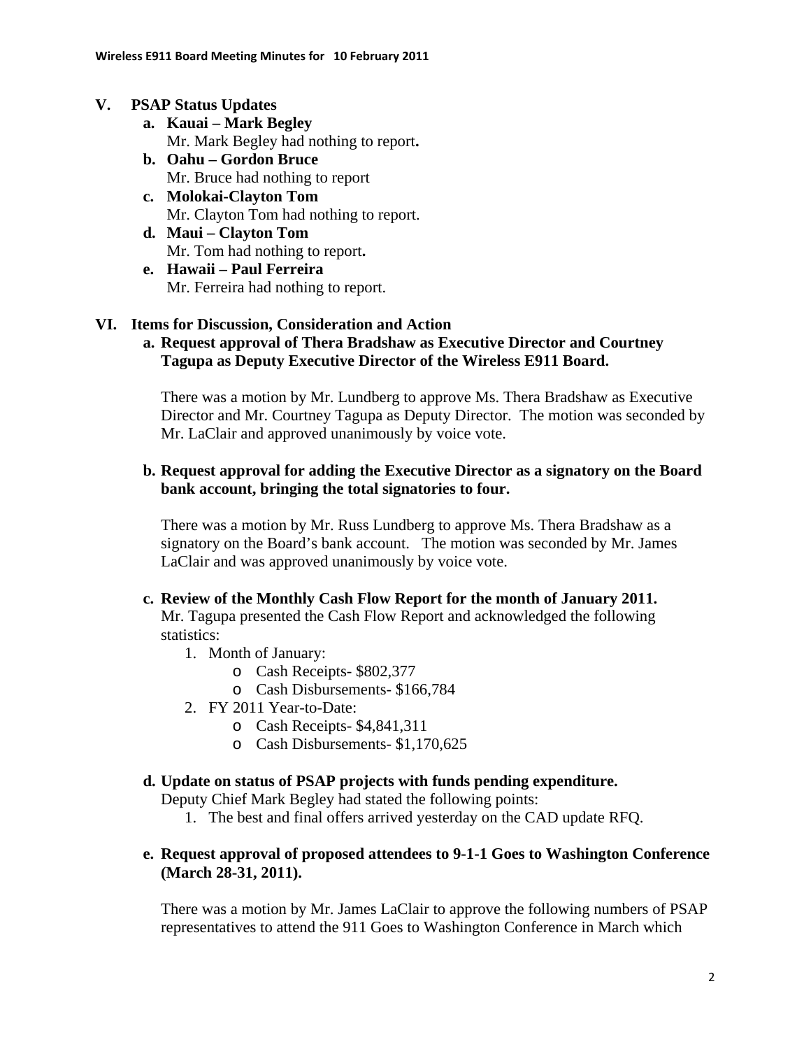## V. PSAP Status Updates

**a. Kauai – Mark Begley**
Mr. Mark Begley had nothing to report**.**

**b. Oahu – Gordon Bruce**
Mr. Bruce had nothing to report

**c. Molokai-Clayton Tom**
Mr. Clayton Tom had nothing to report.

**d. Maui – Clayton Tom**
Mr. Tom had nothing to report**.**

**e. Hawaii – Paul Ferreira**
Mr. Ferreira had nothing to report.

## VI. Items for Discussion, Consideration and Action

**a. Request approval of Thera Bradshaw as Executive Director and Courtney Tagupa as Deputy Executive Director of the Wireless E911 Board.**

There was a motion by Mr. Lundberg to approve Ms. Thera Bradshaw as Executive Director and Mr. Courtney Tagupa as Deputy Director. The motion was seconded by Mr. LaClair and approved unanimously by voice vote.

**b. Request approval for adding the Executive Director as a signatory on the Board bank account, bringing the total signatories to four.**

There was a motion by Mr. Russ Lundberg to approve Ms. Thera Bradshaw as a signatory on the Board's bank account. The motion was seconded by Mr. James LaClair and was approved unanimously by voice vote.

**c. Review of the Monthly Cash Flow Report for the month of January 2011.**
Mr. Tagupa presented the Cash Flow Report and acknowledged the following statistics:

1. Month of January:
   - Cash Receipts- $802,377
   - Cash Disbursements- $166,784
2. FY 2011 Year-to-Date:
   - Cash Receipts- $4,841,311
   - Cash Disbursements- $1,170,625

**d. Update on status of PSAP projects with funds pending expenditure.**
Deputy Chief Mark Begley had stated the following points:

1. The best and final offers arrived yesterday on the CAD update RFQ.

**e. Request approval of proposed attendees to 9-1-1 Goes to Washington Conference (March 28-31, 2011).**

There was a motion by Mr. James LaClair to approve the following numbers of PSAP representatives to attend the 911 Goes to Washington Conference in March which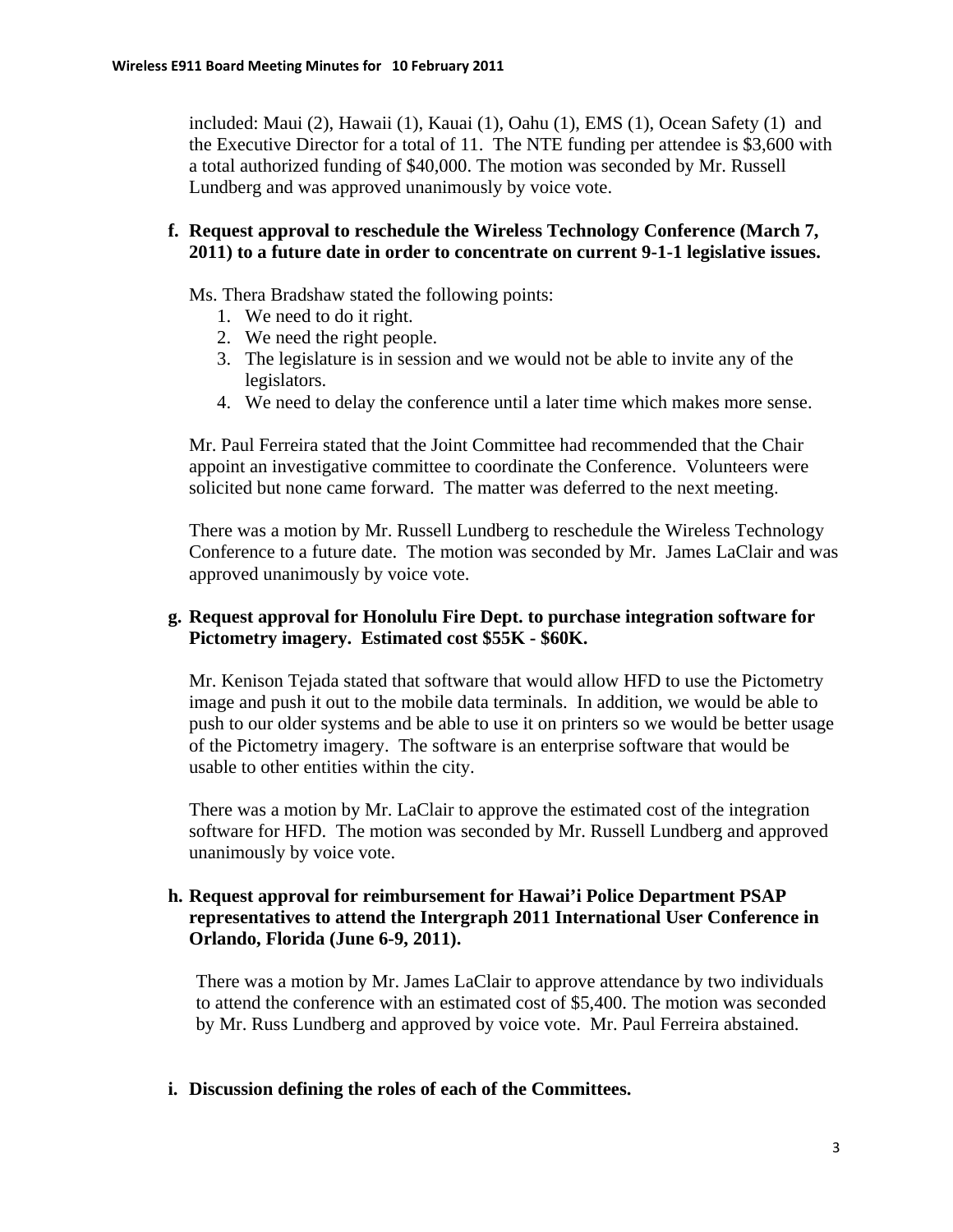included: Maui (2), Hawaii (1), Kauai (1), Oahu (1), EMS (1), Ocean Safety (1) and the Executive Director for a total of 11. The NTE funding per attendee is $3,600 with a total authorized funding of $40,000. The motion was seconded by Mr. Russell Lundberg and was approved unanimously by voice vote.

**f. Request approval to reschedule the Wireless Technology Conference (March 7, 2011) to a future date in order to concentrate on current 9-1-1 legislative issues.**

Ms. Thera Bradshaw stated the following points:

1. We need to do it right.
2. We need the right people.
3. The legislature is in session and we would not be able to invite any of the legislators.
4. We need to delay the conference until a later time which makes more sense.

Mr. Paul Ferreira stated that the Joint Committee had recommended that the Chair appoint an investigative committee to coordinate the Conference. Volunteers were solicited but none came forward. The matter was deferred to the next meeting.

There was a motion by Mr. Russell Lundberg to reschedule the Wireless Technology Conference to a future date. The motion was seconded by Mr. James LaClair and was approved unanimously by voice vote.

**g. Request approval for Honolulu Fire Dept. to purchase integration software for Pictometry imagery. Estimated cost $55K - $60K.**

Mr. Kenison Tejada stated that software that would allow HFD to use the Pictometry image and push it out to the mobile data terminals. In addition, we would be able to push to our older systems and be able to use it on printers so we would be better usage of the Pictometry imagery. The software is an enterprise software that would be usable to other entities within the city.

There was a motion by Mr. LaClair to approve the estimated cost of the integration software for HFD. The motion was seconded by Mr. Russell Lundberg and approved unanimously by voice vote.

**h. Request approval for reimbursement for Hawai'i Police Department PSAP representatives to attend the Intergraph 2011 International User Conference in Orlando, Florida (June 6-9, 2011).**

There was a motion by Mr. James LaClair to approve attendance by two individuals to attend the conference with an estimated cost of $5,400. The motion was seconded by Mr. Russ Lundberg and approved by voice vote. Mr. Paul Ferreira abstained.

**i. Discussion defining the roles of each of the Committees.**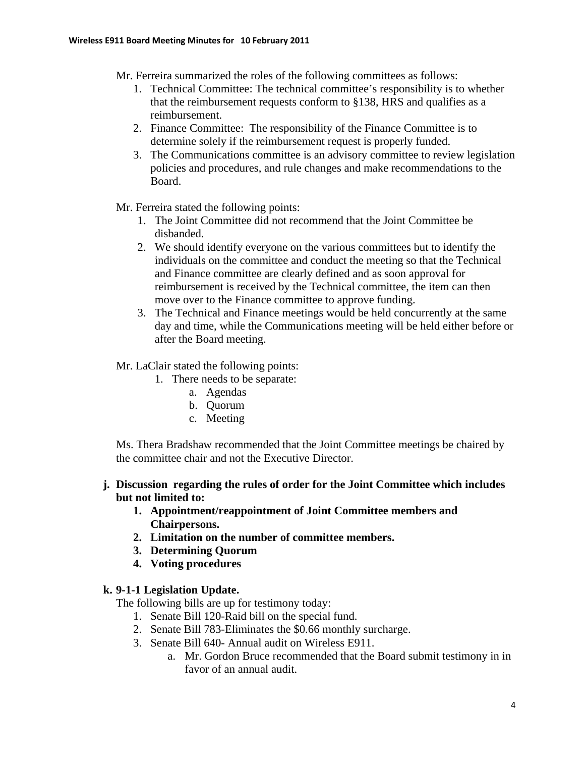Mr. Ferreira summarized the roles of the following committees as follows:

1. Technical Committee: The technical committee's responsibility is to whether that the reimbursement requests conform to §138, HRS and qualifies as a reimbursement.
2. Finance Committee: The responsibility of the Finance Committee is to determine solely if the reimbursement request is properly funded.
3. The Communications committee is an advisory committee to review legislation policies and procedures, and rule changes and make recommendations to the Board.

Mr. Ferreira stated the following points:

1. The Joint Committee did not recommend that the Joint Committee be disbanded.
2. We should identify everyone on the various committees but to identify the individuals on the committee and conduct the meeting so that the Technical and Finance committee are clearly defined and as soon approval for reimbursement is received by the Technical committee, the item can then move over to the Finance committee to approve funding.
3. The Technical and Finance meetings would be held concurrently at the same day and time, while the Communications meeting will be held either before or after the Board meeting.

Mr. LaClair stated the following points:

1. There needs to be separate:
   a. Agendas
   b. Quorum
   c. Meeting

Ms. Thera Bradshaw recommended that the Joint Committee meetings be chaired by the committee chair and not the Executive Director.

**j. Discussion regarding the rules of order for the Joint Committee which includes but not limited to:**

1. **Appointment/reappointment of Joint Committee members and Chairpersons.**
2. **Limitation on the number of committee members.**
3. **Determining Quorum**
4. **Voting procedures**

**k. 9-1-1 Legislation Update.**

The following bills are up for testimony today:

1. Senate Bill 120-Raid bill on the special fund.
2. Senate Bill 783-Eliminates the $0.66 monthly surcharge.
3. Senate Bill 640- Annual audit on Wireless E911.
   a. Mr. Gordon Bruce recommended that the Board submit testimony in in favor of an annual audit.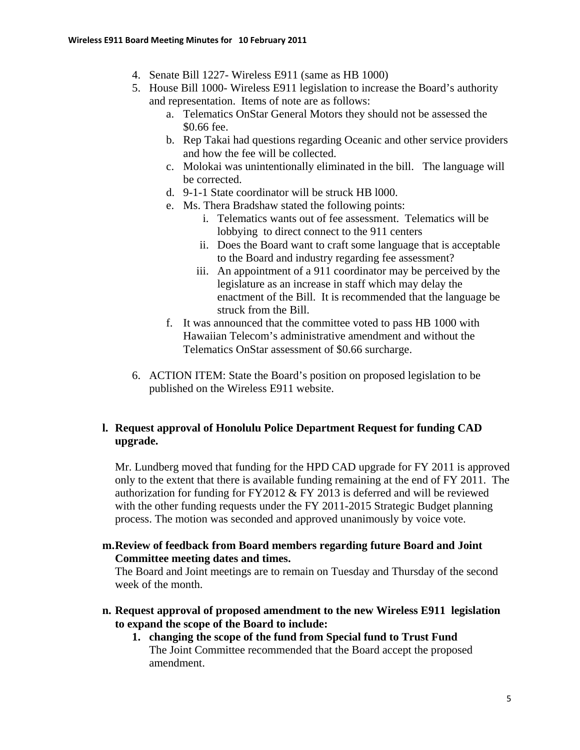4. Senate Bill 1227- Wireless E911 (same as HB 1000)
5. House Bill 1000- Wireless E911 legislation to increase the Board's authority and representation. Items of note are as follows:
    a. Telematics OnStar General Motors they should not be assessed the $0.66 fee.
    b. Rep Takai had questions regarding Oceanic and other service providers and how the fee will be collected.
    c. Molokai was unintentionally eliminated in the bill. The language will be corrected.
    d. 9-1-1 State coordinator will be struck HB l000.
    e. Ms. Thera Bradshaw stated the following points:
        i. Telematics wants out of fee assessment. Telematics will be lobbying to direct connect to the 911 centers
        ii. Does the Board want to craft some language that is acceptable to the Board and industry regarding fee assessment?
        iii. An appointment of a 911 coordinator may be perceived by the legislature as an increase in staff which may delay the enactment of the Bill. It is recommended that the language be struck from the Bill.
    f. It was announced that the committee voted to pass HB 1000 with Hawaiian Telecom's administrative amendment and without the Telematics OnStar assessment of $0.66 surcharge.
6. ACTION ITEM: State the Board's position on proposed legislation to be published on the Wireless E911 website.

**l. Request approval of Honolulu Police Department Request for funding CAD upgrade.**

Mr. Lundberg moved that funding for the HPD CAD upgrade for FY 2011 is approved only to the extent that there is available funding remaining at the end of FY 2011. The authorization for funding for FY2012 & FY 2013 is deferred and will be reviewed with the other funding requests under the FY 2011-2015 Strategic Budget planning process. The motion was seconded and approved unanimously by voice vote.

**m. Review of feedback from Board members regarding future Board and Joint Committee meeting dates and times.**

The Board and Joint meetings are to remain on Tuesday and Thursday of the second week of the month.

**n. Request approval of proposed amendment to the new Wireless E911 legislation to expand the scope of the Board to include:**

1. **changing the scope of the fund from Special fund to Trust Fund**
   The Joint Committee recommended that the Board accept the proposed amendment.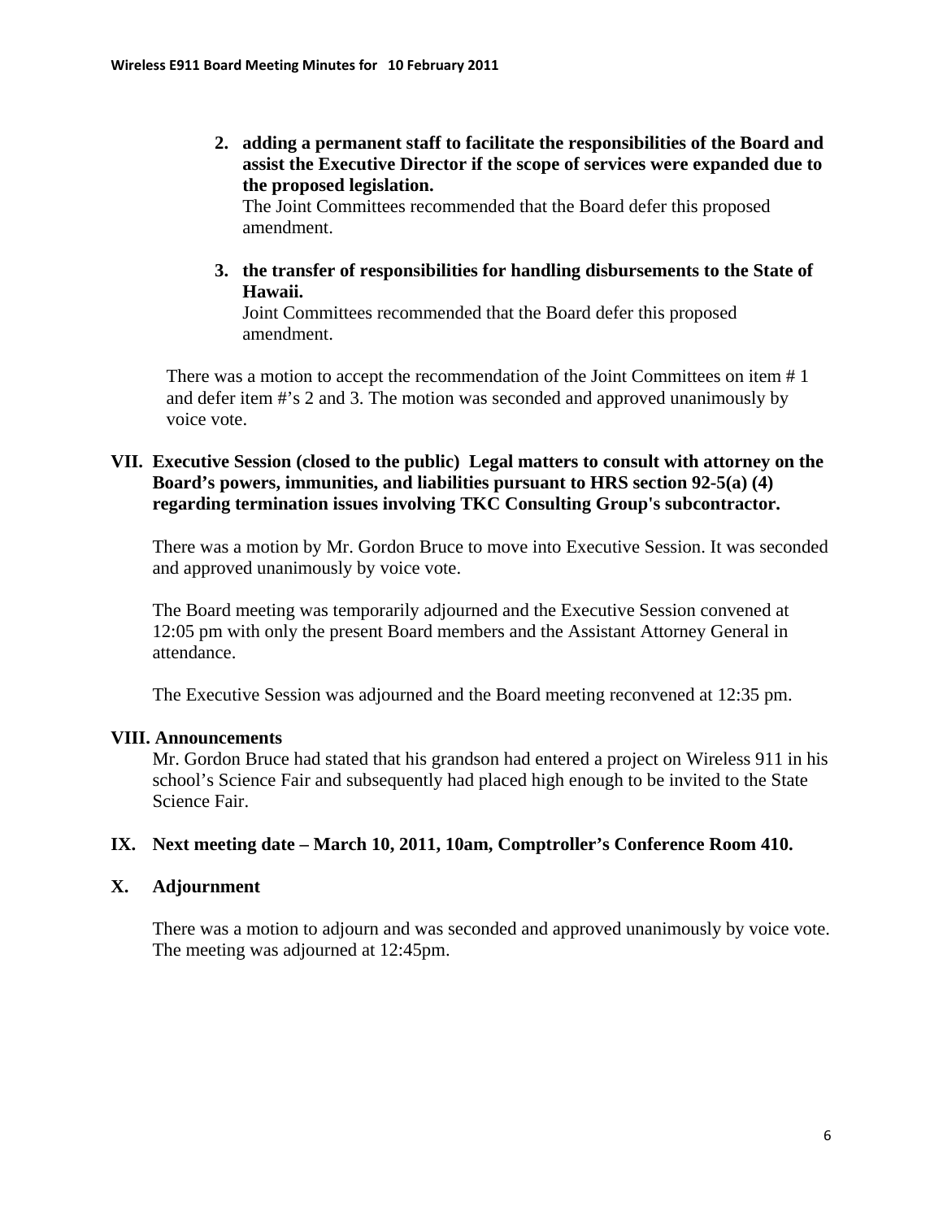2. **adding a permanent staff to facilitate the responsibilities of the Board and assist the Executive Director if the scope of services were expanded due to the proposed legislation.**
   The Joint Committees recommended that the Board defer this proposed amendment.

3. **the transfer of responsibilities for handling disbursements to the State of Hawaii.**
   Joint Committees recommended that the Board defer this proposed amendment.

There was a motion to accept the recommendation of the Joint Committees on item # 1 and defer item #'s 2 and 3. The motion was seconded and approved unanimously by voice vote.

## VII. Executive Session (closed to the public) Legal matters to consult with attorney on the Board's powers, immunities, and liabilities pursuant to HRS section 92-5(a) (4) regarding termination issues involving TKC Consulting Group's subcontractor.

There was a motion by Mr. Gordon Bruce to move into Executive Session. It was seconded and approved unanimously by voice vote.

The Board meeting was temporarily adjourned and the Executive Session convened at 12:05 pm with only the present Board members and the Assistant Attorney General in attendance.

The Executive Session was adjourned and the Board meeting reconvened at 12:35 pm.

## VIII. Announcements

Mr. Gordon Bruce had stated that his grandson had entered a project on Wireless 911 in his school's Science Fair and subsequently had placed high enough to be invited to the State Science Fair.

## IX. Next meeting date – March 10, 2011, 10am, Comptroller's Conference Room 410.

## X. Adjournment

There was a motion to adjourn and was seconded and approved unanimously by voice vote. The meeting was adjourned at 12:45pm.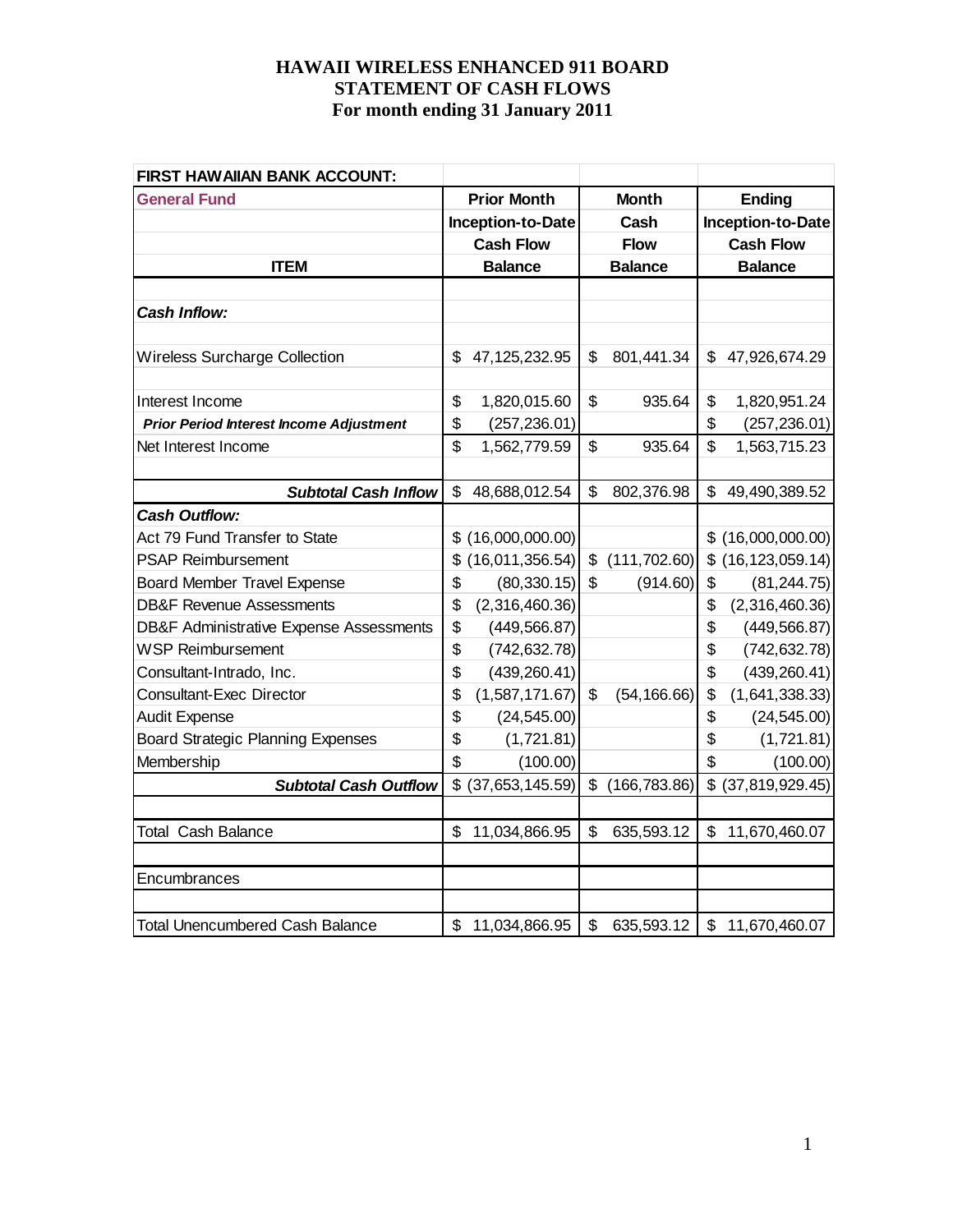**HAWAII WIRELESS ENHANCED 911 BOARD**
**STATEMENT OF CASH FLOWS**
**For month ending 31 January 2011**

| FIRST HAWAIIAN BANK ACCOUNT: | | | |
|---|---|---|---|
| **General Fund** | **Prior Month Inception-to-Date Cash Flow Balance** | **Month Cash Flow Balance** | **Ending Inception-to-Date Cash Flow Balance** |
| **ITEM** | | | |
| ***Cash Inflow:*** | | | |
| Wireless Surcharge Collection | $ 47,125,232.95 | $ 801,441.34 | $ 47,926,674.29 |
| Interest Income | $ 1,820,015.60 | $ 935.64 | $ 1,820,951.24 |
| ***Prior Period Interest Income Adjustment*** | $ (257,236.01) | | $ (257,236.01) |
| Net Interest Income | $ 1,562,779.59 | $ 935.64 | $ 1,563,715.23 |
| ***Subtotal Cash Inflow*** | $ 48,688,012.54 | $ 802,376.98 | $ 49,490,389.52 |
| ***Cash Outflow:*** | | | |
| Act 79 Fund Transfer to State | $ (16,000,000.00) | | $ (16,000,000.00) |
| PSAP Reimbursement | $ (16,011,356.54) | $ (111,702.60) | $ (16,123,059.14) |
| Board Member Travel Expense | $ (80,330.15) | $ (914.60) | $ (81,244.75) |
| DB&F Revenue Assessments | $ (2,316,460.36) | | $ (2,316,460.36) |
| DB&F Administrative Expense Assessments | $ (449,566.87) | | $ (449,566.87) |
| WSP Reimbursement | $ (742,632.78) | | $ (742,632.78) |
| Consultant-Intrado, Inc. | $ (439,260.41) | | $ (439,260.41) |
| Consultant-Exec Director | $ (1,587,171.67) | $ (54,166.66) | $ (1,641,338.33) |
| Audit Expense | $ (24,545.00) | | $ (24,545.00) |
| Board Strategic Planning Expenses | $ (1,721.81) | | $ (1,721.81) |
| Membership | $ (100.00) | | $ (100.00) |
| ***Subtotal Cash Outflow*** | $ (37,653,145.59) | $ (166,783.86) | $ (37,819,929.45) |
| Total Cash Balance | $ 11,034,866.95 | $ 635,593.12 | $ 11,670,460.07 |
| Encumbrances | | | |
| Total Unencumbered Cash Balance | $ 11,034,866.95 | $ 635,593.12 | $ 11,670,460.07 |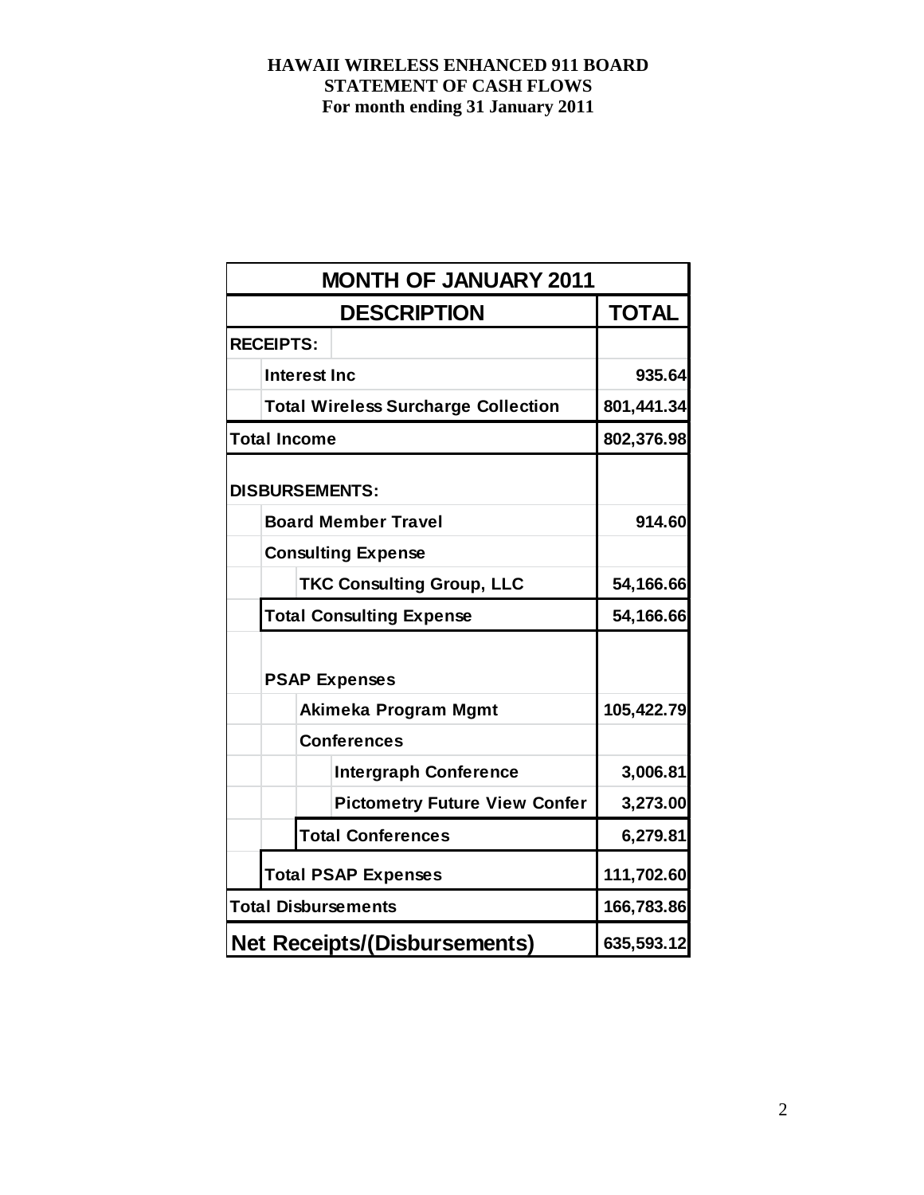**HAWAII WIRELESS ENHANCED 911 BOARD**
**STATEMENT OF CASH FLOWS**
**For month ending 31 January 2011**

| MONTH OF JANUARY 2011 | |
|---|---|
| **DESCRIPTION** | **TOTAL** |
| **RECEIPTS:** | |
| Interest Inc | 935.64 |
| Total Wireless Surcharge Collection | 801,441.34 |
| **Total Income** | **802,376.98** |
| **DISBURSEMENTS:** | |
| Board Member Travel | 914.60 |
| Consulting Expense | |
| TKC Consulting Group, LLC | 54,166.66 |
| Total Consulting Expense | 54,166.66 |
| PSAP Expenses | |
| Akimeka Program Mgmt | 105,422.79 |
| Conferences | |
| Intergraph Conference | 3,006.81 |
| Pictometry Future View Confer | 3,273.00 |
| Total Conferences | 6,279.81 |
| Total PSAP Expenses | 111,702.60 |
| **Total Disbursements** | **166,783.86** |
| **Net Receipts/(Disbursements)** | **635,593.12** |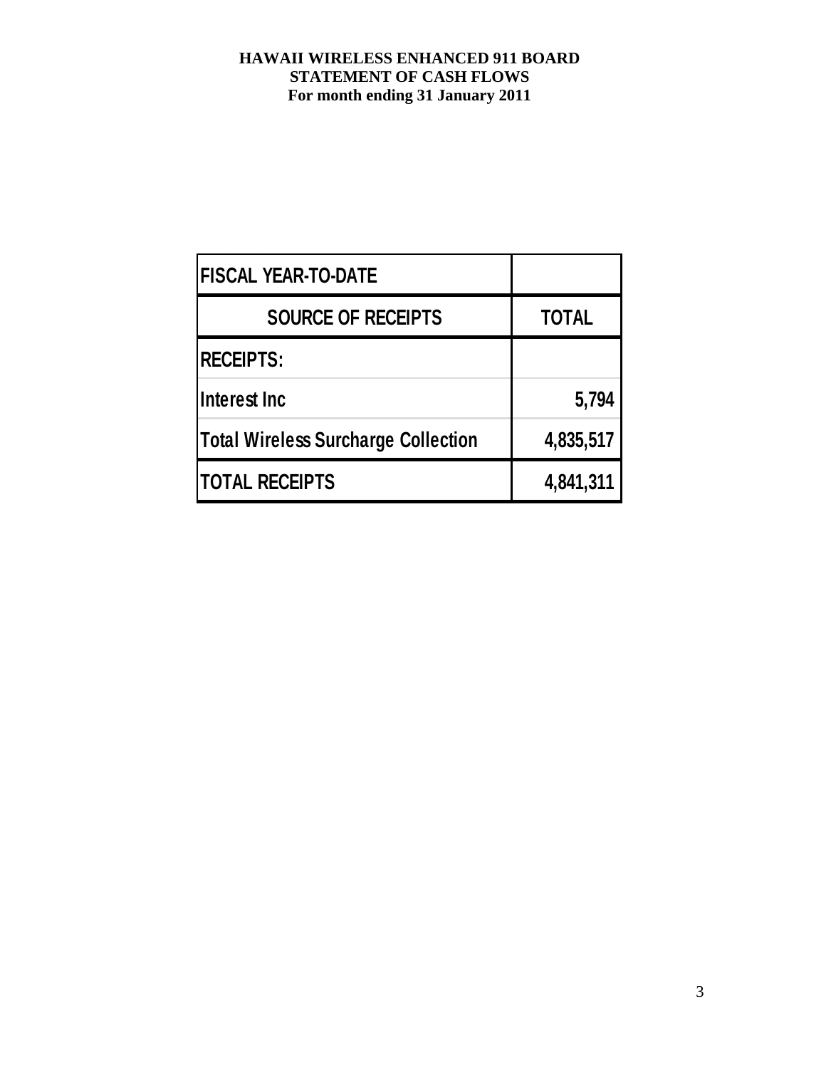**HAWAII WIRELESS ENHANCED 911 BOARD**
**STATEMENT OF CASH FLOWS**
**For month ending 31 January 2011**

| FISCAL YEAR-TO-DATE | |
|---|---|
| **SOURCE OF RECEIPTS** | **TOTAL** |
| **RECEIPTS:** | |
| **Interest Inc** | **5,794** |
| **Total Wireless Surcharge Collection** | **4,835,517** |
| **TOTAL RECEIPTS** | **4,841,311** |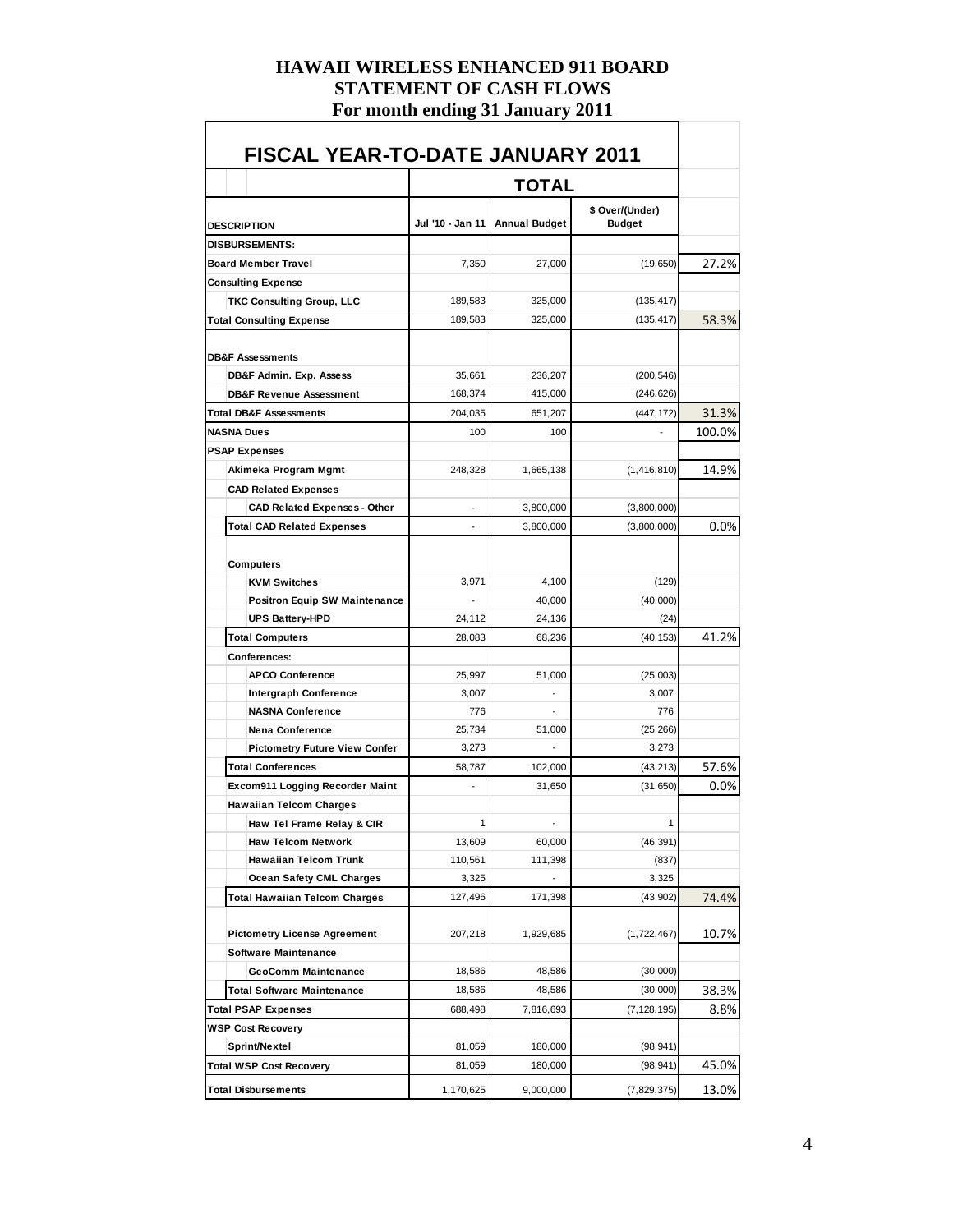# HAWAII WIRELESS ENHANCED 911 BOARD
# STATEMENT OF CASH FLOWS
# For month ending 31 January 2011

| FISCAL YEAR-TO-DATE JANUARY 2011 | | | | |
|---|---|---|---|---|
| | TOTAL | | | |
| DESCRIPTION | Jul '10 - Jan 11 | Annual Budget | $ Over/(Under) Budget | |
| DISBURSEMENTS: | | | | |
| Board Member Travel | 7,350 | 27,000 | (19,650) | 27.2% |
| Consulting Expense | | | | |
| TKC Consulting Group, LLC | 189,583 | 325,000 | (135,417) | |
| Total Consulting Expense | 189,583 | 325,000 | (135,417) | 58.3% |
| DB&F Assessments | | | | |
| DB&F Admin. Exp. Assess | 35,661 | 236,207 | (200,546) | |
| DB&F Revenue Assessment | 168,374 | 415,000 | (246,626) | |
| Total DB&F Assessments | 204,035 | 651,207 | (447,172) | 31.3% |
| NASNA Dues | 100 | 100 | - | 100.0% |
| PSAP Expenses | | | | |
| Akimeka Program Mgmt | 248,328 | 1,665,138 | (1,416,810) | 14.9% |
| CAD Related Expenses | | | | |
| CAD Related Expenses - Other | - | 3,800,000 | (3,800,000) | |
| Total CAD Related Expenses | - | 3,800,000 | (3,800,000) | 0.0% |
| Computers | | | | |
| KVM Switches | 3,971 | 4,100 | (129) | |
| Positron Equip SW Maintenance | - | 40,000 | (40,000) | |
| UPS Battery-HPD | 24,112 | 24,136 | (24) | |
| Total Computers | 28,083 | 68,236 | (40,153) | 41.2% |
| Conferences: | | | | |
| APCO Conference | 25,997 | 51,000 | (25,003) | |
| Intergraph Conference | 3,007 | - | 3,007 | |
| NASNA Conference | 776 | - | 776 | |
| Nena Conference | 25,734 | 51,000 | (25,266) | |
| Pictometry Future View Confer | 3,273 | - | 3,273 | |
| Total Conferences | 58,787 | 102,000 | (43,213) | 57.6% |
| Excom911 Logging Recorder Maint | - | 31,650 | (31,650) | 0.0% |
| Hawaiian Telcom Charges | | | | |
| Haw Tel Frame Relay & CIR | 1 | - | 1 | |
| Haw Telcom Network | 13,609 | 60,000 | (46,391) | |
| Hawaiian Telcom Trunk | 110,561 | 111,398 | (837) | |
| Ocean Safety CML Charges | 3,325 | - | 3,325 | |
| Total Hawaiian Telcom Charges | 127,496 | 171,398 | (43,902) | 74.4% |
| Pictometry License Agreement | 207,218 | 1,929,685 | (1,722,467) | 10.7% |
| Software Maintenance | | | | |
| GeoComm Maintenance | 18,586 | 48,586 | (30,000) | |
| Total Software Maintenance | 18,586 | 48,586 | (30,000) | 38.3% |
| Total PSAP Expenses | 688,498 | 7,816,693 | (7,128,195) | 8.8% |
| WSP Cost Recovery | | | | |
| Sprint/Nextel | 81,059 | 180,000 | (98,941) | |
| Total WSP Cost Recovery | 81,059 | 180,000 | (98,941) | 45.0% |
| Total Disbursements | 1,170,625 | 9,000,000 | (7,829,375) | 13.0% |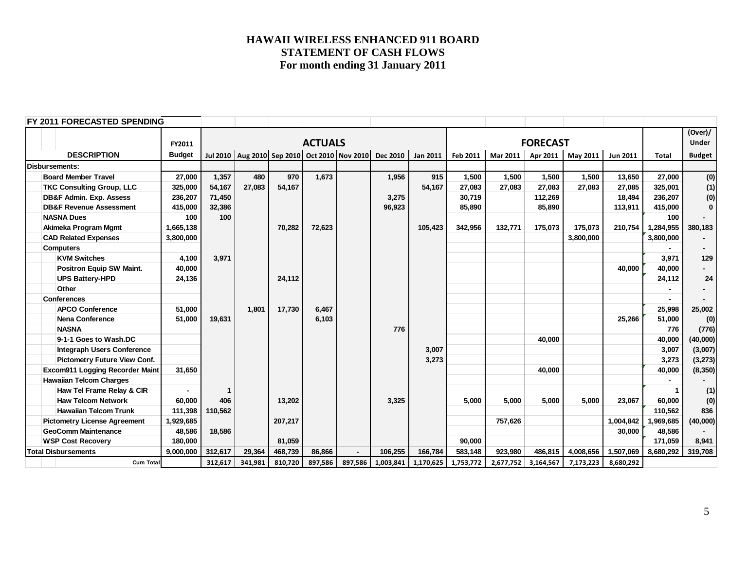# HAWAII WIRELESS ENHANCED 911 BOARD
## STATEMENT OF CASH FLOWS
### For month ending 31 January 2011

**FY 2011 FORECASTED SPENDING**

| DESCRIPTION | FY2011 Budget | ACTUALS Jul 2010 | Aug 2010 | Sep 2010 | Oct 2010 | Nov 2010 | Dec 2010 | Jan 2011 | FORECAST Feb 2011 | Mar 2011 | Apr 2011 | May 2011 | Jun 2011 | Total | (Over)/ Under Budget |
|---|---|---|---|---|---|---|---|---|---|---|---|---|---|---|---|
| **Disbursements:** | | | | | | | | | | | | | | | |
| Board Member Travel | 27,000 | 1,357 | 480 | 970 | 1,673 | | 1,956 | 915 | 1,500 | 1,500 | 1,500 | 1,500 | 13,650 | 27,000 | (0) |
| TKC Consulting Group, LLC | 325,000 | 54,167 | 27,083 | 54,167 | | | | 54,167 | 27,083 | 27,083 | 27,083 | 27,083 | 27,085 | 325,001 | (1) |
| DB&F Admin. Exp. Assess | 236,207 | 71,450 | | | | | 3,275 | | 30,719 | | 112,269 | | 18,494 | 236,207 | (0) |
| DB&F Revenue Assessment | 415,000 | 32,386 | | | | | 96,923 | | 85,890 | | 85,890 | | 113,911 | 415,000 | 0 |
| NASNA Dues | 100 | 100 | | | | | | | | | | | | 100 | - |
| Akimeka Program Mgmt | 1,665,138 | | | 70,282 | 72,623 | | | 105,423 | 342,956 | 132,771 | 175,073 | 175,073 | 210,754 | 1,284,955 | 380,183 |
| CAD Related Expenses | 3,800,000 | | | | | | | | | | | 3,800,000 | | 3,800,000 | - |
| Computers | | | | | | | | | | | | | | - | - |
| KVM Switches | 4,100 | 3,971 | | | | | | | | | | | | 3,971 | 129 |
| Positron Equip SW Maint. | 40,000 | | | | | | | | | | | | 40,000 | 40,000 | - |
| UPS Battery-HPD | 24,136 | | | 24,112 | | | | | | | | | | 24,112 | 24 |
| Other | | | | | | | | | | | | | | - | - |
| Conferences | | | | | | | | | | | | | | - | - |
| APCO Conference | 51,000 | | 1,801 | 17,730 | 6,467 | | | | | | | | | 25,998 | 25,002 |
| Nena Conference | 51,000 | 19,631 | | | 6,103 | | | | | | | | 25,266 | 51,000 | (0) |
| NASNA | | | | | | | 776 | | | | | | | 776 | (776) |
| 9-1-1 Goes to Wash.DC | | | | | | | | | | | 40,000 | | | 40,000 | (40,000) |
| Integraph Users Conference | | | | | | | | 3,007 | | | | | | 3,007 | (3,007) |
| Pictometry Future View Conf. | | | | | | | | 3,273 | | | | | | 3,273 | (3,273) |
| Excom911 Logging Recorder Maint | 31,650 | | | | | | | | | | 40,000 | | | 40,000 | (8,350) |
| Hawaiian Telcom Charges | | | | | | | | | | | | | | - | - |
| Haw Tel Frame Relay & CIR | - | 1 | | | | | | | | | | | | 1 | (1) |
| Haw Telcom Network | 60,000 | 406 | | 13,202 | | | 3,325 | | 5,000 | 5,000 | 5,000 | 5,000 | 23,067 | 60,000 | (0) |
| Hawaiian Telcom Trunk | 111,398 | 110,562 | | | | | | | | | | | | 110,562 | 836 |
| Pictometry License Agreement | 1,929,685 | | | 207,217 | | | | | | 757,626 | | | 1,004,842 | 1,969,685 | (40,000) |
| GeoComm Maintenance | 48,586 | 18,586 | | | | | | | | | | | 30,000 | 48,586 | - |
| WSP Cost Recovery | 180,000 | | | 81,059 | | | | | 90,000 | | | | | 171,059 | 8,941 |
| **Total Disbursements** | 9,000,000 | 312,617 | 29,364 | 468,739 | 86,866 | - | 106,255 | 166,784 | 583,148 | 923,980 | 486,815 | 4,008,656 | 1,507,069 | 8,680,292 | 319,708 |
| Cum Total | | 312,617 | 341,981 | 810,720 | 897,586 | 897,586 | 1,003,841 | 1,170,625 | 1,753,772 | 2,677,752 | 3,164,567 | 7,173,223 | 8,680,292 | | |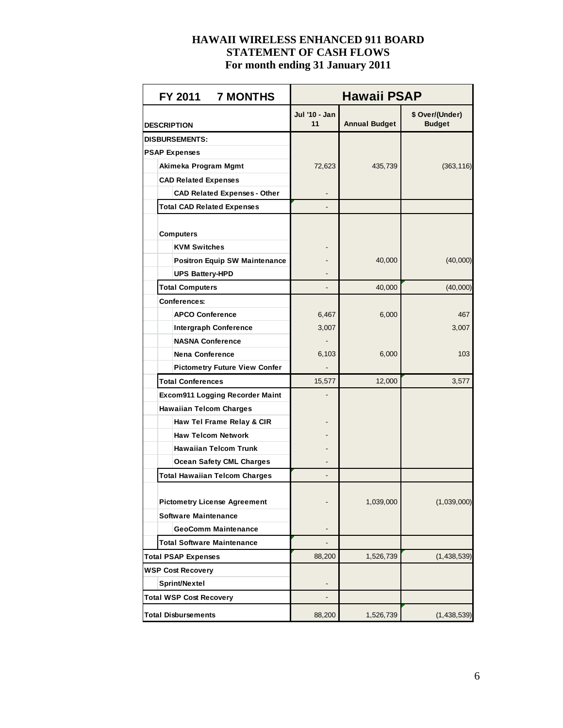# HAWAII WIRELESS ENHANCED 911 BOARD
## STATEMENT OF CASH FLOWS
### For month ending 31 January 2011

| FY 2011 7 MONTHS | Hawaii PSAP | | |
|---|---|---|---|
| DESCRIPTION | Jul '10 - Jan 11 | Annual Budget | $ Over/(Under) Budget |
| **DISBURSEMENTS:** | | | |
| **PSAP Expenses** | | | |
| Akimeka Program Mgmt | 72,623 | 435,739 | (363,116) |
| CAD Related Expenses | | | |
| CAD Related Expenses - Other | - | | |
| Total CAD Related Expenses | - | | |
| Computers | | | |
| KVM Switches | - | | |
| Positron Equip SW Maintenance | - | 40,000 | (40,000) |
| UPS Battery-HPD | - | | |
| Total Computers | - | 40,000 | (40,000) |
| Conferences: | | | |
| APCO Conference | 6,467 | 6,000 | 467 |
| Intergraph Conference | 3,007 | | 3,007 |
| NASNA Conference | - | | |
| Nena Conference | 6,103 | 6,000 | 103 |
| Pictometry Future View Confer | - | | |
| Total Conferences | 15,577 | 12,000 | 3,577 |
| Excom911 Logging Recorder Maint | - | | |
| Hawaiian Telcom Charges | | | |
| Haw Tel Frame Relay & CIR | - | | |
| Haw Telcom Network | - | | |
| Hawaiian Telcom Trunk | - | | |
| Ocean Safety CML Charges | - | | |
| Total Hawaiian Telcom Charges | - | | |
| Pictometry License Agreement | - | 1,039,000 | (1,039,000) |
| Software Maintenance | | | |
| GeoComm Maintenance | - | | |
| Total Software Maintenance | - | | |
| **Total PSAP Expenses** | 88,200 | 1,526,739 | (1,438,539) |
| **WSP Cost Recovery** | | | |
| Sprint/Nextel | - | | |
| **Total WSP Cost Recovery** | - | | |
| **Total Disbursements** | 88,200 | 1,526,739 | (1,438,539) |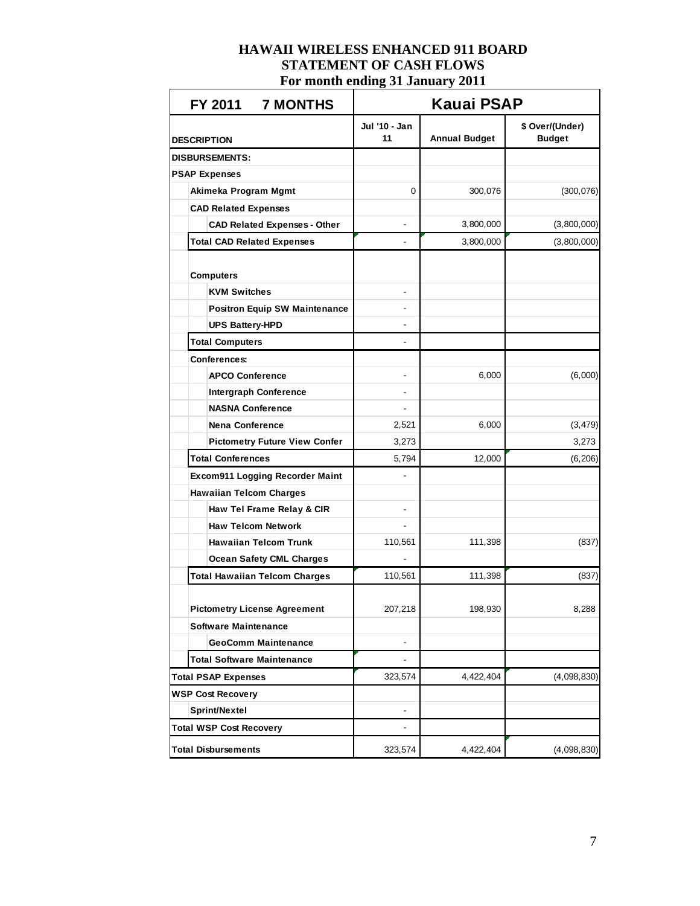# HAWAII WIRELESS ENHANCED 911 BOARD
## STATEMENT OF CASH FLOWS
### For month ending 31 January 2011

| FY 2011 7 MONTHS | Kauai PSAP | | |
|---|---|---|---|
| DESCRIPTION | Jul '10 - Jan 11 | Annual Budget | $ Over/(Under) Budget |
| **DISBURSEMENTS:** | | | |
| **PSAP Expenses** | | | |
| Akimeka Program Mgmt | 0 | 300,076 | (300,076) |
| CAD Related Expenses | | | |
| CAD Related Expenses - Other | - | 3,800,000 | (3,800,000) |
| Total CAD Related Expenses | - | 3,800,000 | (3,800,000) |
| Computers | | | |
| KVM Switches | - | | |
| Positron Equip SW Maintenance | - | | |
| UPS Battery-HPD | - | | |
| Total Computers | - | | |
| Conferences: | | | |
| APCO Conference | - | 6,000 | (6,000) |
| Intergraph Conference | - | | |
| NASNA Conference | - | | |
| Nena Conference | 2,521 | 6,000 | (3,479) |
| Pictometry Future View Confer | 3,273 | | 3,273 |
| Total Conferences | 5,794 | 12,000 | (6,206) |
| Excom911 Logging Recorder Maint | - | | |
| Hawaiian Telcom Charges | | | |
| Haw Tel Frame Relay & CIR | - | | |
| Haw Telcom Network | - | | |
| Hawaiian Telcom Trunk | 110,561 | 111,398 | (837) |
| Ocean Safety CML Charges | - | | |
| Total Hawaiian Telcom Charges | 110,561 | 111,398 | (837) |
| Pictometry License Agreement | 207,218 | 198,930 | 8,288 |
| Software Maintenance | | | |
| GeoComm Maintenance | - | | |
| Total Software Maintenance | - | | |
| **Total PSAP Expenses** | 323,574 | 4,422,404 | (4,098,830) |
| **WSP Cost Recovery** | | | |
| Sprint/Nextel | - | | |
| **Total WSP Cost Recovery** | - | | |
| **Total Disbursements** | 323,574 | 4,422,404 | (4,098,830) |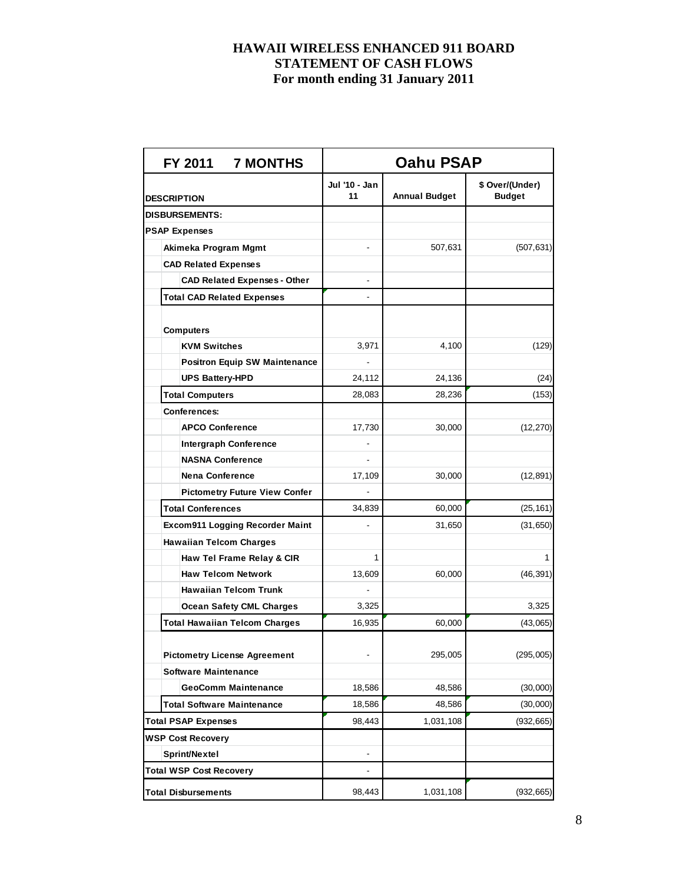# HAWAII WIRELESS ENHANCED 911 BOARD
## STATEMENT OF CASH FLOWS
### For month ending 31 January 2011

| FY 2011 7 MONTHS | Oahu PSAP | | |
|---|---|---|---|
| DESCRIPTION | Jul '10 - Jan 11 | Annual Budget | $ Over/(Under) Budget |
| **DISBURSEMENTS:** | | | |
| **PSAP Expenses** | | | |
| Akimeka Program Mgmt | - | 507,631 | (507,631) |
| CAD Related Expenses | | | |
| CAD Related Expenses - Other | - | | |
| Total CAD Related Expenses | - | | |
| Computers | | | |
| KVM Switches | 3,971 | 4,100 | (129) |
| Positron Equip SW Maintenance | - | | |
| UPS Battery-HPD | 24,112 | 24,136 | (24) |
| Total Computers | 28,083 | 28,236 | (153) |
| Conferences: | | | |
| APCO Conference | 17,730 | 30,000 | (12,270) |
| Intergraph Conference | - | | |
| NASNA Conference | - | | |
| Nena Conference | 17,109 | 30,000 | (12,891) |
| Pictometry Future View Confer | - | | |
| Total Conferences | 34,839 | 60,000 | (25,161) |
| Excom911 Logging Recorder Maint | - | 31,650 | (31,650) |
| Hawaiian Telcom Charges | | | |
| Haw Tel Frame Relay & CIR | 1 | | 1 |
| Haw Telcom Network | 13,609 | 60,000 | (46,391) |
| Hawaiian Telcom Trunk | - | | |
| Ocean Safety CML Charges | 3,325 | | 3,325 |
| Total Hawaiian Telcom Charges | 16,935 | 60,000 | (43,065) |
| Pictometry License Agreement | - | 295,005 | (295,005) |
| Software Maintenance | | | |
| GeoComm Maintenance | 18,586 | 48,586 | (30,000) |
| Total Software Maintenance | 18,586 | 48,586 | (30,000) |
| **Total PSAP Expenses** | 98,443 | 1,031,108 | (932,665) |
| **WSP Cost Recovery** | | | |
| Sprint/Nextel | - | | |
| **Total WSP Cost Recovery** | - | | |
| **Total Disbursements** | 98,443 | 1,031,108 | (932,665) |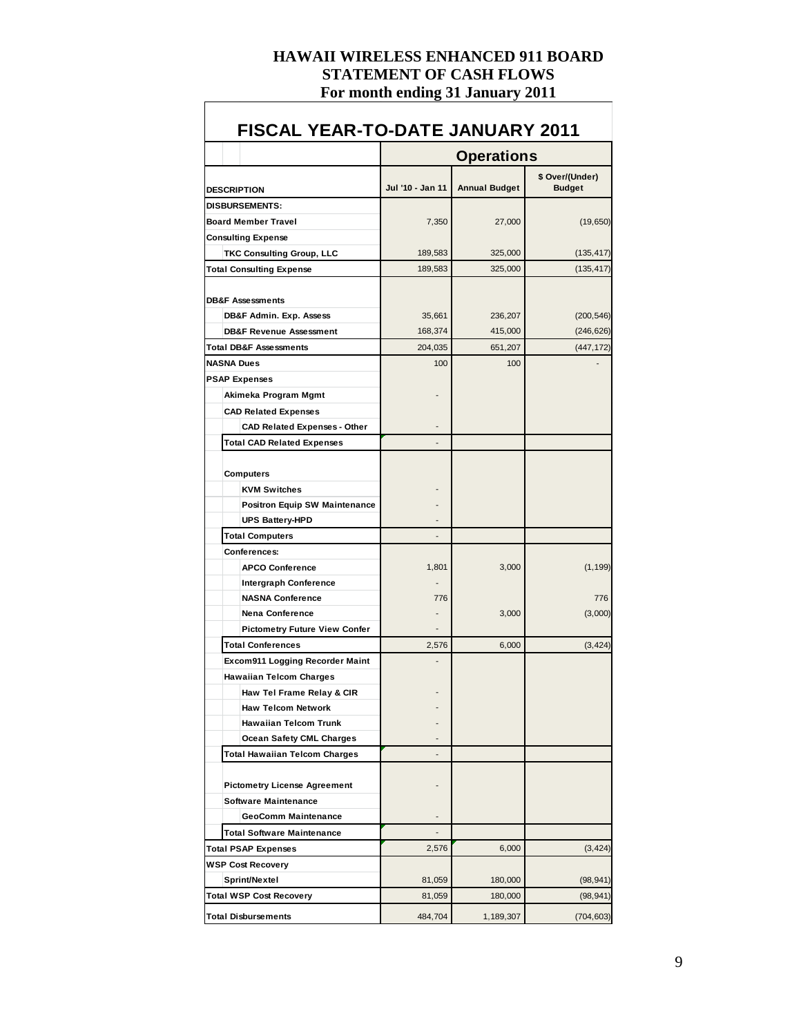# HAWAII WIRELESS ENHANCED 911 BOARD
## STATEMENT OF CASH FLOWS
### For month ending 31 January 2011

## FISCAL YEAR-TO-DATE JANUARY 2011

| DESCRIPTION | Operations | | |
|---|---|---|---|
| | Jul '10 - Jan 11 | Annual Budget | $ Over/(Under) Budget |
| **DISBURSEMENTS:** | | | |
| Board Member Travel | 7,350 | 27,000 | (19,650) |
| Consulting Expense | | | |
| TKC Consulting Group, LLC | 189,583 | 325,000 | (135,417) |
| Total Consulting Expense | 189,583 | 325,000 | (135,417) |
| DB&F Assessments | | | |
| DB&F Admin. Exp. Assess | 35,661 | 236,207 | (200,546) |
| DB&F Revenue Assessment | 168,374 | 415,000 | (246,626) |
| Total DB&F Assessments | 204,035 | 651,207 | (447,172) |
| NASNA Dues | 100 | 100 | - |
| PSAP Expenses | | | |
| Akimeka Program Mgmt | - | | |
| CAD Related Expenses | | | |
| CAD Related Expenses - Other | - | | |
| Total CAD Related Expenses | - | | |
| Computers | | | |
| KVM Switches | - | | |
| Positron Equip SW Maintenance | - | | |
| UPS Battery-HPD | - | | |
| Total Computers | - | | |
| Conferences: | | | |
| APCO Conference | 1,801 | 3,000 | (1,199) |
| Intergraph Conference | - | | |
| NASNA Conference | 776 | | 776 |
| Nena Conference | - | 3,000 | (3,000) |
| Pictometry Future View Confer | - | | |
| Total Conferences | 2,576 | 6,000 | (3,424) |
| Excom911 Logging Recorder Maint | - | | |
| Hawaiian Telcom Charges | | | |
| Haw Tel Frame Relay & CIR | - | | |
| Haw Telcom Network | - | | |
| Hawaiian Telcom Trunk | - | | |
| Ocean Safety CML Charges | - | | |
| Total Hawaiian Telcom Charges | - | | |
| Pictometry License Agreement | - | | |
| Software Maintenance | | | |
| GeoComm Maintenance | - | | |
| Total Software Maintenance | - | | |
| Total PSAP Expenses | 2,576 | 6,000 | (3,424) |
| WSP Cost Recovery | | | |
| Sprint/Nextel | 81,059 | 180,000 | (98,941) |
| Total WSP Cost Recovery | 81,059 | 180,000 | (98,941) |
| Total Disbursements | 484,704 | 1,189,307 | (704,603) |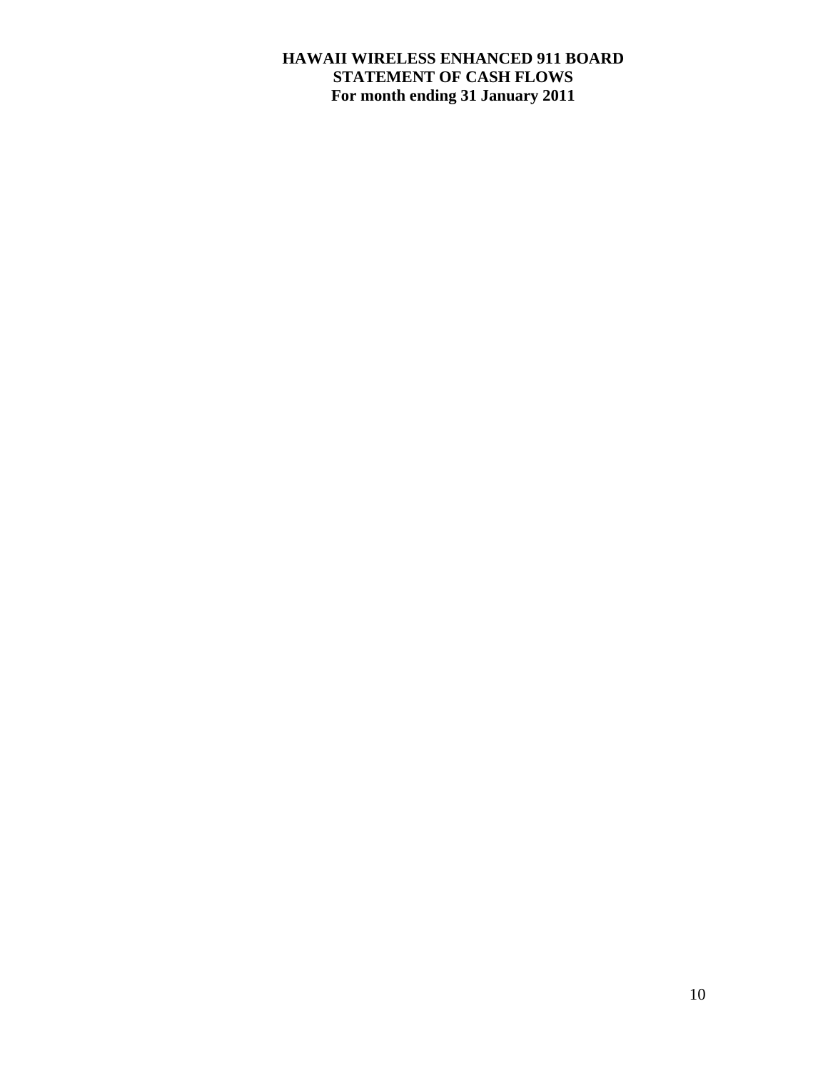**HAWAII WIRELESS ENHANCED 911 BOARD**
**STATEMENT OF CASH FLOWS**
**For month ending 31 January 2011**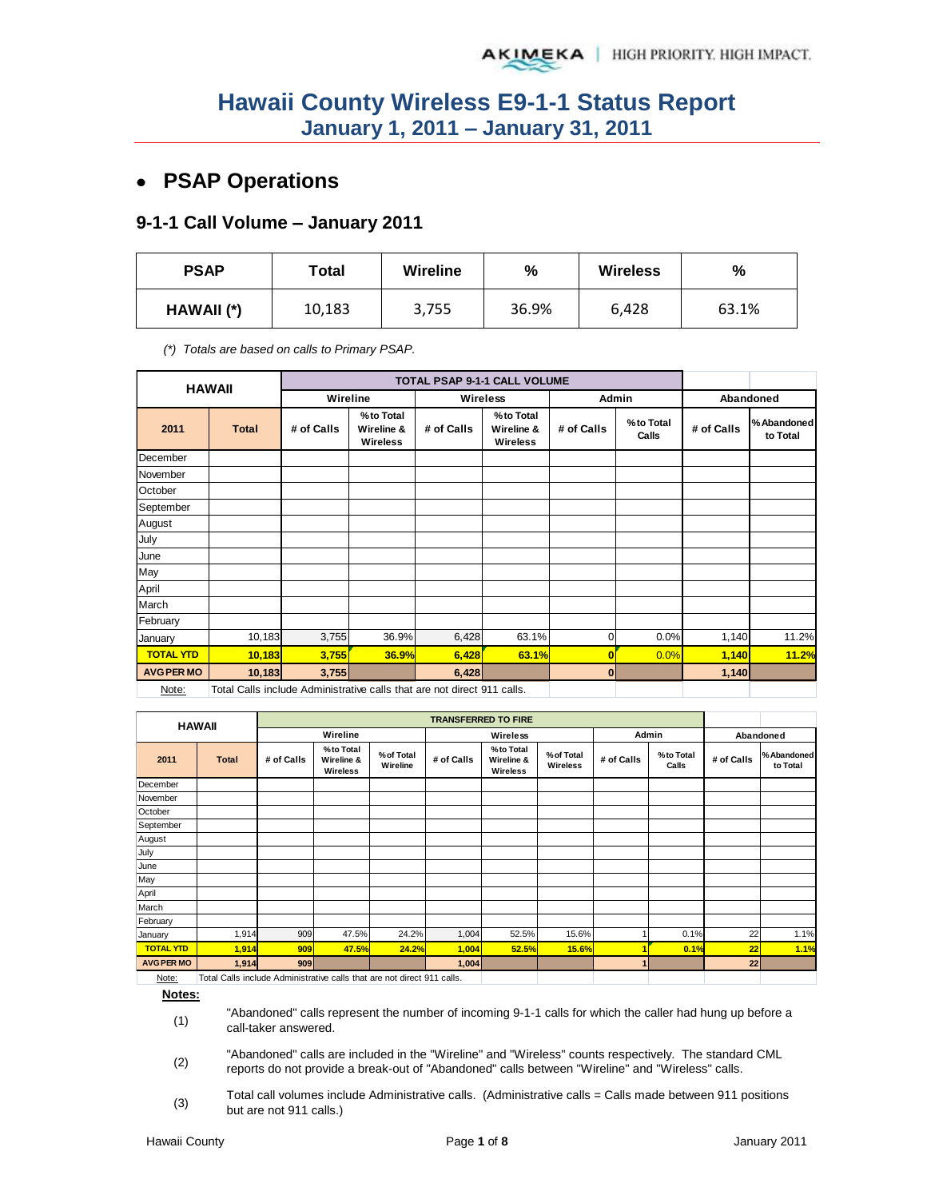# Hawaii County Wireless E9-1-1 Status Report
## January 1, 2011 – January 31, 2011

## • PSAP Operations

### 9-1-1 Call Volume – January 2011

| PSAP | Total | Wireline | % | Wireless | % |
|---|---|---|---|---|---|
| HAWAII (*) | 10,183 | 3,755 | 36.9% | 6,428 | 63.1% |

*(*) Totals are based on calls to Primary PSAP.*

| HAWAII | | TOTAL PSAP 9-1-1 CALL VOLUME | | | | | | | |
|---|---|---|---|---|---|---|---|---|---|
| | | Wireline | | Wireless | | Admin | | Abandoned | |
| 2011 | Total | # of Calls | % to Total Wireline & Wireless | # of Calls | % to Total Wireline & Wireless | # of Calls | % to Total Calls | # of Calls | % Abandoned to Total |
| December | | | | | | | | | |
| November | | | | | | | | | |
| October | | | | | | | | | |
| September | | | | | | | | | |
| August | | | | | | | | | |
| July | | | | | | | | | |
| June | | | | | | | | | |
| May | | | | | | | | | |
| April | | | | | | | | | |
| March | | | | | | | | | |
| February | | | | | | | | | |
| January | 10,183 | 3,755 | 36.9% | 6,428 | 63.1% | 0 | 0.0% | 1,140 | 11.2% |
| **TOTAL YTD** | **10,183** | **3,755** | **36.9%** | **6,428** | **63.1%** | **0** | **0.0%** | **1,140** | **11.2%** |
| **AVG PER MO** | **10,183** | **3,755** | | **6,428** | | **0** | | **1,140** | |

Note: Total Calls include Administrative calls that are not direct 911 calls.

| HAWAII | | TRANSFERRED TO FIRE | | | | | | | | | |
|---|---|---|---|---|---|---|---|---|---|---|---|
| | | Wireline | | | Wireless | | | Admin | | Abandoned | |
| 2011 | Total | # of Calls | % to Total Wireline & Wireless | % of Total Wireline | # of Calls | % to Total Wireline & Wireless | % of Total Wireless | # of Calls | % to Total Calls | # of Calls | % Abandoned to Total |
| December | | | | | | | | | | | |
| November | | | | | | | | | | | |
| October | | | | | | | | | | | |
| September | | | | | | | | | | | |
| August | | | | | | | | | | | |
| July | | | | | | | | | | | |
| June | | | | | | | | | | | |
| May | | | | | | | | | | | |
| April | | | | | | | | | | | |
| March | | | | | | | | | | | |
| February | | | | | | | | | | | |
| January | 1,914 | 909 | 47.5% | 24.2% | 1,004 | 52.5% | 15.6% | 1 | 0.1% | 22 | 1.1% |
| **TOTAL YTD** | **1,914** | **909** | **47.5%** | **24.2%** | **1,004** | **52.5%** | **15.6%** | **1** | **0.1%** | **22** | **1.1%** |
| **AVG PER MO** | **1,914** | **909** | | | **1,004** | | | **1** | | **22** | |

Note: Total Calls include Administrative calls that are not direct 911 calls.

**Notes:**

(1) "Abandoned" calls represent the number of incoming 9-1-1 calls for which the caller had hung up before a call-taker answered.

(2) "Abandoned" calls are included in the "Wireline" and "Wireless" counts respectively. The standard CML reports do not provide a break-out of "Abandoned" calls between "Wireline" and "Wireless" calls.

(3) Total call volumes include Administrative calls. (Administrative calls = Calls made between 911 positions but are not 911 calls.)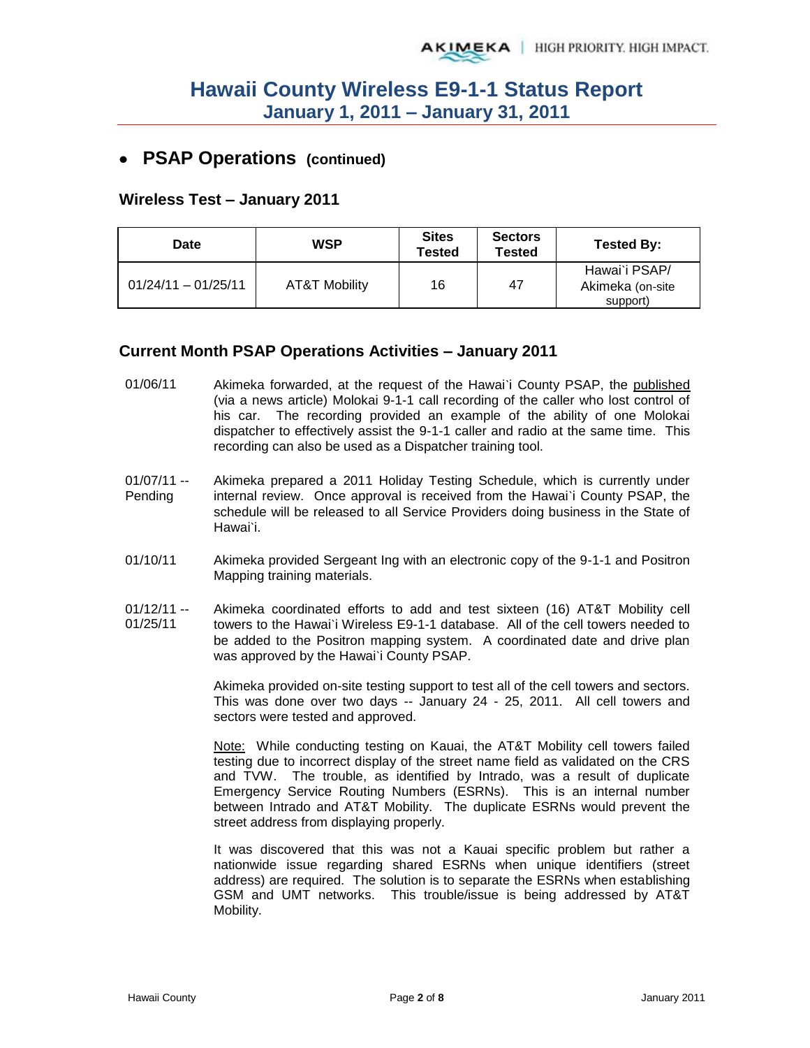# Hawaii County Wireless E9-1-1 Status Report
## January 1, 2011 – January 31, 2011

- **PSAP Operations (continued)**

### Wireless Test – January 2011

| Date | WSP | Sites Tested | Sectors Tested | Tested By: |
|---|---|---|---|---|
| 01/24/11 – 01/25/11 | AT&T Mobility | 16 | 47 | Hawai`i PSAP/ Akimeka (on-site support) |

### Current Month PSAP Operations Activities – January 2011

01/06/11 — Akimeka forwarded, at the request of the Hawai`i County PSAP, the published (via a news article) Molokai 9-1-1 call recording of the caller who lost control of his car. The recording provided an example of the ability of one Molokai dispatcher to effectively assist the 9-1-1 caller and radio at the same time. This recording can also be used as a Dispatcher training tool.

01/07/11 -- Pending — Akimeka prepared a 2011 Holiday Testing Schedule, which is currently under internal review. Once approval is received from the Hawai`i County PSAP, the schedule will be released to all Service Providers doing business in the State of Hawai`i.

01/10/11 — Akimeka provided Sergeant Ing with an electronic copy of the 9-1-1 and Positron Mapping training materials.

01/12/11 -- 01/25/11 — Akimeka coordinated efforts to add and test sixteen (16) AT&T Mobility cell towers to the Hawai`i Wireless E9-1-1 database. All of the cell towers needed to be added to the Positron mapping system. A coordinated date and drive plan was approved by the Hawai`i County PSAP.

Akimeka provided on-site testing support to test all of the cell towers and sectors. This was done over two days -- January 24 - 25, 2011. All cell towers and sectors were tested and approved.

Note: While conducting testing on Kauai, the AT&T Mobility cell towers failed testing due to incorrect display of the street name field as validated on the CRS and TVW. The trouble, as identified by Intrado, was a result of duplicate Emergency Service Routing Numbers (ESRNs). This is an internal number between Intrado and AT&T Mobility. The duplicate ESRNs would prevent the street address from displaying properly.

It was discovered that this was not a Kauai specific problem but rather a nationwide issue regarding shared ESRNs when unique identifiers (street address) are required. The solution is to separate the ESRNs when establishing GSM and UMT networks. This trouble/issue is being addressed by AT&T Mobility.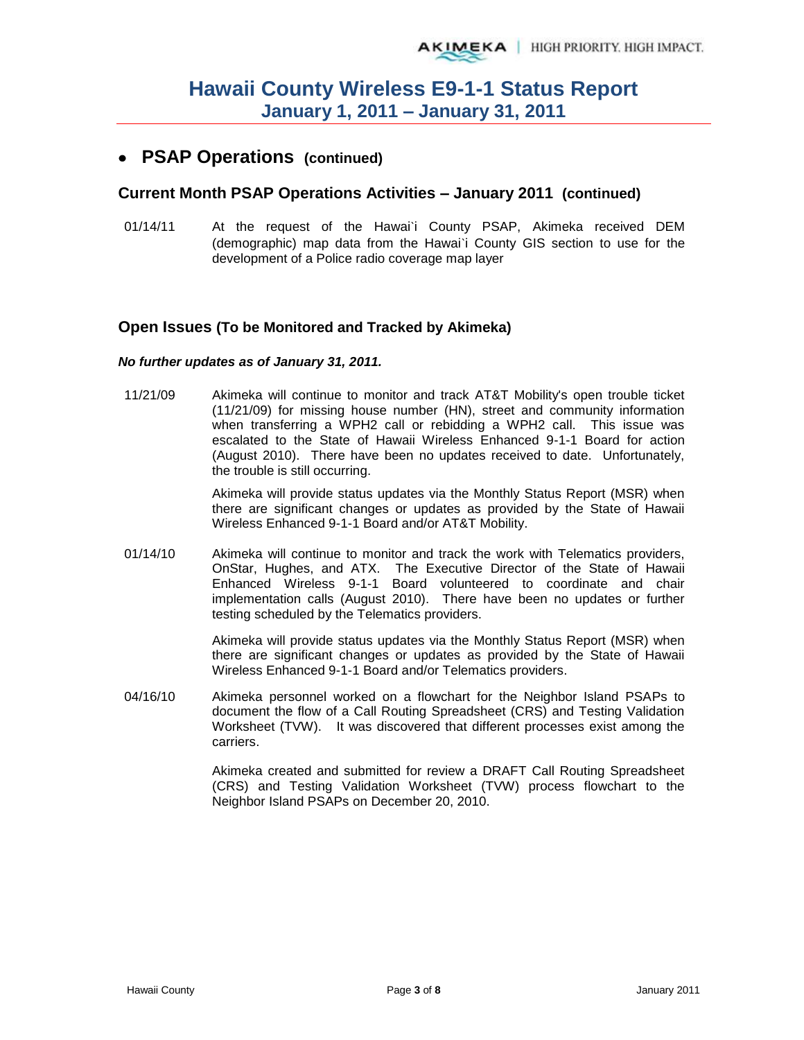# Hawaii County Wireless E9-1-1 Status Report
## January 1, 2011 – January 31, 2011

- **PSAP Operations (continued)**

### Current Month PSAP Operations Activities – January 2011 (continued)

01/14/11 At the request of the Hawai`i County PSAP, Akimeka received DEM (demographic) map data from the Hawai`i County GIS section to use for the development of a Police radio coverage map layer

### Open Issues (To be Monitored and Tracked by Akimeka)

***No further updates as of January 31, 2011.***

11/21/09 Akimeka will continue to monitor and track AT&T Mobility's open trouble ticket (11/21/09) for missing house number (HN), street and community information when transferring a WPH2 call or rebidding a WPH2 call. This issue was escalated to the State of Hawaii Wireless Enhanced 9-1-1 Board for action (August 2010). There have been no updates received to date. Unfortunately, the trouble is still occurring.

Akimeka will provide status updates via the Monthly Status Report (MSR) when there are significant changes or updates as provided by the State of Hawaii Wireless Enhanced 9-1-1 Board and/or AT&T Mobility.

01/14/10 Akimeka will continue to monitor and track the work with Telematics providers, OnStar, Hughes, and ATX. The Executive Director of the State of Hawaii Enhanced Wireless 9-1-1 Board volunteered to coordinate and chair implementation calls (August 2010). There have been no updates or further testing scheduled by the Telematics providers.

Akimeka will provide status updates via the Monthly Status Report (MSR) when there are significant changes or updates as provided by the State of Hawaii Wireless Enhanced 9-1-1 Board and/or Telematics providers.

04/16/10 Akimeka personnel worked on a flowchart for the Neighbor Island PSAPs to document the flow of a Call Routing Spreadsheet (CRS) and Testing Validation Worksheet (TVW). It was discovered that different processes exist among the carriers.

Akimeka created and submitted for review a DRAFT Call Routing Spreadsheet (CRS) and Testing Validation Worksheet (TVW) process flowchart to the Neighbor Island PSAPs on December 20, 2010.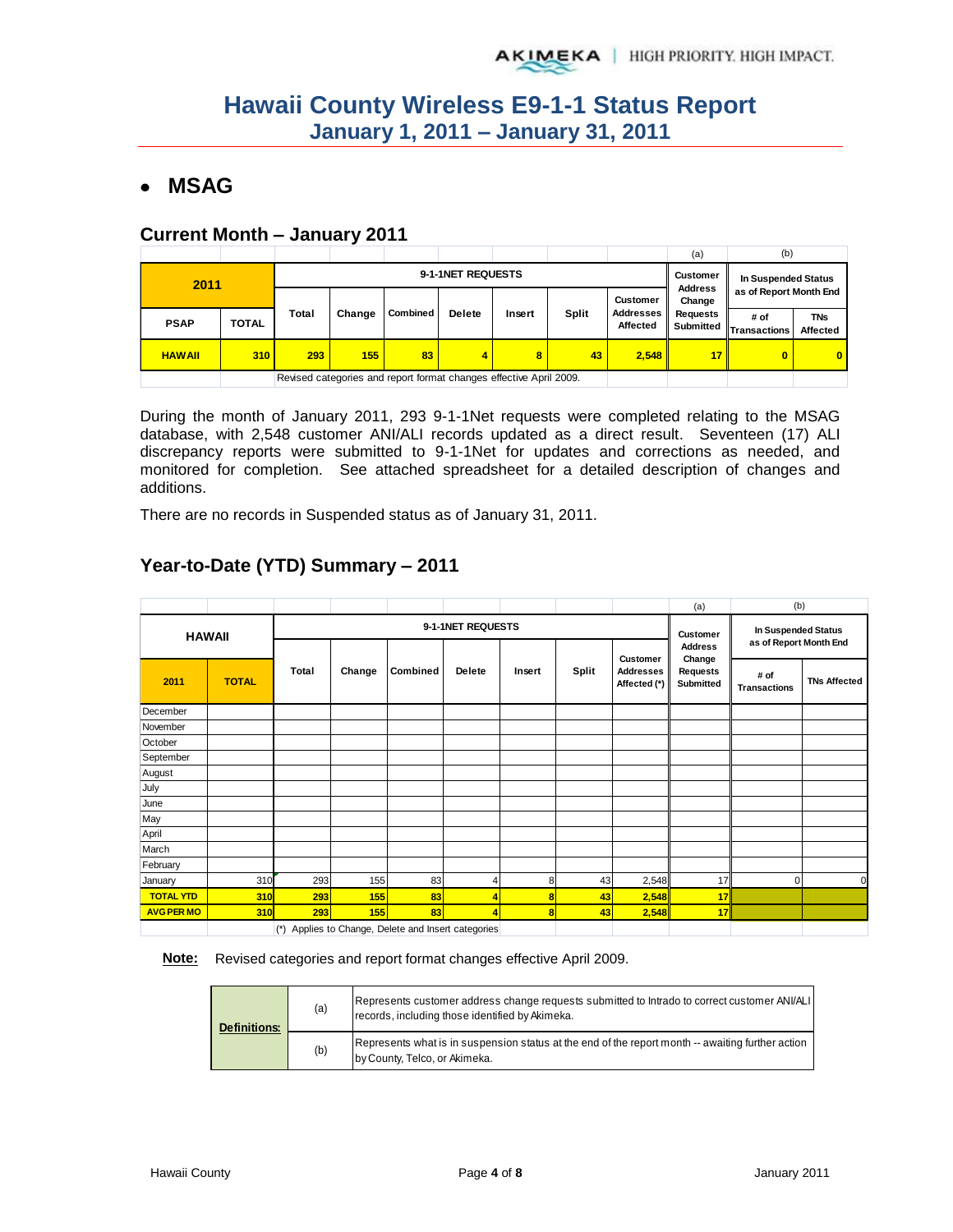# Hawaii County Wireless E9-1-1 Status Report
## January 1, 2011 – January 31, 2011

- **MSAG**

### Current Month – January 2011

| | | | | | | | | | (a) | (b) | |
|---|---|---|---|---|---|---|---|---|---|---|---|
| 2011 | | 9-1-1NET REQUESTS | | | | | | | Customer Address Change Requests Submitted | In Suspended Status as of Report Month End | |
| PSAP | TOTAL | Total | Change | Combined | Delete | Insert | Split | Customer Addresses Affected | | # of Transactions | TNs Affected |
| HAWAII | 310 | 293 | 155 | 83 | 4 | 8 | 43 | 2,548 | 17 | 0 | 0 |
| | | Revised categories and report format changes effective April 2009. | | | | | | | | | |

During the month of January 2011, 293 9-1-1Net requests were completed relating to the MSAG database, with 2,548 customer ANI/ALI records updated as a direct result. Seventeen (17) ALI discrepancy reports were submitted to 9-1-1Net for updates and corrections as needed, and monitored for completion. See attached spreadsheet for a detailed description of changes and additions.

There are no records in Suspended status as of January 31, 2011.

### Year-to-Date (YTD) Summary – 2011

| | | | | | | | | | (a) | (b) | |
|---|---|---|---|---|---|---|---|---|---|---|---|
| HAWAII | | 9-1-1NET REQUESTS | | | | | | | Customer Address Change Requests Submitted | In Suspended Status as of Report Month End | |
| 2011 | TOTAL | Total | Change | Combined | Delete | Insert | Split | Customer Addresses Affected (*) | | # of Transactions | TNs Affected |
| December | | | | | | | | | | | |
| November | | | | | | | | | | | |
| October | | | | | | | | | | | |
| September | | | | | | | | | | | |
| August | | | | | | | | | | | |
| July | | | | | | | | | | | |
| June | | | | | | | | | | | |
| May | | | | | | | | | | | |
| April | | | | | | | | | | | |
| March | | | | | | | | | | | |
| February | | | | | | | | | | | |
| January | 310 | 293 | 155 | 83 | 4 | 8 | 43 | 2,548 | 17 | 0 | 0 |
| TOTAL YTD | 310 | 293 | 155 | 83 | 4 | 8 | 43 | 2,548 | 17 | | |
| AVG PER MO | 310 | 293 | 155 | 83 | 4 | 8 | 43 | 2,548 | 17 | | |
| | | (*) Applies to Change, Delete and Insert categories | | | | | | | | | |

**Note:** Revised categories and report format changes effective April 2009.

| Definitions: | (a) | Represents customer address change requests submitted to Intrado to correct customer ANI/ALI records, including those identified by Akimeka. |
|---|---|---|
| | (b) | Represents what is in suspension status at the end of the report month -- awaiting further action by County, Telco, or Akimeka. |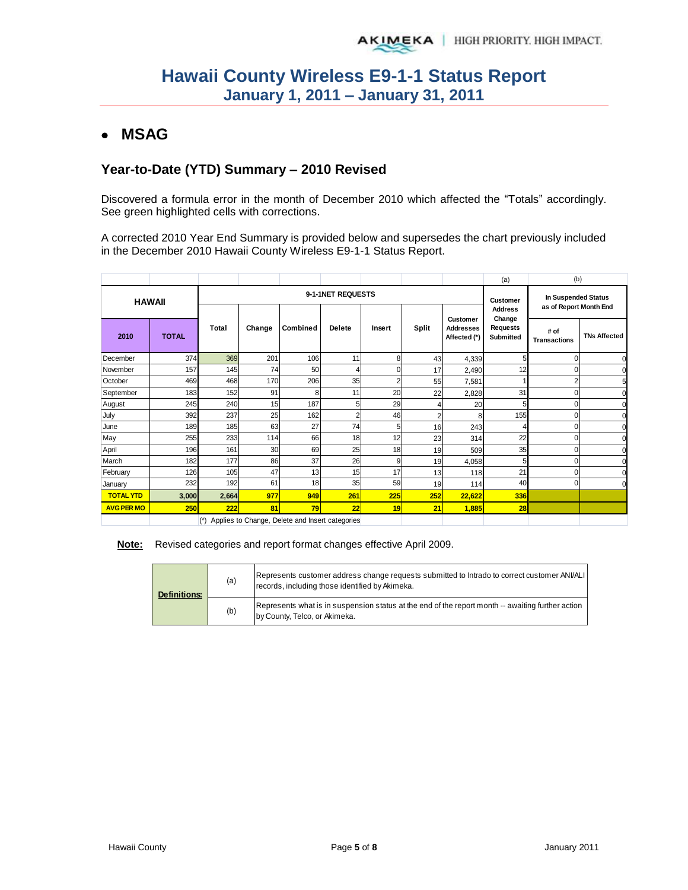# Hawaii County Wireless E9-1-1 Status Report
## January 1, 2011 – January 31, 2011

- **MSAG**

### Year-to-Date (YTD) Summary – 2010 Revised

Discovered a formula error in the month of December 2010 which affected the “Totals” accordingly. See green highlighted cells with corrections.

A corrected 2010 Year End Summary is provided below and supersedes the chart previously included in the December 2010 Hawaii County Wireless E9-1-1 Status Report.

| HAWAII | | 9-1-1NET REQUESTS | | | | | | | (a) Customer Address Change Requests Submitted | (b) In Suspended Status as of Report Month End | |
|---|---|---|---|---|---|---|---|---|---|---|---|
| 2010 | TOTAL | Total | Change | Combined | Delete | Insert | Split | Customer Addresses Affected (*) | | # of Transactions | TNs Affected |
| December | 374 | 369 | 201 | 106 | 11 | 8 | 43 | 4,339 | 5 | 0 | 0 |
| November | 157 | 145 | 74 | 50 | 4 | 0 | 17 | 2,490 | 12 | 0 | 0 |
| October | 469 | 468 | 170 | 206 | 35 | 2 | 55 | 7,581 | 1 | 2 | 5 |
| September | 183 | 152 | 91 | 8 | 11 | 20 | 22 | 2,828 | 31 | 0 | 0 |
| August | 245 | 240 | 15 | 187 | 5 | 29 | 4 | 20 | 5 | 0 | 0 |
| July | 392 | 237 | 25 | 162 | 2 | 46 | 2 | 8 | 155 | 0 | 0 |
| June | 189 | 185 | 63 | 27 | 74 | 5 | 16 | 243 | 4 | 0 | 0 |
| May | 255 | 233 | 114 | 66 | 18 | 12 | 23 | 314 | 22 | 0 | 0 |
| April | 196 | 161 | 30 | 69 | 25 | 18 | 19 | 509 | 35 | 0 | 0 |
| March | 182 | 177 | 86 | 37 | 26 | 9 | 19 | 4,058 | 5 | 0 | 0 |
| February | 126 | 105 | 47 | 13 | 15 | 17 | 13 | 118 | 21 | 0 | 0 |
| January | 232 | 192 | 61 | 18 | 35 | 59 | 19 | 114 | 40 | 0 | 0 |
| **TOTAL YTD** | **3,000** | **2,664** | **977** | **949** | **261** | **225** | **252** | **22,622** | **336** | | |
| **AVG PER MO** | **250** | **222** | **81** | **79** | **22** | **19** | **21** | **1,885** | **28** | | |

(*) Applies to Change, Delete and Insert categories

**Note:** Revised categories and report format changes effective April 2009.

| **Definitions:** | | |
|---|---|---|
| | (a) | Represents customer address change requests submitted to Intrado to correct customer ANI/ALI records, including those identified by Akimeka. |
| | (b) | Represents what is in suspension status at the end of the report month -- awaiting further action by County, Telco, or Akimeka. |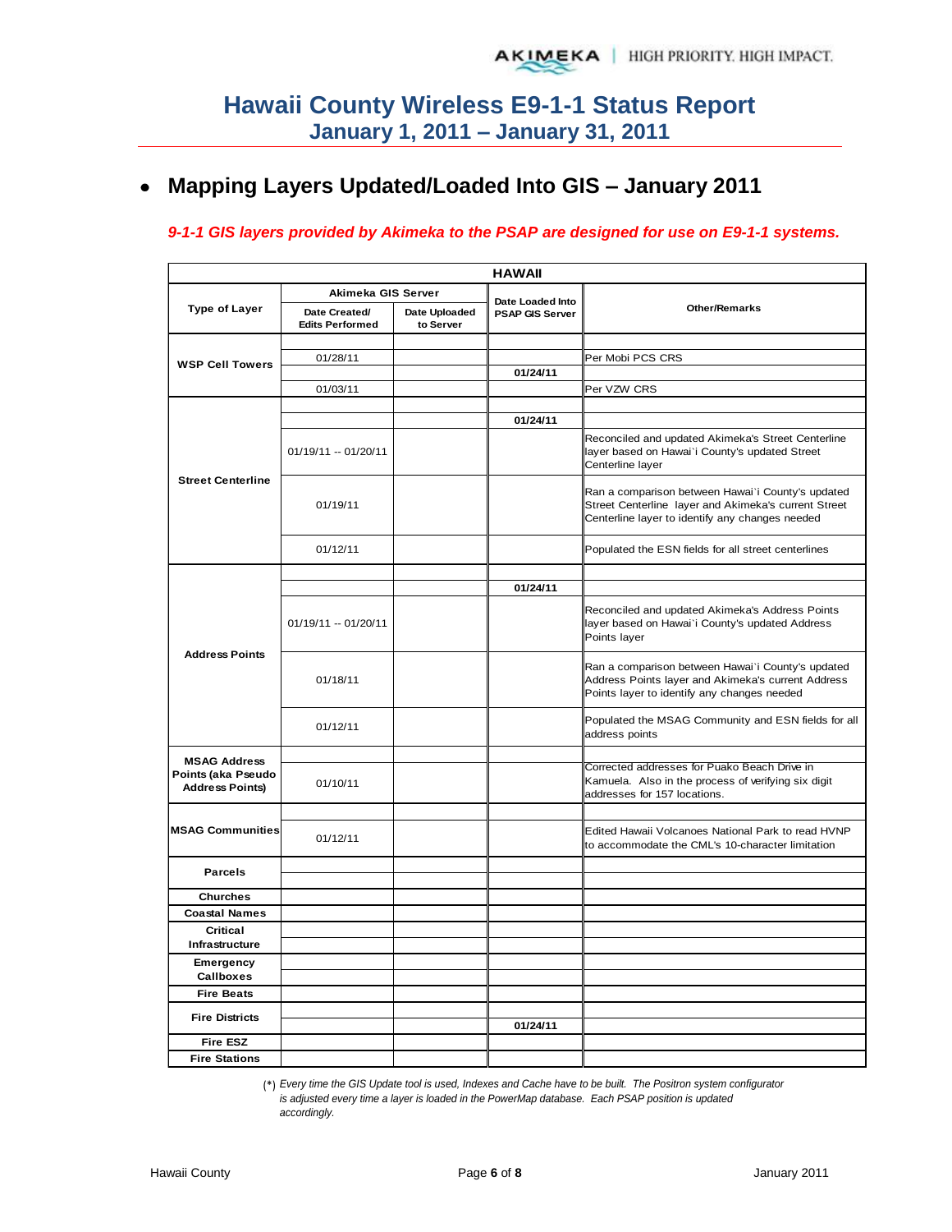# Hawaii County Wireless E9-1-1 Status Report
## January 1, 2011 – January 31, 2011

- **Mapping Layers Updated/Loaded Into GIS – January 2011**

***9-1-1 GIS layers provided by Akimeka to the PSAP are designed for use on E9-1-1 systems.***

| HAWAII | | | | |
|---|---|---|---|---|
| **Type of Layer** | **Akimeka GIS Server** | | **Date Loaded Into PSAP GIS Server** | **Other/Remarks** |
| | **Date Created/ Edits Performed** | **Date Uploaded to Server** | | |
| **WSP Cell Towers** | | | | |
| | 01/28/11 | | | Per Mobi PCS CRS |
| | | | **01/24/11** | |
| | 01/03/11 | | | Per VZW CRS |
| **Street Centerline** | | | | |
| | | | **01/24/11** | |
| | 01/19/11 -- 01/20/11 | | | Reconciled and updated Akimeka's Street Centerline layer based on Hawai`i County's updated Street Centerline layer |
| | 01/19/11 | | | Ran a comparison between Hawai`i County's updated Street Centerline layer and Akimeka's current Street Centerline layer to identify any changes needed |
| | 01/12/11 | | | Populated the ESN fields for all street centerlines |
| **Address Points** | | | | |
| | | | **01/24/11** | |
| | 01/19/11 -- 01/20/11 | | | Reconciled and updated Akimeka's Address Points layer based on Hawai`i County's updated Address Points layer |
| | 01/18/11 | | | Ran a comparison between Hawai`i County's updated Address Points layer and Akimeka's current Address Points layer to identify any changes needed |
| | 01/12/11 | | | Populated the MSAG Community and ESN fields for all address points |
| **MSAG Address Points (aka Pseudo Address Points)** | | | | |
| | 01/10/11 | | | Corrected addresses for Puako Beach Drive in Kamuela. Also in the process of verifying six digit addresses for 157 locations. |
| **MSAG Communities** | | | | |
| | 01/12/11 | | | Edited Hawaii Volcanoes National Park to read HVNP to accommodate the CML's 10-character limitation |
| **Parcels** | | | | |
| | | | | |
| **Churches** | | | | |
| **Coastal Names** | | | | |
| **Critical Infrastructure** | | | | |
| | | | | |
| **Emergency Callboxes** | | | | |
| | | | | |
| **Fire Beats** | | | | |
| **Fire Districts** | | | | |
| | | | **01/24/11** | |
| **Fire ESZ** | | | | |
| **Fire Stations** | | | | |

(*) *Every time the GIS Update tool is used, Indexes and Cache have to be built. The Positron system configurator is adjusted every time a layer is loaded in the PowerMap database. Each PSAP position is updated accordingly.*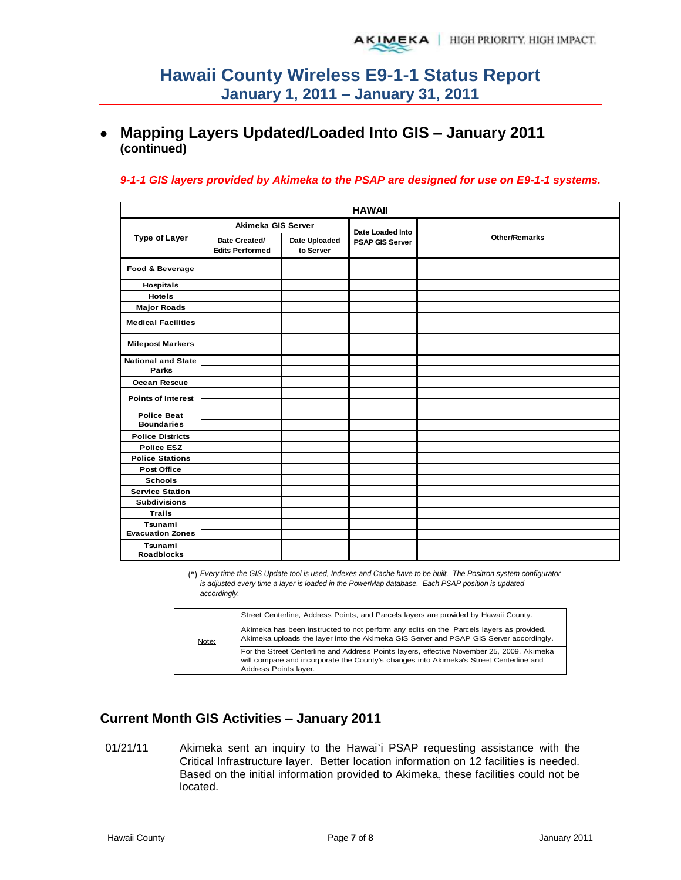- ## Mapping Layers Updated/Loaded Into GIS – January 2011 (continued)

***9-1-1 GIS layers provided by Akimeka to the PSAP are designed for use on E9-1-1 systems.***

| HAWAII | | | | |
|---|---|---|---|---|
| Type of Layer | Akimeka GIS Server | | Date Loaded Into PSAP GIS Server | Other/Remarks |
| | Date Created/ Edits Performed | Date Uploaded to Server | | |
| Food & Beverage | | | | |
| Hospitals | | | | |
| Hotels | | | | |
| Major Roads | | | | |
| Medical Facilities | | | | |
| Milepost Markers | | | | |
| National and State Parks | | | | |
| Ocean Rescue | | | | |
| Points of Interest | | | | |
| Police Beat Boundaries | | | | |
| Police Districts | | | | |
| Police ESZ | | | | |
| Police Stations | | | | |
| Post Office | | | | |
| Schools | | | | |
| Service Station | | | | |
| Subdivisions | | | | |
| Trails | | | | |
| Tsunami Evacuation Zones | | | | |
| Tsunami Roadblocks | | | | |

(*) *Every time the GIS Update tool is used, Indexes and Cache have to be built. The Positron system configurator is adjusted every time a layer is loaded in the PowerMap database. Each PSAP position is updated accordingly.*

| Note: | Street Centerline, Address Points, and Parcels layers are provided by Hawaii County. |
|---|---|
| | Akimeka has been instructed to not perform any edits on the Parcels layers as provided. Akimeka uploads the layer into the Akimeka GIS Server and PSAP GIS Server accordingly. |
| | For the Street Centerline and Address Points layers, effective November 25, 2009, Akimeka will compare and incorporate the County's changes into Akimeka's Street Centerline and Address Points layer. |

## Current Month GIS Activities – January 2011

01/21/11 Akimeka sent an inquiry to the Hawai`i PSAP requesting assistance with the Critical Infrastructure layer. Better location information on 12 facilities is needed. Based on the initial information provided to Akimeka, these facilities could not be located.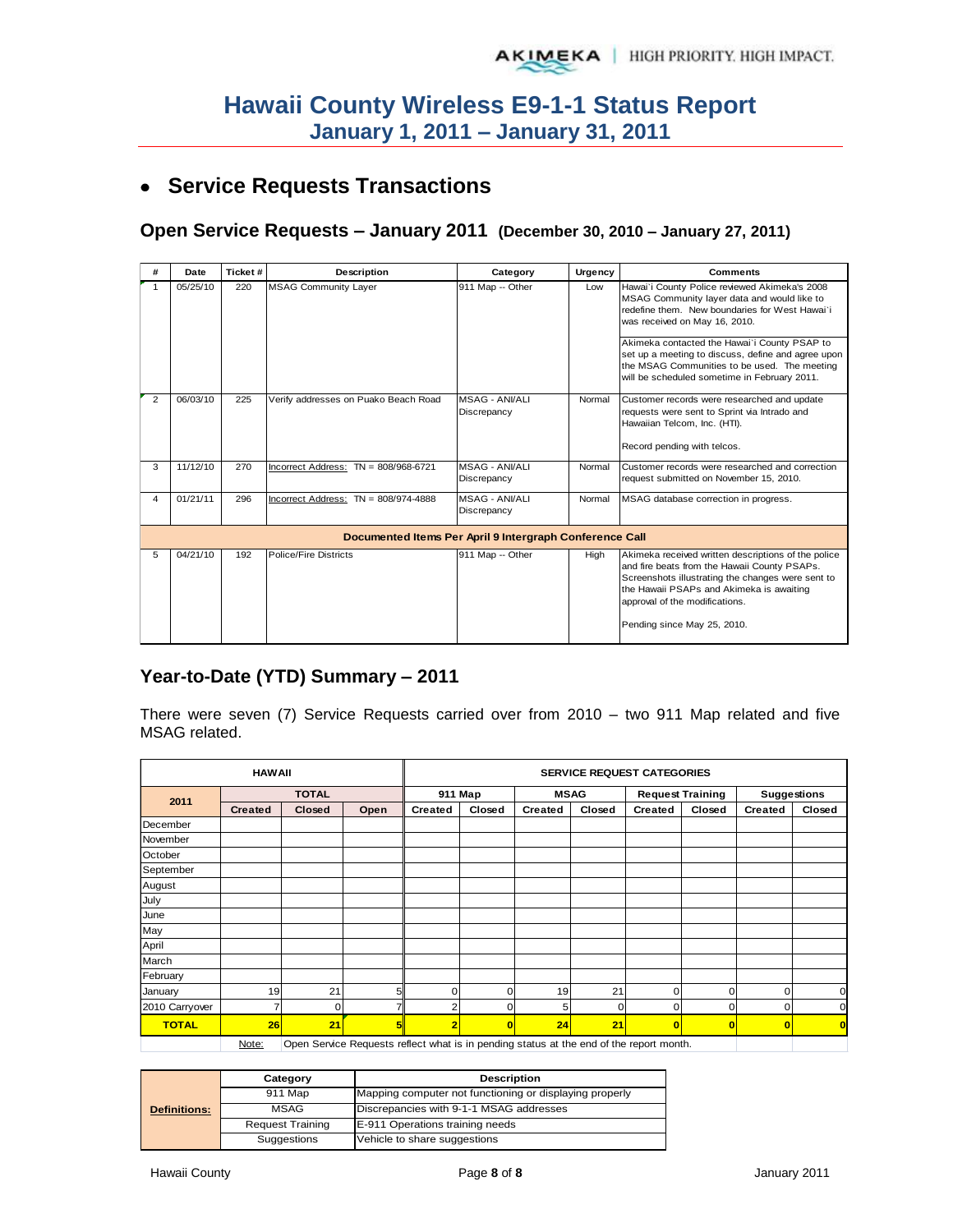# Hawaii County Wireless E9-1-1 Status Report
## January 1, 2011 – January 31, 2011

- **Service Requests Transactions**

### Open Service Requests – January 2011 (December 30, 2010 – January 27, 2011)

| # | Date | Ticket # | Description | Category | Urgency | Comments |
|---|---|---|---|---|---|---|
| 1 | 05/25/10 | 220 | MSAG Community Layer | 911 Map -- Other | Low | Hawai`i County Police reviewed Akimeka's 2008 MSAG Community layer data and would like to redefine them. New boundaries for West Hawai`i was received on May 16, 2010.<br><br>Akimeka contacted the Hawai`i County PSAP to set up a meeting to discuss, define and agree upon the MSAG Communities to be used. The meeting will be scheduled sometime in February 2011. |
| 2 | 06/03/10 | 225 | Verify addresses on Puako Beach Road | MSAG - ANI/ALI Discrepancy | Normal | Customer records were researched and update requests were sent to Sprint via Intrado and Hawaiian Telcom, Inc. (HTI).<br><br>Record pending with telcos. |
| 3 | 11/12/10 | 270 | Incorrect Address: TN = 808/968-6721 | MSAG - ANI/ALI Discrepancy | Normal | Customer records were researched and correction request submitted on November 15, 2010. |
| 4 | 01/21/11 | 296 | Incorrect Address: TN = 808/974-4888 | MSAG - ANI/ALI Discrepancy | Normal | MSAG database correction in progress. |
| | | | **Documented Items Per April 9 Intergraph Conference Call** | | | |
| 5 | 04/21/10 | 192 | Police/Fire Districts | 911 Map -- Other | High | Akimeka received written descriptions of the police and fire beats from the Hawaii County PSAPs. Screenshots illustrating the changes were sent to the Hawaii PSAPs and Akimeka is awaiting approval of the modifications.<br><br>Pending since May 25, 2010. |

### Year-to-Date (YTD) Summary – 2011

There were seven (7) Service Requests carried over from 2010 – two 911 Map related and five MSAG related.

| HAWAII | | | | SERVICE REQUEST CATEGORIES | | | | | | | |
|---|---|---|---|---|---|---|---|---|---|---|---|
| 2011 | TOTAL | | | 911 Map | | MSAG | | Request Training | | Suggestions | |
| | Created | Closed | Open | Created | Closed | Created | Closed | Created | Closed | Created | Closed |
| December | | | | | | | | | | | |
| November | | | | | | | | | | | |
| October | | | | | | | | | | | |
| September | | | | | | | | | | | |
| August | | | | | | | | | | | |
| July | | | | | | | | | | | |
| June | | | | | | | | | | | |
| May | | | | | | | | | | | |
| April | | | | | | | | | | | |
| March | | | | | | | | | | | |
| February | | | | | | | | | | | |
| January | 19 | 21 | 5 | 0 | 0 | 19 | 21 | 0 | 0 | 0 | 0 |
| 2010 Carryover | 7 | 0 | 7 | 2 | 0 | 5 | 0 | 0 | 0 | 0 | 0 |
| **TOTAL** | **26** | **21** | **5** | **2** | **0** | **24** | **21** | **0** | **0** | **0** | **0** |

Note: Open Service Requests reflect what is in pending status at the end of the report month.

| Definitions: | Category | Description |
|---|---|---|
| | 911 Map | Mapping computer not functioning or displaying properly |
| | MSAG | Discrepancies with 9-1-1 MSAG addresses |
| | Request Training | E-911 Operations training needs |
| | Suggestions | Vehicle to share suggestions |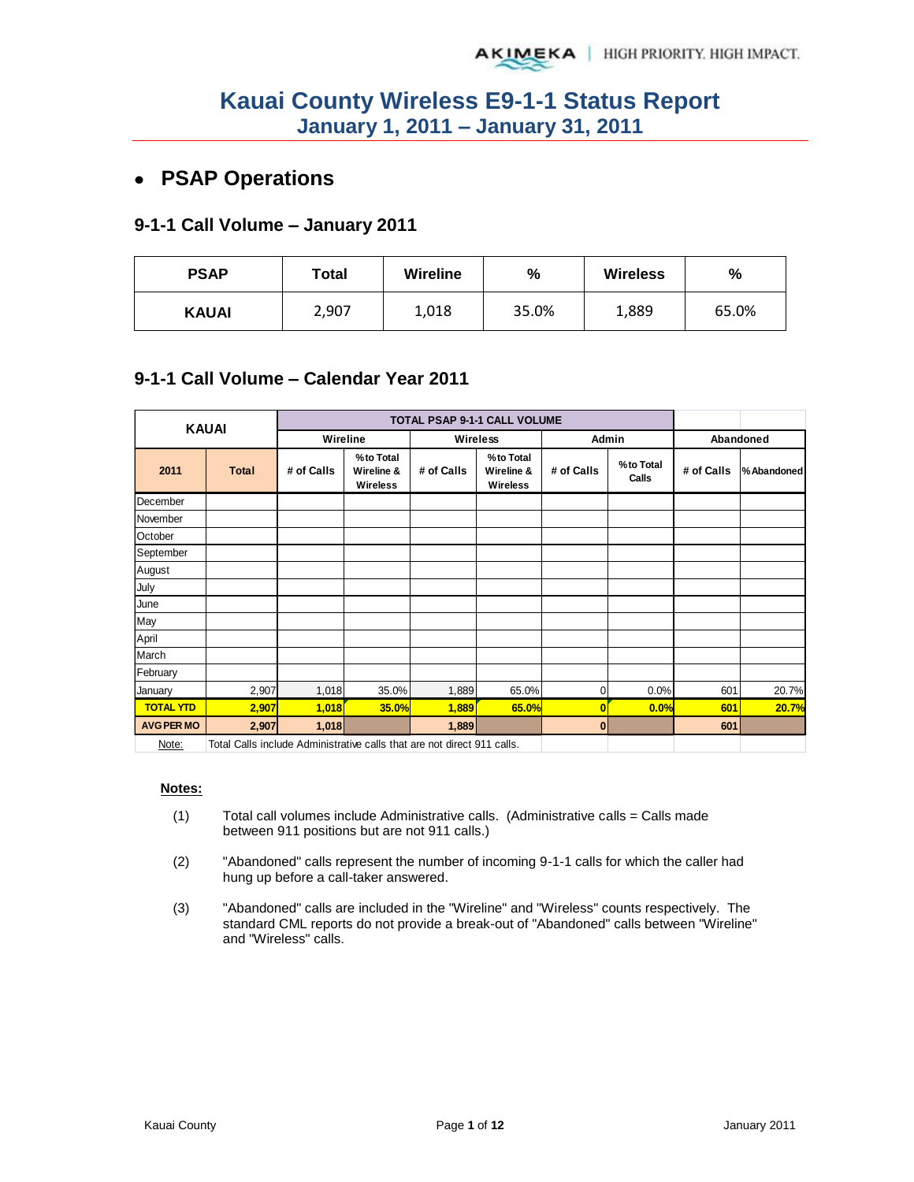# Kauai County Wireless E9-1-1 Status Report
## January 1, 2011 – January 31, 2011

- ## PSAP Operations

### 9-1-1 Call Volume – January 2011

| PSAP | Total | Wireline | % | Wireless | % |
|---|---|---|---|---|---|
| KAUAI | 2,907 | 1,018 | 35.0% | 1,889 | 65.0% |

### 9-1-1 Call Volume – Calendar Year 2011

| KAUAI | | TOTAL PSAP 9-1-1 CALL VOLUME | | | | | | | |
|---|---|---|---|---|---|---|---|---|---|
| | | Wireline | | Wireless | | Admin | | Abandoned | |
| 2011 | Total | # of Calls | % to Total Wireline & Wireless | # of Calls | % to Total Wireline & Wireless | # of Calls | % to Total Calls | # of Calls | % Abandoned |
| December | | | | | | | | | |
| November | | | | | | | | | |
| October | | | | | | | | | |
| September | | | | | | | | | |
| August | | | | | | | | | |
| July | | | | | | | | | |
| June | | | | | | | | | |
| May | | | | | | | | | |
| April | | | | | | | | | |
| March | | | | | | | | | |
| February | | | | | | | | | |
| January | 2,907 | 1,018 | 35.0% | 1,889 | 65.0% | 0 | 0.0% | 601 | 20.7% |
| **TOTAL YTD** | **2,907** | **1,018** | **35.0%** | **1,889** | **65.0%** | **0** | **0.0%** | **601** | **20.7%** |
| **AVG PER MO** | **2,907** | **1,018** | | **1,889** | | **0** | | **601** | |
| Note: | Total Calls include Administrative calls that are not direct 911 calls. | | | | | | | | |

**Notes:**

(1) Total call volumes include Administrative calls. (Administrative calls = Calls made between 911 positions but are not 911 calls.)

(2) "Abandoned" calls represent the number of incoming 9-1-1 calls for which the caller had hung up before a call-taker answered.

(3) "Abandoned" calls are included in the "Wireline" and "Wireless" counts respectively. The standard CML reports do not provide a break-out of "Abandoned" calls between "Wireline" and "Wireless" calls.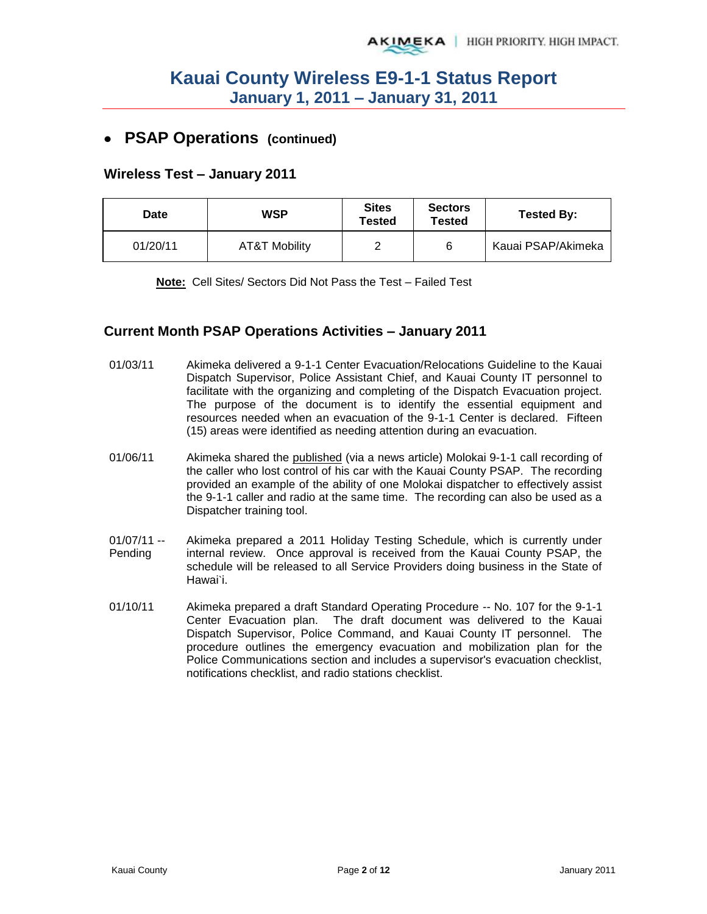# Kauai County Wireless E9-1-1 Status Report
## January 1, 2011 – January 31, 2011

- **PSAP Operations (continued)**

### Wireless Test – January 2011

| Date | WSP | Sites Tested | Sectors Tested | Tested By: |
|---|---|---|---|---|
| 01/20/11 | AT&T Mobility | 2 | 6 | Kauai PSAP/Akimeka |

**Note:** Cell Sites/ Sectors Did Not Pass the Test – Failed Test

### Current Month PSAP Operations Activities – January 2011

01/03/11 — Akimeka delivered a 9-1-1 Center Evacuation/Relocations Guideline to the Kauai Dispatch Supervisor, Police Assistant Chief, and Kauai County IT personnel to facilitate with the organizing and completing of the Dispatch Evacuation project. The purpose of the document is to identify the essential equipment and resources needed when an evacuation of the 9-1-1 Center is declared. Fifteen (15) areas were identified as needing attention during an evacuation.

01/06/11 — Akimeka shared the published (via a news article) Molokai 9-1-1 call recording of the caller who lost control of his car with the Kauai County PSAP. The recording provided an example of the ability of one Molokai dispatcher to effectively assist the 9-1-1 caller and radio at the same time. The recording can also be used as a Dispatcher training tool.

01/07/11 -- Pending — Akimeka prepared a 2011 Holiday Testing Schedule, which is currently under internal review. Once approval is received from the Kauai County PSAP, the schedule will be released to all Service Providers doing business in the State of Hawai`i.

01/10/11 — Akimeka prepared a draft Standard Operating Procedure -- No. 107 for the 9-1-1 Center Evacuation plan. The draft document was delivered to the Kauai Dispatch Supervisor, Police Command, and Kauai County IT personnel. The procedure outlines the emergency evacuation and mobilization plan for the Police Communications section and includes a supervisor's evacuation checklist, notifications checklist, and radio stations checklist.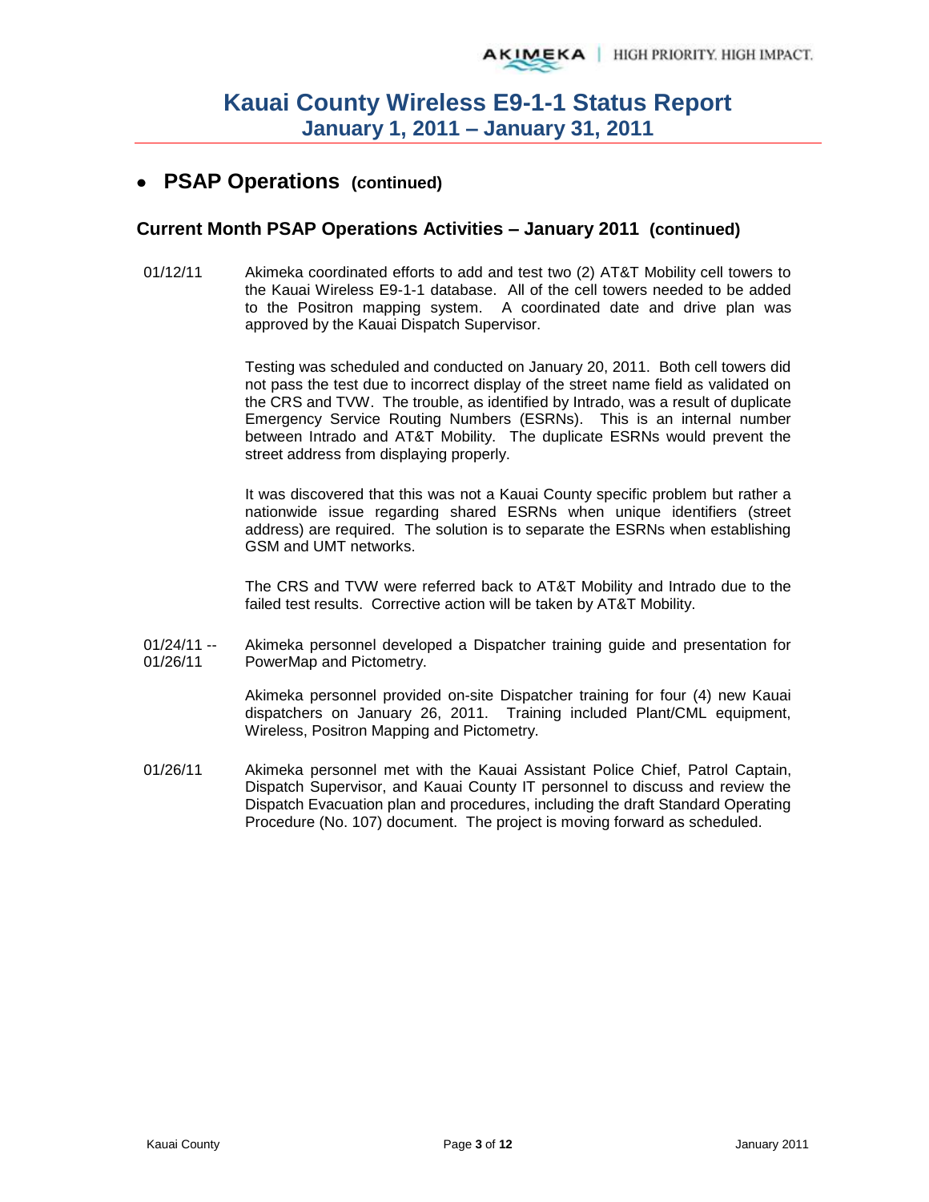# Kauai County Wireless E9-1-1 Status Report
## January 1, 2011 – January 31, 2011

- ## PSAP Operations (continued)

### Current Month PSAP Operations Activities – January 2011 (continued)

01/12/11 Akimeka coordinated efforts to add and test two (2) AT&T Mobility cell towers to the Kauai Wireless E9-1-1 database. All of the cell towers needed to be added to the Positron mapping system. A coordinated date and drive plan was approved by the Kauai Dispatch Supervisor.

Testing was scheduled and conducted on January 20, 2011. Both cell towers did not pass the test due to incorrect display of the street name field as validated on the CRS and TVW. The trouble, as identified by Intrado, was a result of duplicate Emergency Service Routing Numbers (ESRNs). This is an internal number between Intrado and AT&T Mobility. The duplicate ESRNs would prevent the street address from displaying properly.

It was discovered that this was not a Kauai County specific problem but rather a nationwide issue regarding shared ESRNs when unique identifiers (street address) are required. The solution is to separate the ESRNs when establishing GSM and UMT networks.

The CRS and TVW were referred back to AT&T Mobility and Intrado due to the failed test results. Corrective action will be taken by AT&T Mobility.

01/24/11 -- 01/26/11 Akimeka personnel developed a Dispatcher training guide and presentation for PowerMap and Pictometry.

Akimeka personnel provided on-site Dispatcher training for four (4) new Kauai dispatchers on January 26, 2011. Training included Plant/CML equipment, Wireless, Positron Mapping and Pictometry.

01/26/11 Akimeka personnel met with the Kauai Assistant Police Chief, Patrol Captain, Dispatch Supervisor, and Kauai County IT personnel to discuss and review the Dispatch Evacuation plan and procedures, including the draft Standard Operating Procedure (No. 107) document. The project is moving forward as scheduled.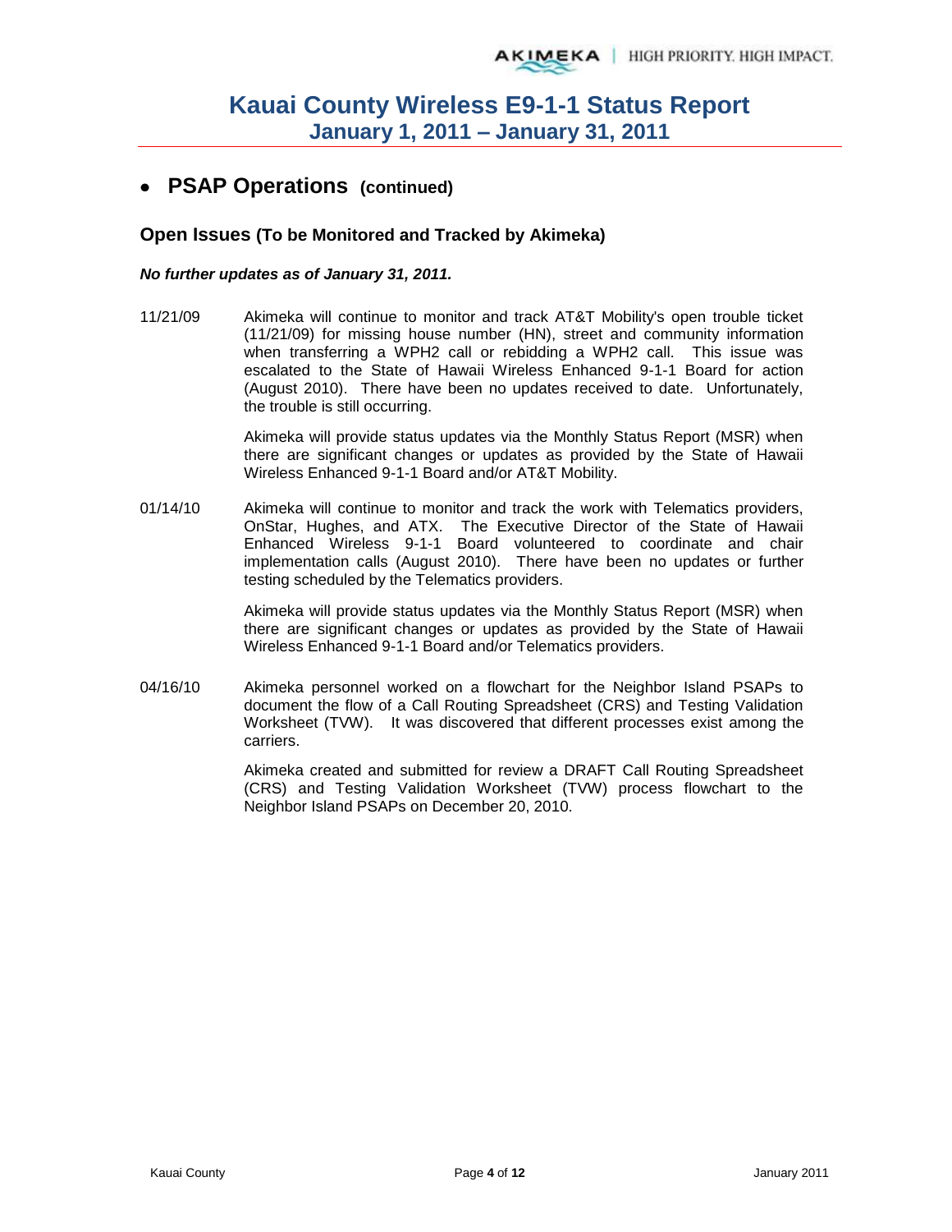- **PSAP Operations (continued)**

### Open Issues (To be Monitored and Tracked by Akimeka)

***No further updates as of January 31, 2011.***

11/21/09 Akimeka will continue to monitor and track AT&T Mobility's open trouble ticket (11/21/09) for missing house number (HN), street and community information when transferring a WPH2 call or rebidding a WPH2 call. This issue was escalated to the State of Hawaii Wireless Enhanced 9-1-1 Board for action (August 2010). There have been no updates received to date. Unfortunately, the trouble is still occurring.

Akimeka will provide status updates via the Monthly Status Report (MSR) when there are significant changes or updates as provided by the State of Hawaii Wireless Enhanced 9-1-1 Board and/or AT&T Mobility.

01/14/10 Akimeka will continue to monitor and track the work with Telematics providers, OnStar, Hughes, and ATX. The Executive Director of the State of Hawaii Enhanced Wireless 9-1-1 Board volunteered to coordinate and chair implementation calls (August 2010). There have been no updates or further testing scheduled by the Telematics providers.

Akimeka will provide status updates via the Monthly Status Report (MSR) when there are significant changes or updates as provided by the State of Hawaii Wireless Enhanced 9-1-1 Board and/or Telematics providers.

04/16/10 Akimeka personnel worked on a flowchart for the Neighbor Island PSAPs to document the flow of a Call Routing Spreadsheet (CRS) and Testing Validation Worksheet (TVW). It was discovered that different processes exist among the carriers.

Akimeka created and submitted for review a DRAFT Call Routing Spreadsheet (CRS) and Testing Validation Worksheet (TVW) process flowchart to the Neighbor Island PSAPs on December 20, 2010.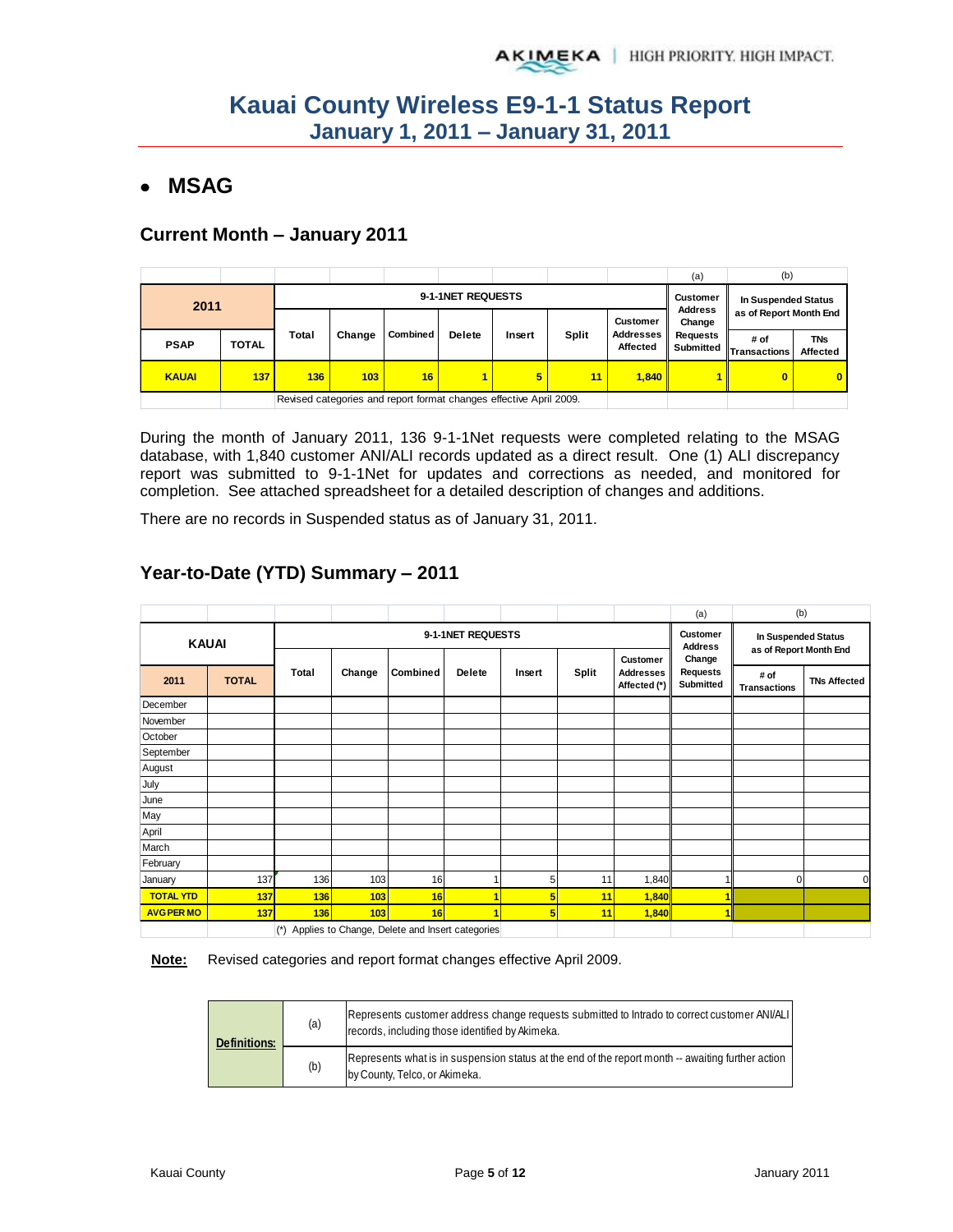# Kauai County Wireless E9-1-1 Status Report
## January 1, 2011 – January 31, 2011

- **MSAG**

### Current Month – January 2011

| 2011 | | 9-1-1NET REQUESTS | | | | | | | (a) Customer Address Change Requests Submitted | (b) In Suspended Status as of Report Month End | |
|---|---|---|---|---|---|---|---|---|---|---|---|
| PSAP | TOTAL | Total | Change | Combined | Delete | Insert | Split | Customer Addresses Affected | | # of Transactions | TNs Affected |
| KAUAI | 137 | 136 | 103 | 16 | 1 | 5 | 11 | 1,840 | 1 | 0 | 0 |
| | | Revised categories and report format changes effective April 2009. | | | | | | | | | |

During the month of January 2011, 136 9-1-1Net requests were completed relating to the MSAG database, with 1,840 customer ANI/ALI records updated as a direct result. One (1) ALI discrepancy report was submitted to 9-1-1Net for updates and corrections as needed, and monitored for completion. See attached spreadsheet for a detailed description of changes and additions.

There are no records in Suspended status as of January 31, 2011.

### Year-to-Date (YTD) Summary – 2011

| KAUAI | | 9-1-1NET REQUESTS | | | | | | | (a) Customer Address Change Requests Submitted | (b) In Suspended Status as of Report Month End | |
|---|---|---|---|---|---|---|---|---|---|---|---|
| 2011 | TOTAL | Total | Change | Combined | Delete | Insert | Split | Customer Addresses Affected (*) | | # of Transactions | TNs Affected |
| December | | | | | | | | | | | |
| November | | | | | | | | | | | |
| October | | | | | | | | | | | |
| September | | | | | | | | | | | |
| August | | | | | | | | | | | |
| July | | | | | | | | | | | |
| June | | | | | | | | | | | |
| May | | | | | | | | | | | |
| April | | | | | | | | | | | |
| March | | | | | | | | | | | |
| February | | | | | | | | | | | |
| January | 137 | 136 | 103 | 16 | 1 | 5 | 11 | 1,840 | 1 | 0 | 0 |
| TOTAL YTD | 137 | 136 | 103 | 16 | 1 | 5 | 11 | 1,840 | 1 | | |
| AVG PER MO | 137 | 136 | 103 | 16 | 1 | 5 | 11 | 1,840 | 1 | | |
| | | (*) Applies to Change, Delete and Insert categories | | | | | | | | | |

**Note:** Revised categories and report format changes effective April 2009.

| Definitions: | | |
|---|---|---|
| | (a) | Represents customer address change requests submitted to Intrado to correct customer ANI/ALI records, including those identified by Akimeka. |
| | (b) | Represents what is in suspension status at the end of the report month -- awaiting further action by County, Telco, or Akimeka. |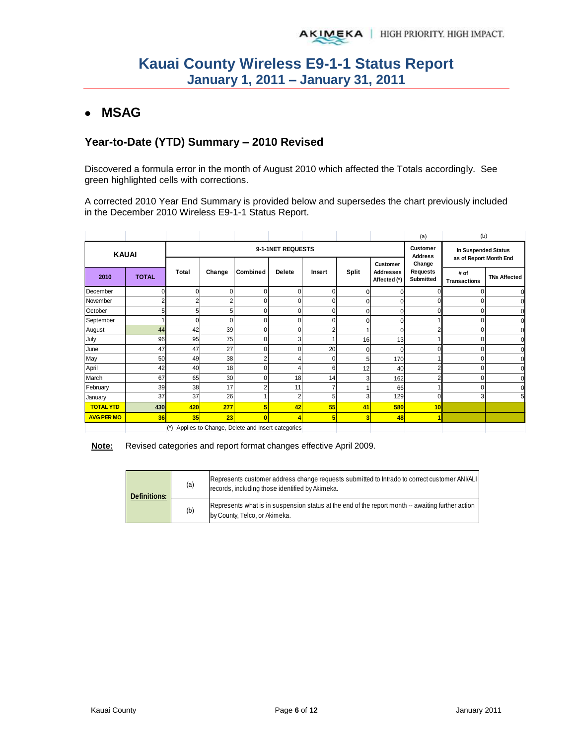# Kauai County Wireless E9-1-1 Status Report
## January 1, 2011 – January 31, 2011

- ## MSAG

### Year-to-Date (YTD) Summary – 2010 Revised

Discovered a formula error in the month of August 2010 which affected the Totals accordingly. See green highlighted cells with corrections.

A corrected 2010 Year End Summary is provided below and supersedes the chart previously included in the December 2010 Wireless E9-1-1 Status Report.

| KAUAI | | 9-1-1NET REQUESTS | | | | | | | (a) Customer Address Change Requests Submitted | (b) In Suspended Status as of Report Month End | |
|---|---|---|---|---|---|---|---|---|---|---|---|
| 2010 | TOTAL | Total | Change | Combined | Delete | Insert | Split | Customer Addresses Affected (*) | | # of Transactions | TNs Affected |
| December | 0 | 0 | 0 | 0 | 0 | 0 | 0 | 0 | 0 | 0 | 0 |
| November | 2 | 2 | 2 | 0 | 0 | 0 | 0 | 0 | 0 | 0 | 0 |
| October | 5 | 5 | 5 | 0 | 0 | 0 | 0 | 0 | 0 | 0 | 0 |
| September | 1 | 0 | 0 | 0 | 0 | 0 | 0 | 0 | 1 | 0 | 0 |
| August | 44 | 42 | 39 | 0 | 0 | 2 | 1 | 0 | 2 | 0 | 0 |
| July | 96 | 95 | 75 | 0 | 3 | 1 | 16 | 13 | 1 | 0 | 0 |
| June | 47 | 47 | 27 | 0 | 0 | 20 | 0 | 0 | 0 | 0 | 0 |
| May | 50 | 49 | 38 | 2 | 4 | 0 | 5 | 170 | 1 | 0 | 0 |
| April | 42 | 40 | 18 | 0 | 4 | 6 | 12 | 40 | 2 | 0 | 0 |
| March | 67 | 65 | 30 | 0 | 18 | 14 | 3 | 162 | 2 | 0 | 0 |
| February | 39 | 38 | 17 | 2 | 11 | 7 | 1 | 66 | 1 | 0 | 0 |
| January | 37 | 37 | 26 | 1 | 2 | 5 | 3 | 129 | 0 | 3 | 5 |
| **TOTAL YTD** | **430** | **420** | **277** | **5** | **42** | **55** | **41** | **580** | **10** | | |
| **AVG PER MO** | **36** | **35** | **23** | **0** | **4** | **5** | **3** | **48** | **1** | | |

(*) Applies to Change, Delete and Insert categories

**Note:** Revised categories and report format changes effective April 2009.

| Definitions: | | |
|---|---|---|
| | (a) | Represents customer address change requests submitted to Intrado to correct customer ANI/ALI records, including those identified by Akimeka. |
| | (b) | Represents what is in suspension status at the end of the report month -- awaiting further action by County, Telco, or Akimeka. |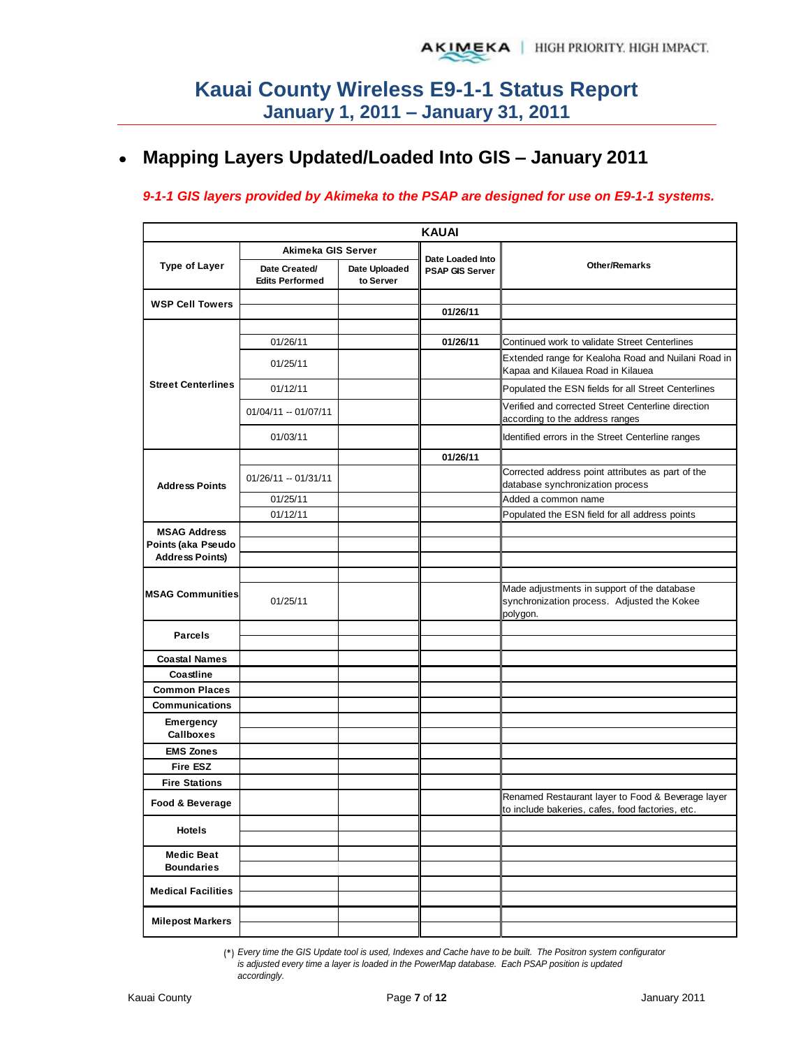# Kauai County Wireless E9-1-1 Status Report
## January 1, 2011 – January 31, 2011

- ## Mapping Layers Updated/Loaded Into GIS – January 2011

***9-1-1 GIS layers provided by Akimeka to the PSAP are designed for use on E9-1-1 systems.***

| KAUAI | | | | |
|---|---|---|---|---|
| **Type of Layer** | **Akimeka GIS Server** | | **Date Loaded Into PSAP GIS Server** | **Other/Remarks** |
| | **Date Created/ Edits Performed** | **Date Uploaded to Server** | | |
| **WSP Cell Towers** | | | | |
| | | | **01/26/11** | |
| **Street Centerlines** | | | | |
| | 01/26/11 | | **01/26/11** | Continued work to validate Street Centerlines |
| | 01/25/11 | | | Extended range for Kealoha Road and Nuilani Road in Kapaa and Kilauea Road in Kilauea |
| | 01/12/11 | | | Populated the ESN fields for all Street Centerlines |
| | 01/04/11 -- 01/07/11 | | | Verified and corrected Street Centerline direction according to the address ranges |
| | 01/03/11 | | | Identified errors in the Street Centerline ranges |
| **Address Points** | | | **01/26/11** | |
| | 01/26/11 -- 01/31/11 | | | Corrected address point attributes as part of the database synchronization process |
| | 01/25/11 | | | Added a common name |
| | 01/12/11 | | | Populated the ESN field for all address points |
| **MSAG Address Points (aka Pseudo Address Points)** | | | | |
| | | | | |
| | | | | |
| **MSAG Communities** | | | | |
| | 01/25/11 | | | Made adjustments in support of the database synchronization process. Adjusted the Kokee polygon. |
| **Parcels** | | | | |
| | | | | |
| **Coastal Names** | | | | |
| **Coastline** | | | | |
| **Common Places** | | | | |
| **Communications** | | | | |
| **Emergency Callboxes** | | | | |
| | | | | |
| **EMS Zones** | | | | |
| **Fire ESZ** | | | | |
| **Fire Stations** | | | | |
| **Food & Beverage** | | | | Renamed Restaurant layer to Food & Beverage layer to include bakeries, cafes, food factories, etc. |
| **Hotels** | | | | |
| | | | | |
| **Medic Beat Boundaries** | | | | |
| | | | | |
| **Medical Facilities** | | | | |
| | | | | |
| **Milepost Markers** | | | | |
| | | | | |

(*) *Every time the GIS Update tool is used, Indexes and Cache have to be built. The Positron system configurator is adjusted every time a layer is loaded in the PowerMap database. Each PSAP position is updated accordingly.*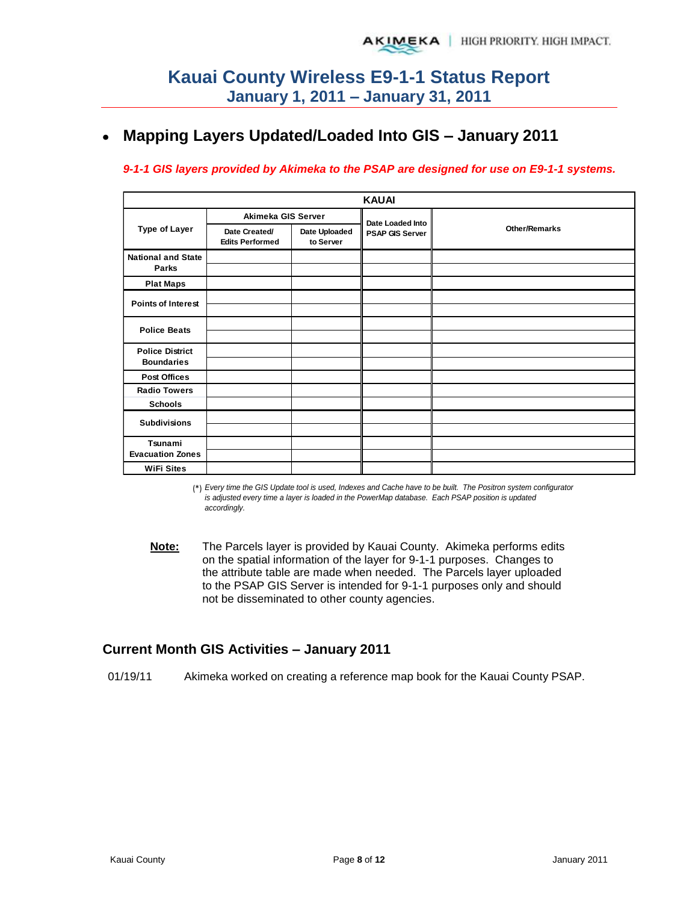# Kauai County Wireless E9-1-1 Status Report
## January 1, 2011 – January 31, 2011

- ## Mapping Layers Updated/Loaded Into GIS – January 2011

***9-1-1 GIS layers provided by Akimeka to the PSAP are designed for use on E9-1-1 systems.***

| KAUAI | | | | |
|---|---|---|---|---|
| **Type of Layer** | **Akimeka GIS Server** | | **Date Loaded Into PSAP GIS Server** | **Other/Remarks** |
| | **Date Created/ Edits Performed** | **Date Uploaded to Server** | | |
| **National and State Parks** | | | | |
| | | | | |
| **Plat Maps** | | | | |
| **Points of Interest** | | | | |
| | | | | |
| **Police Beats** | | | | |
| | | | | |
| **Police District Boundaries** | | | | |
| | | | | |
| **Post Offices** | | | | |
| **Radio Towers** | | | | |
| **Schools** | | | | |
| **Subdivisions** | | | | |
| | | | | |
| **Tsunami Evacuation Zones** | | | | |
| | | | | |
| **WiFi Sites** | | | | |

(*) *Every time the GIS Update tool is used, Indexes and Cache have to be built. The Positron system configurator is adjusted every time a layer is loaded in the PowerMap database. Each PSAP position is updated accordingly.*

**Note:** The Parcels layer is provided by Kauai County. Akimeka performs edits on the spatial information of the layer for 9-1-1 purposes. Changes to the attribute table are made when needed. The Parcels layer uploaded to the PSAP GIS Server is intended for 9-1-1 purposes only and should not be disseminated to other county agencies.

### Current Month GIS Activities – January 2011

01/19/11 Akimeka worked on creating a reference map book for the Kauai County PSAP.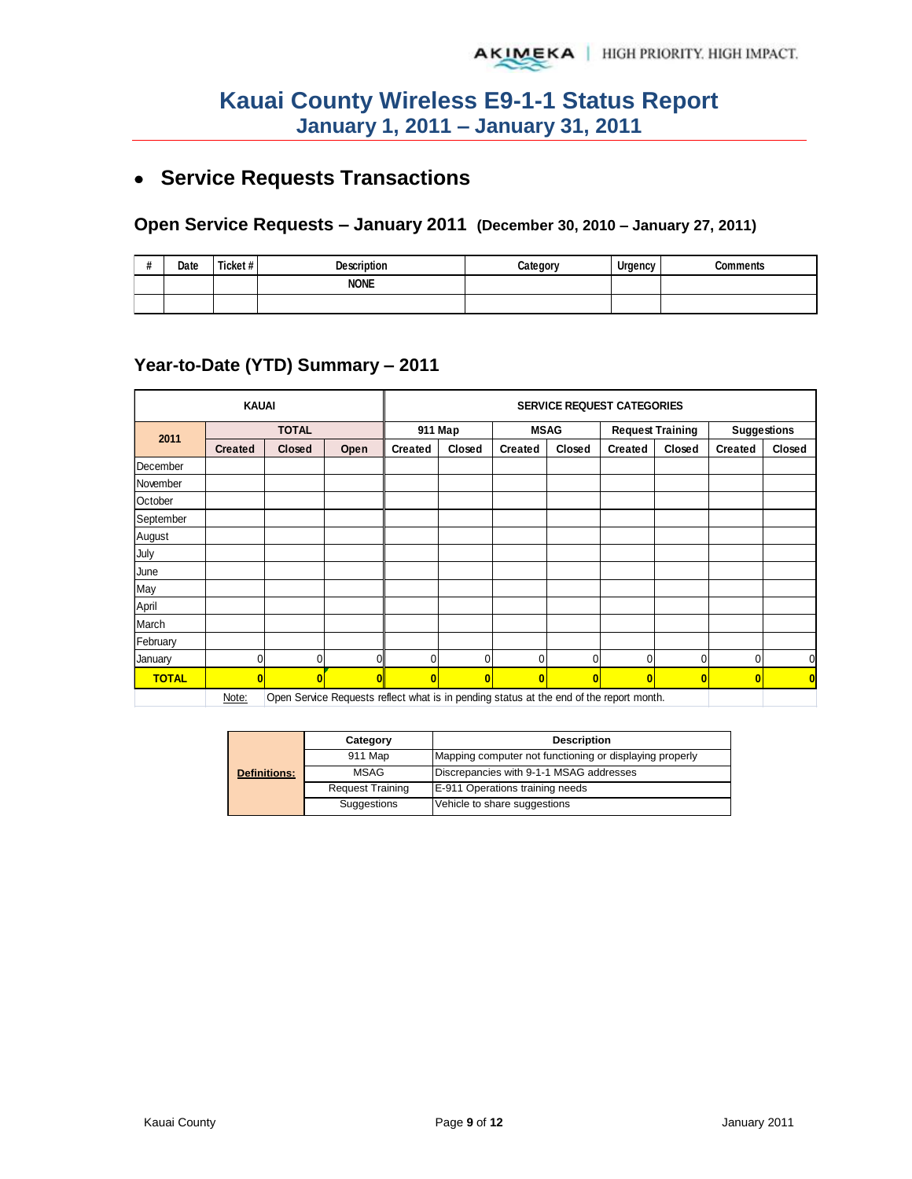# Kauai County Wireless E9-1-1 Status Report
## January 1, 2011 – January 31, 2011

- **Service Requests Transactions**

### Open Service Requests – January 2011 (December 30, 2010 – January 27, 2011)

| # | Date | Ticket # | Description | Category | Urgency | Comments |
|---|---|---|---|---|---|---|
| | | | NONE | | | |
| | | | | | | |

### Year-to-Date (YTD) Summary – 2011

| KAUAI | | | | SERVICE REQUEST CATEGORIES | | | | | | | |
|---|---|---|---|---|---|---|---|---|---|---|---|
| 2011 | TOTAL | | | 911 Map | | MSAG | | Request Training | | Suggestions | |
| | Created | Closed | Open | Created | Closed | Created | Closed | Created | Closed | Created | Closed |
| December | | | | | | | | | | | |
| November | | | | | | | | | | | |
| October | | | | | | | | | | | |
| September | | | | | | | | | | | |
| August | | | | | | | | | | | |
| July | | | | | | | | | | | |
| June | | | | | | | | | | | |
| May | | | | | | | | | | | |
| April | | | | | | | | | | | |
| March | | | | | | | | | | | |
| February | | | | | | | | | | | |
| January | 0 | 0 | 0 | 0 | 0 | 0 | 0 | 0 | 0 | 0 | 0 |
| **TOTAL** | **0** | **0** | **0** | **0** | **0** | **0** | **0** | **0** | **0** | **0** | **0** |

Note: Open Service Requests reflect what is in pending status at the end of the report month.

| Definitions: | Category | Description |
|---|---|---|
| | 911 Map | Mapping computer not functioning or displaying properly |
| | MSAG | Discrepancies with 9-1-1 MSAG addresses |
| | Request Training | E-911 Operations training needs |
| | Suggestions | Vehicle to share suggestions |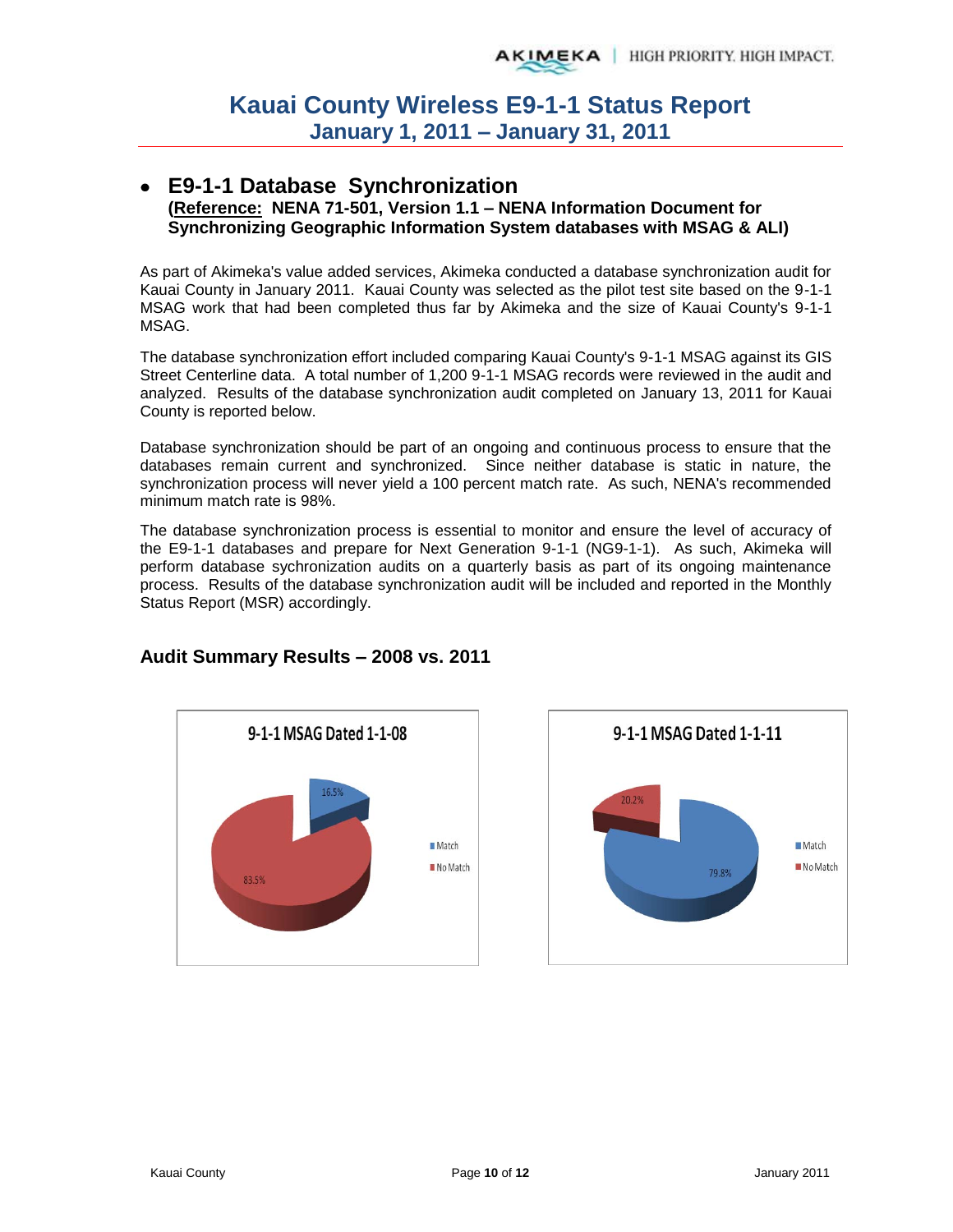# Kauai County Wireless E9-1-1 Status Report
## January 1, 2011 – January 31, 2011

- ## E9-1-1 Database Synchronization
  **(Reference: NENA 71-501, Version 1.1 – NENA Information Document for Synchronizing Geographic Information System databases with MSAG & ALI)**

As part of Akimeka's value added services, Akimeka conducted a database synchronization audit for Kauai County in January 2011. Kauai County was selected as the pilot test site based on the 9-1-1 MSAG work that had been completed thus far by Akimeka and the size of Kauai County's 9-1-1 MSAG.

The database synchronization effort included comparing Kauai County's 9-1-1 MSAG against its GIS Street Centerline data. A total number of 1,200 9-1-1 MSAG records were reviewed in the audit and analyzed. Results of the database synchronization audit completed on January 13, 2011 for Kauai County is reported below.

Database synchronization should be part of an ongoing and continuous process to ensure that the databases remain current and synchronized. Since neither database is static in nature, the synchronization process will never yield a 100 percent match rate. As such, NENA's recommended minimum match rate is 98%.

The database synchronization process is essential to monitor and ensure the level of accuracy of the E9-1-1 databases and prepare for Next Generation 9-1-1 (NG9-1-1). As such, Akimeka will perform database sychronization audits on a quarterly basis as part of its ongoing maintenance process. Results of the database synchronization audit will be included and reported in the Monthly Status Report (MSR) accordingly.

### Audit Summary Results – 2008 vs. 2011

**9-1-1 MSAG Dated 1-1-08**

| | Percentage |
|---|---|
| Match | 16.5% |
| No Match | 83.5% |

**9-1-1 MSAG Dated 1-1-11**

| | Percentage |
|---|---|
| Match | 79.8% |
| No Match | 20.2% |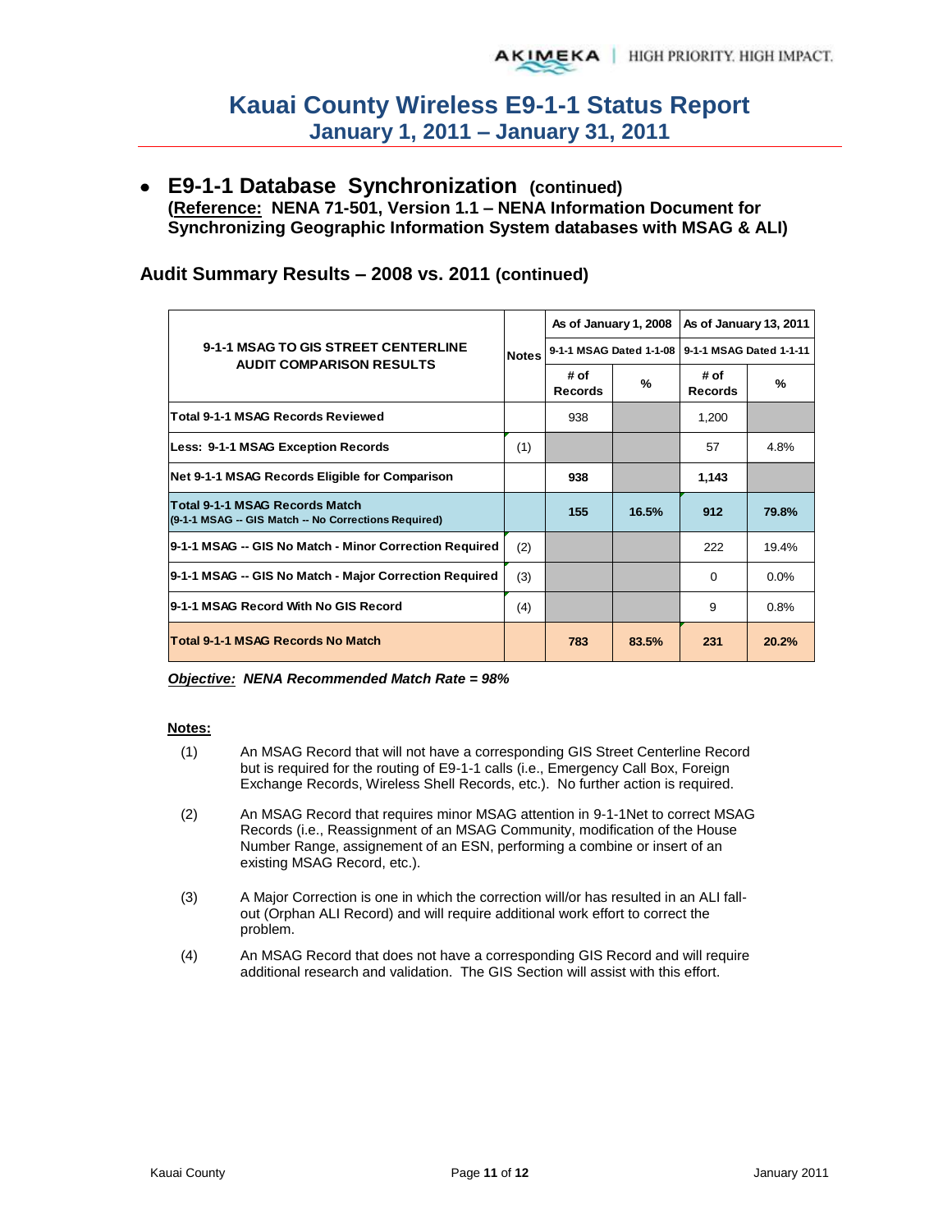# Kauai County Wireless E9-1-1 Status Report
## January 1, 2011 – January 31, 2011

- ## E9-1-1 Database Synchronization (continued)
  **(Reference: NENA 71-501, Version 1.1 – NENA Information Document for Synchronizing Geographic Information System databases with MSAG & ALI)**

### Audit Summary Results – 2008 vs. 2011 (continued)

| 9-1-1 MSAG TO GIS STREET CENTERLINE AUDIT COMPARISON RESULTS | Notes | As of January 1, 2008 | | As of January 13, 2011 | |
|---|---|---|---|---|---|
| | | 9-1-1 MSAG Dated 1-1-08 | | 9-1-1 MSAG Dated 1-1-11 | |
| | | # of Records | % | # of Records | % |
| **Total 9-1-1 MSAG Records Reviewed** | | 938 | | 1,200 | |
| **Less: 9-1-1 MSAG Exception Records** | (1) | | | 57 | 4.8% |
| **Net 9-1-1 MSAG Records Eligible for Comparison** | | **938** | | **1,143** | |
| **Total 9-1-1 MSAG Records Match (9-1-1 MSAG -- GIS Match -- No Corrections Required)** | | **155** | **16.5%** | **912** | **79.8%** |
| **9-1-1 MSAG -- GIS No Match - Minor Correction Required** | (2) | | | 222 | 19.4% |
| **9-1-1 MSAG -- GIS No Match - Major Correction Required** | (3) | | | 0 | 0.0% |
| **9-1-1 MSAG Record With No GIS Record** | (4) | | | 9 | 0.8% |
| **Total 9-1-1 MSAG Records No Match** | | **783** | **83.5%** | **231** | **20.2%** |

***Objective:* NENA Recommended Match Rate = 98%**

**Notes:**

(1) An MSAG Record that will not have a corresponding GIS Street Centerline Record but is required for the routing of E9-1-1 calls (i.e., Emergency Call Box, Foreign Exchange Records, Wireless Shell Records, etc.). No further action is required.

(2) An MSAG Record that requires minor MSAG attention in 9-1-1Net to correct MSAG Records (i.e., Reassignment of an MSAG Community, modification of the House Number Range, assignement of an ESN, performing a combine or insert of an existing MSAG Record, etc.).

(3) A Major Correction is one in which the correction will/or has resulted in an ALI fall-out (Orphan ALI Record) and will require additional work effort to correct the problem.

(4) An MSAG Record that does not have a corresponding GIS Record and will require additional research and validation. The GIS Section will assist with this effort.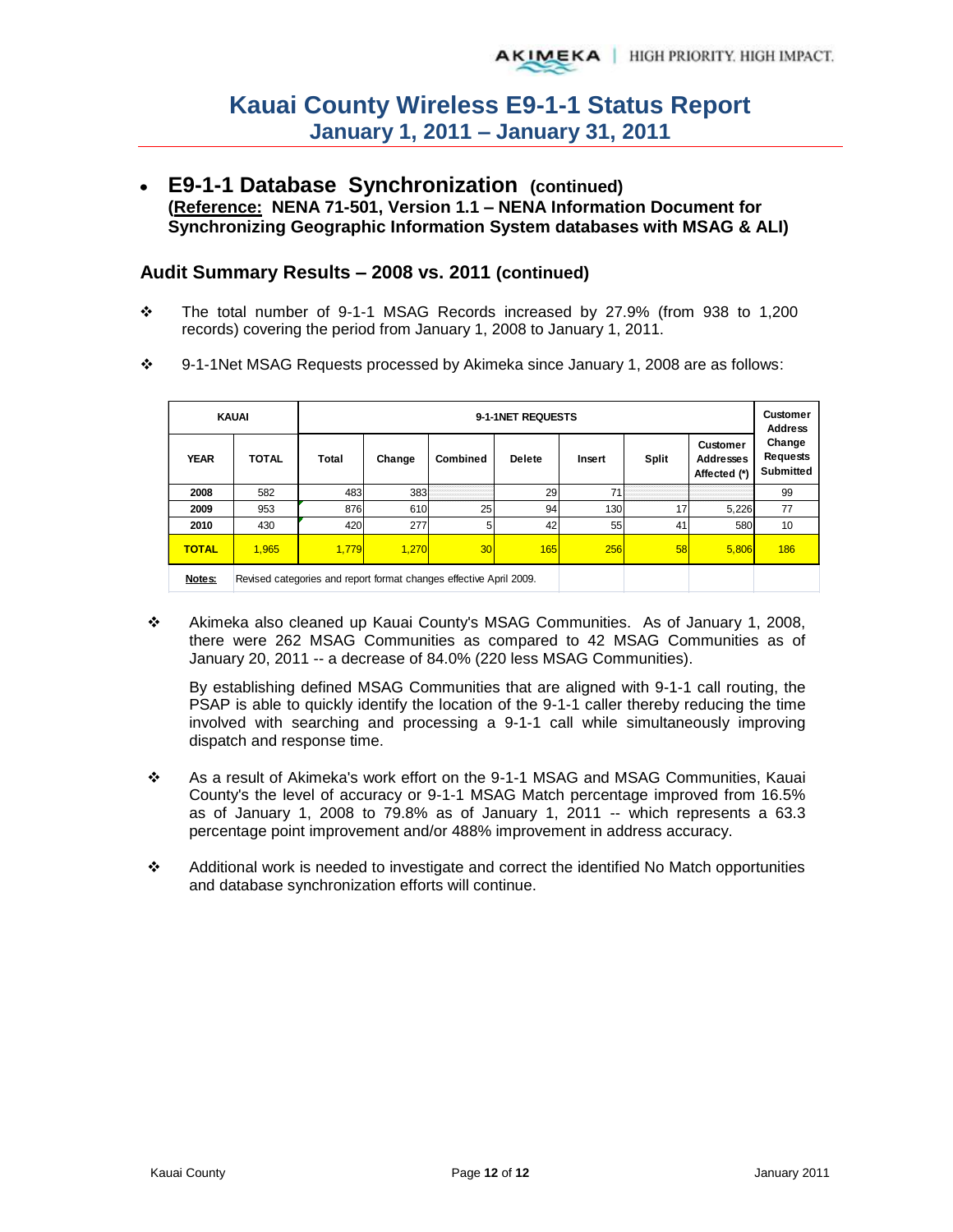# Kauai County Wireless E9-1-1 Status Report
## January 1, 2011 – January 31, 2011

- **E9-1-1 Database Synchronization (continued)**
  **(Reference: NENA 71-501, Version 1.1 – NENA Information Document for Synchronizing Geographic Information System databases with MSAG & ALI)**

### Audit Summary Results – 2008 vs. 2011 (continued)

❖ The total number of 9-1-1 MSAG Records increased by 27.9% (from 938 to 1,200 records) covering the period from January 1, 2008 to January 1, 2011.

❖ 9-1-1Net MSAG Requests processed by Akimeka since January 1, 2008 are as follows:

| KAUAI | | 9-1-1NET REQUESTS | | | | | | | Customer Address Change Requests Submitted |
|---|---|---|---|---|---|---|---|---|---|
| YEAR | TOTAL | Total | Change | Combined | Delete | Insert | Split | Customer Addresses Affected (*) | |
| 2008 | 582 | 483 | 383 | | 29 | 71 | | | 99 |
| 2009 | 953 | 876 | 610 | 25 | 94 | 130 | 17 | 5,226 | 77 |
| 2010 | 430 | 420 | 277 | 5 | 42 | 55 | 41 | 580 | 10 |
| **TOTAL** | 1,965 | 1,779 | 1,270 | 30 | 165 | 256 | 58 | 5,806 | 186 |
| **Notes:** | Revised categories and report format changes effective April 2009. | | | | | | | | |

❖ Akimeka also cleaned up Kauai County's MSAG Communities. As of January 1, 2008, there were 262 MSAG Communities as compared to 42 MSAG Communities as of January 20, 2011 -- a decrease of 84.0% (220 less MSAG Communities).

By establishing defined MSAG Communities that are aligned with 9-1-1 call routing, the PSAP is able to quickly identify the location of the 9-1-1 caller thereby reducing the time involved with searching and processing a 9-1-1 call while simultaneously improving dispatch and response time.

❖ As a result of Akimeka's work effort on the 9-1-1 MSAG and MSAG Communities, Kauai County's the level of accuracy or 9-1-1 MSAG Match percentage improved from 16.5% as of January 1, 2008 to 79.8% as of January 1, 2011 -- which represents a 63.3 percentage point improvement and/or 488% improvement in address accuracy.

❖ Additional work is needed to investigate and correct the identified No Match opportunities and database synchronization efforts will continue.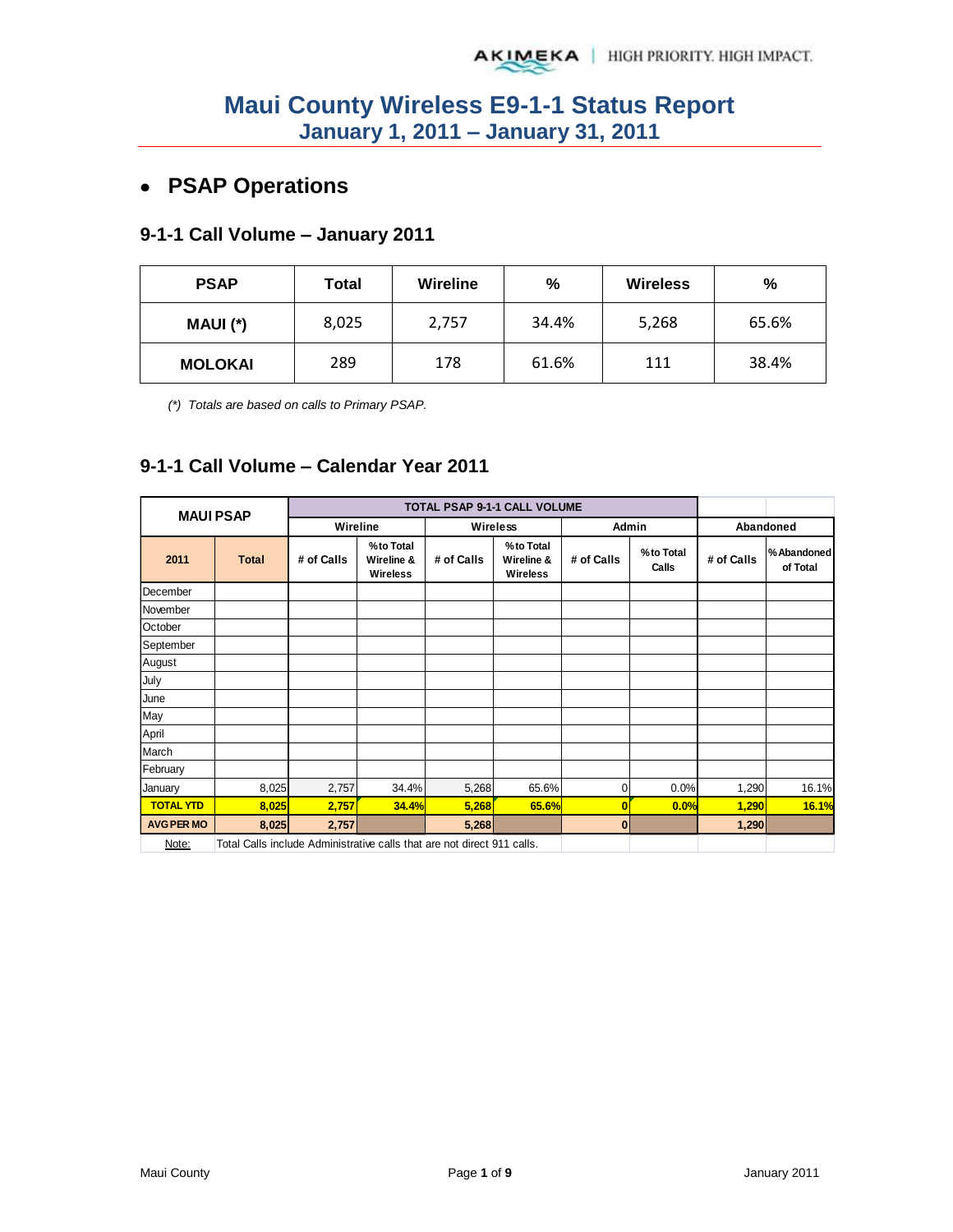# Maui County Wireless E9-1-1 Status Report
## January 1, 2011 – January 31, 2011

- **PSAP Operations**

### 9-1-1 Call Volume – January 2011

| PSAP | Total | Wireline | % | Wireless | % |
|---|---|---|---|---|---|
| MAUI (*) | 8,025 | 2,757 | 34.4% | 5,268 | 65.6% |
| MOLOKAI | 289 | 178 | 61.6% | 111 | 38.4% |

*(\*) Totals are based on calls to Primary PSAP.*

### 9-1-1 Call Volume – Calendar Year 2011

| MAUI PSAP | | TOTAL PSAP 9-1-1 CALL VOLUME | | | | | | | |
|---|---|---|---|---|---|---|---|---|---|
| | | Wireline | | Wireless | | Admin | | Abandoned | |
| 2011 | Total | # of Calls | % to Total Wireline & Wireless | # of Calls | % to Total Wireline & Wireless | # of Calls | % to Total Calls | # of Calls | % Abandoned of Total |
| December | | | | | | | | | |
| November | | | | | | | | | |
| October | | | | | | | | | |
| September | | | | | | | | | |
| August | | | | | | | | | |
| July | | | | | | | | | |
| June | | | | | | | | | |
| May | | | | | | | | | |
| April | | | | | | | | | |
| March | | | | | | | | | |
| February | | | | | | | | | |
| January | 8,025 | 2,757 | 34.4% | 5,268 | 65.6% | 0 | 0.0% | 1,290 | 16.1% |
| TOTAL YTD | 8,025 | 2,757 | 34.4% | 5,268 | 65.6% | 0 | 0.0% | 1,290 | 16.1% |
| AVG PER MO | 8,025 | 2,757 | | 5,268 | | 0 | | 1,290 | |
| Note: | Total Calls include Administrative calls that are not direct 911 calls. | | | | | | | | |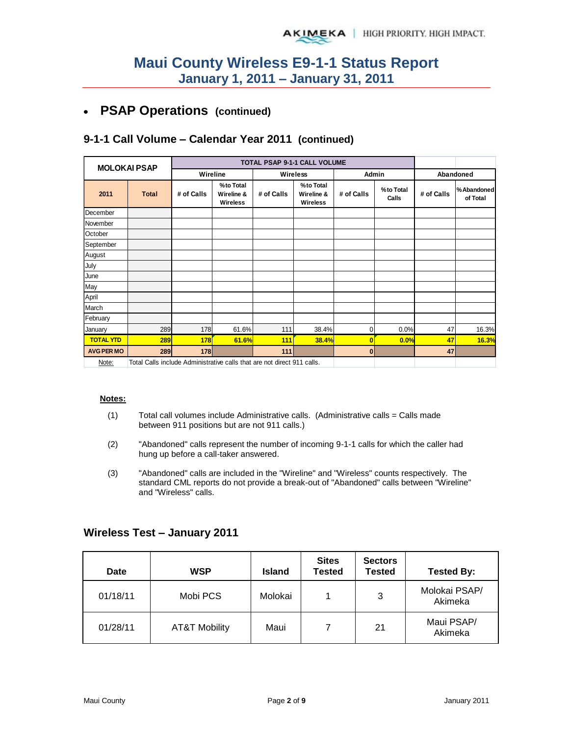# Maui County Wireless E9-1-1 Status Report
## January 1, 2011 – January 31, 2011

- **PSAP Operations (continued)**

### 9-1-1 Call Volume – Calendar Year 2011 (continued)

| MOLOKAI PSAP | | TOTAL PSAP 9-1-1 CALL VOLUME | | | | | | | |
|---|---|---|---|---|---|---|---|---|---|
| | | Wireline | | Wireless | | Admin | | Abandoned | |
| 2011 | Total | # of Calls | % to Total Wireline & Wireless | # of Calls | % to Total Wireline & Wireless | # of Calls | % to Total Calls | # of Calls | % Abandoned of Total |
| December | | | | | | | | | |
| November | | | | | | | | | |
| October | | | | | | | | | |
| September | | | | | | | | | |
| August | | | | | | | | | |
| July | | | | | | | | | |
| June | | | | | | | | | |
| May | | | | | | | | | |
| April | | | | | | | | | |
| March | | | | | | | | | |
| February | | | | | | | | | |
| January | 289 | 178 | 61.6% | 111 | 38.4% | 0 | 0.0% | 47 | 16.3% |
| TOTAL YTD | 289 | 178 | 61.6% | 111 | 38.4% | 0 | 0.0% | 47 | 16.3% |
| AVG PER MO | 289 | 178 | | 111 | | 0 | | 47 | |

Note: Total Calls include Administrative calls that are not direct 911 calls.

**Notes:**

(1) Total call volumes include Administrative calls. (Administrative calls = Calls made between 911 positions but are not 911 calls.)

(2) "Abandoned" calls represent the number of incoming 9-1-1 calls for which the caller had hung up before a call-taker answered.

(3) "Abandoned" calls are included in the "Wireline" and "Wireless" counts respectively. The standard CML reports do not provide a break-out of "Abandoned" calls between "Wireline" and "Wireless" calls.

### Wireless Test – January 2011

| Date | WSP | Island | Sites Tested | Sectors Tested | Tested By: |
|---|---|---|---|---|---|
| 01/18/11 | Mobi PCS | Molokai | 1 | 3 | Molokai PSAP/ Akimeka |
| 01/28/11 | AT&T Mobility | Maui | 7 | 21 | Maui PSAP/ Akimeka |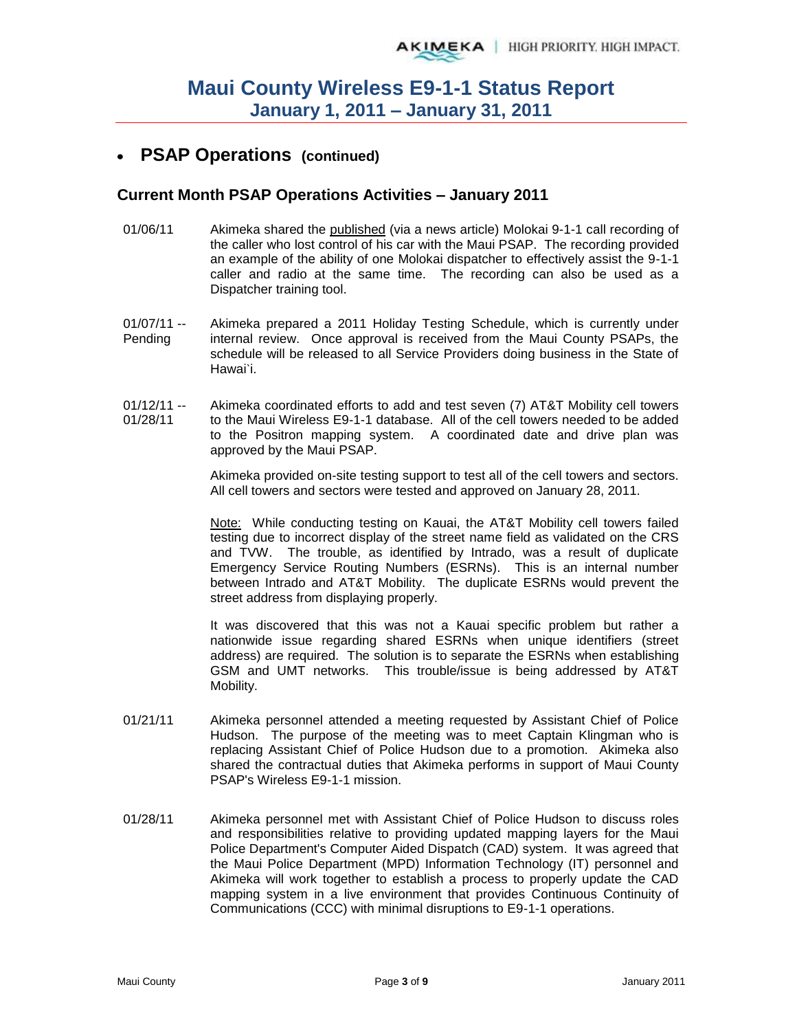# Maui County Wireless E9-1-1 Status Report
## January 1, 2011 – January 31, 2011

- ## PSAP Operations (continued)

### Current Month PSAP Operations Activities – January 2011

01/06/11 — Akimeka shared the published (via a news article) Molokai 9-1-1 call recording of the caller who lost control of his car with the Maui PSAP. The recording provided an example of the ability of one Molokai dispatcher to effectively assist the 9-1-1 caller and radio at the same time. The recording can also be used as a Dispatcher training tool.

01/07/11 -- Pending — Akimeka prepared a 2011 Holiday Testing Schedule, which is currently under internal review. Once approval is received from the Maui County PSAPs, the schedule will be released to all Service Providers doing business in the State of Hawai`i.

01/12/11 -- 01/28/11 — Akimeka coordinated efforts to add and test seven (7) AT&T Mobility cell towers to the Maui Wireless E9-1-1 database. All of the cell towers needed to be added to the Positron mapping system. A coordinated date and drive plan was approved by the Maui PSAP.

Akimeka provided on-site testing support to test all of the cell towers and sectors. All cell towers and sectors were tested and approved on January 28, 2011.

Note: While conducting testing on Kauai, the AT&T Mobility cell towers failed testing due to incorrect display of the street name field as validated on the CRS and TVW. The trouble, as identified by Intrado, was a result of duplicate Emergency Service Routing Numbers (ESRNs). This is an internal number between Intrado and AT&T Mobility. The duplicate ESRNs would prevent the street address from displaying properly.

It was discovered that this was not a Kauai specific problem but rather a nationwide issue regarding shared ESRNs when unique identifiers (street address) are required. The solution is to separate the ESRNs when establishing GSM and UMT networks. This trouble/issue is being addressed by AT&T Mobility.

01/21/11 — Akimeka personnel attended a meeting requested by Assistant Chief of Police Hudson. The purpose of the meeting was to meet Captain Klingman who is replacing Assistant Chief of Police Hudson due to a promotion. Akimeka also shared the contractual duties that Akimeka performs in support of Maui County PSAP's Wireless E9-1-1 mission.

01/28/11 — Akimeka personnel met with Assistant Chief of Police Hudson to discuss roles and responsibilities relative to providing updated mapping layers for the Maui Police Department's Computer Aided Dispatch (CAD) system. It was agreed that the Maui Police Department (MPD) Information Technology (IT) personnel and Akimeka will work together to establish a process to properly update the CAD mapping system in a live environment that provides Continuous Continuity of Communications (CCC) with minimal disruptions to E9-1-1 operations.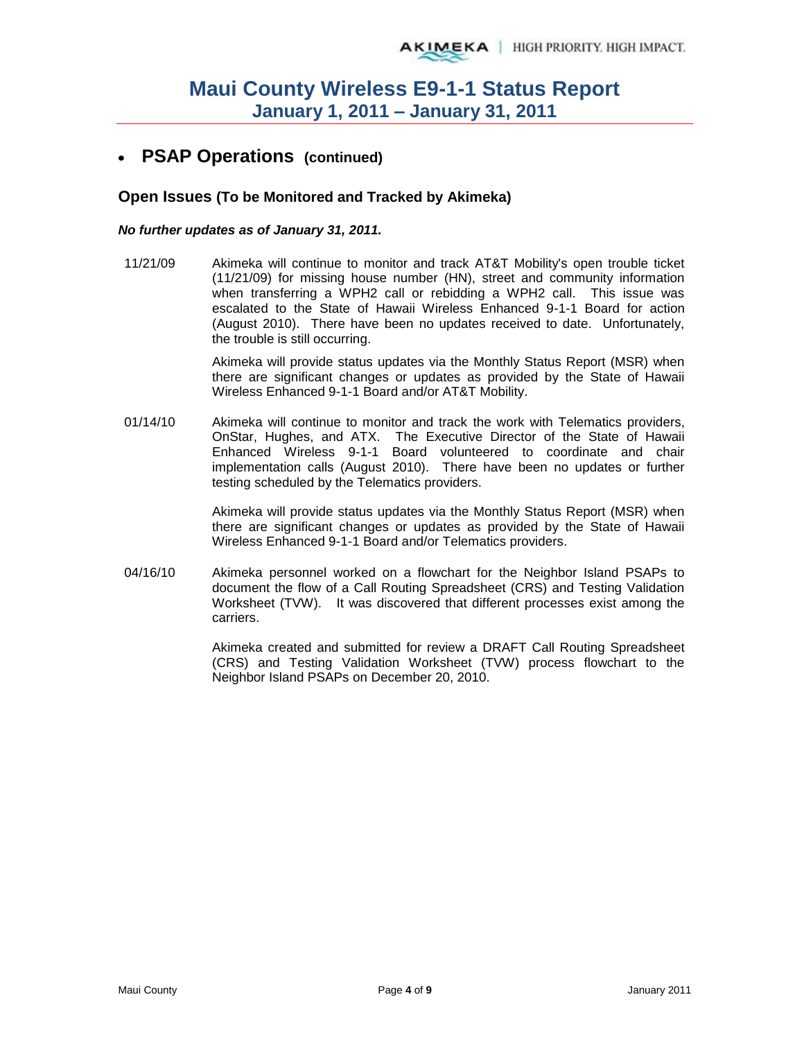# Maui County Wireless E9-1-1 Status Report
## January 1, 2011 – January 31, 2011

- **PSAP Operations (continued)**

### Open Issues (To be Monitored and Tracked by Akimeka)

***No further updates as of January 31, 2011.***

11/21/09 Akimeka will continue to monitor and track AT&T Mobility's open trouble ticket (11/21/09) for missing house number (HN), street and community information when transferring a WPH2 call or rebidding a WPH2 call. This issue was escalated to the State of Hawaii Wireless Enhanced 9-1-1 Board for action (August 2010). There have been no updates received to date. Unfortunately, the trouble is still occurring.

Akimeka will provide status updates via the Monthly Status Report (MSR) when there are significant changes or updates as provided by the State of Hawaii Wireless Enhanced 9-1-1 Board and/or AT&T Mobility.

01/14/10 Akimeka will continue to monitor and track the work with Telematics providers, OnStar, Hughes, and ATX. The Executive Director of the State of Hawaii Enhanced Wireless 9-1-1 Board volunteered to coordinate and chair implementation calls (August 2010). There have been no updates or further testing scheduled by the Telematics providers.

Akimeka will provide status updates via the Monthly Status Report (MSR) when there are significant changes or updates as provided by the State of Hawaii Wireless Enhanced 9-1-1 Board and/or Telematics providers.

04/16/10 Akimeka personnel worked on a flowchart for the Neighbor Island PSAPs to document the flow of a Call Routing Spreadsheet (CRS) and Testing Validation Worksheet (TVW). It was discovered that different processes exist among the carriers.

Akimeka created and submitted for review a DRAFT Call Routing Spreadsheet (CRS) and Testing Validation Worksheet (TVW) process flowchart to the Neighbor Island PSAPs on December 20, 2010.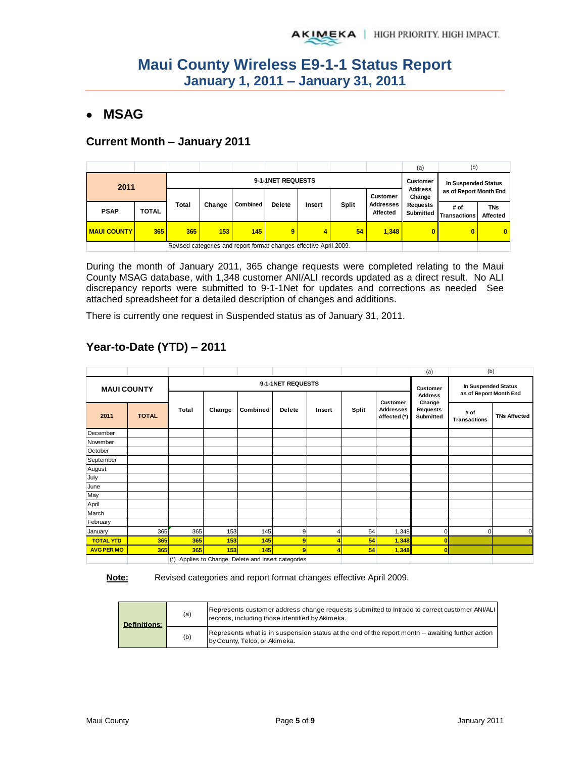# Maui County Wireless E9-1-1 Status Report
## January 1, 2011 – January 31, 2011

- **MSAG**

### Current Month – January 2011

| 2011 | | 9-1-1NET REQUESTS | | | | | | | (a) Customer Address Change Requests Submitted | (b) In Suspended Status as of Report Month End | |
|---|---|---|---|---|---|---|---|---|---|---|---|
| PSAP | TOTAL | Total | Change | Combined | Delete | Insert | Split | Customer Addresses Affected | | # of Transactions | TNs Affected |
| MAUI COUNTY | 365 | 365 | 153 | 145 | 9 | 4 | 54 | 1,348 | 0 | 0 | 0 |
| | | Revised categories and report format changes effective April 2009. | | | | | | | | | |

During the month of January 2011, 365 change requests were completed relating to the Maui County MSAG database, with 1,348 customer ANI/ALI records updated as a direct result. No ALI discrepancy reports were submitted to 9-1-1Net for updates and corrections as needed See attached spreadsheet for a detailed description of changes and additions.

There is currently one request in Suspended status as of January 31, 2011.

### Year-to-Date (YTD) – 2011

| MAUI COUNTY | | 9-1-1NET REQUESTS | | | | | | | (a) Customer Address Change Requests Submitted | (b) In Suspended Status as of Report Month End | |
|---|---|---|---|---|---|---|---|---|---|---|---|
| 2011 | TOTAL | Total | Change | Combined | Delete | Insert | Split | Customer Addresses Affected (*) | | # of Transactions | TNs Affected |
| December | | | | | | | | | | | |
| November | | | | | | | | | | | |
| October | | | | | | | | | | | |
| September | | | | | | | | | | | |
| August | | | | | | | | | | | |
| July | | | | | | | | | | | |
| June | | | | | | | | | | | |
| May | | | | | | | | | | | |
| April | | | | | | | | | | | |
| March | | | | | | | | | | | |
| February | | | | | | | | | | | |
| January | 365 | 365 | 153 | 145 | 9 | 4 | 54 | 1,348 | 0 | 0 | 0 |
| TOTAL YTD | 365 | 365 | 153 | 145 | 9 | 4 | 54 | 1,348 | 0 | | |
| AVG PER MO | 365 | 365 | 153 | 145 | 9 | 4 | 54 | 1,348 | 0 | | |
| | | (*) Applies to Change, Delete and Insert categories | | | | | | | | | |

**Note:** Revised categories and report format changes effective April 2009.

| Definitions: | | |
|---|---|---|
| | (a) | Represents customer address change requests submitted to Intrado to correct customer ANI/ALI records, including those identified by Akimeka. |
| | (b) | Represents what is in suspension status at the end of the report month -- awaiting further action by County, Telco, or Akimeka. |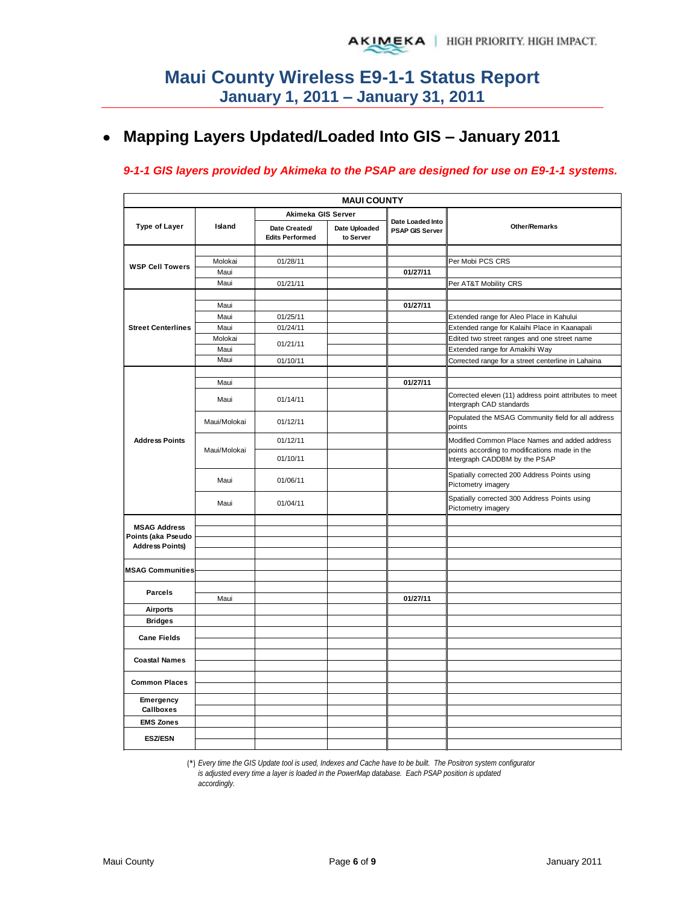# Maui County Wireless E9-1-1 Status Report
## January 1, 2011 – January 31, 2011

- ## Mapping Layers Updated/Loaded Into GIS – January 2011

*9-1-1 GIS layers provided by Akimeka to the PSAP are designed for use on E9-1-1 systems.*

| MAUI COUNTY | | | | | |
|---|---|---|---|---|---|
| Type of Layer | Island | Akimeka GIS Server | | Date Loaded Into PSAP GIS Server | Other/Remarks |
| | | Date Created/ Edits Performed | Date Uploaded to Server | | |
| WSP Cell Towers | | | | | |
| | Molokai | 01/28/11 | | | Per Mobi PCS CRS |
| | Maui | | | 01/27/11 | |
| | Maui | 01/21/11 | | | Per AT&T Mobility CRS |
| Street Centerlines | | | | | |
| | Maui | | | 01/27/11 | |
| | Maui | 01/25/11 | | | Extended range for Aleo Place in Kahului |
| | Maui | 01/24/11 | | | Extended range for Kalaihi Place in Kaanapali |
| | Molokai | 01/21/11 | | | Edited two street ranges and one street name |
| | Maui | | | | Extended range for Amakihi Way |
| | Maui | 01/10/11 | | | Corrected range for a street centerline in Lahaina |
| Address Points | | | | | |
| | Maui | | | 01/27/11 | |
| | Maui | 01/14/11 | | | Corrected eleven (11) address point attributes to meet Intergraph CAD standards |
| | Maui/Molokai | 01/12/11 | | | Populated the MSAG Community field for all address points |
| | Maui/Molokai | 01/12/11 | | | Modified Common Place Names and added address points according to modifications made in the Intergraph CADDBM by the PSAP |
| | | 01/10/11 | | | |
| | Maui | 01/06/11 | | | Spatially corrected 200 Address Points using Pictometry imagery |
| | Maui | 01/04/11 | | | Spatially corrected 300 Address Points using Pictometry imagery |
| MSAG Address Points (aka Pseudo Address Points) | | | | | |
| MSAG Communities | | | | | |
| Parcels | | | | | |
| | Maui | | | 01/27/11 | |
| Airports | | | | | |
| Bridges | | | | | |
| Cane Fields | | | | | |
| Coastal Names | | | | | |
| Common Places | | | | | |
| Emergency Callboxes | | | | | |
| EMS Zones | | | | | |
| ESZ/ESN | | | | | |

(*) *Every time the GIS Update tool is used, Indexes and Cache have to be built. The Positron system configurator is adjusted every time a layer is loaded in the PowerMap database. Each PSAP position is updated accordingly.*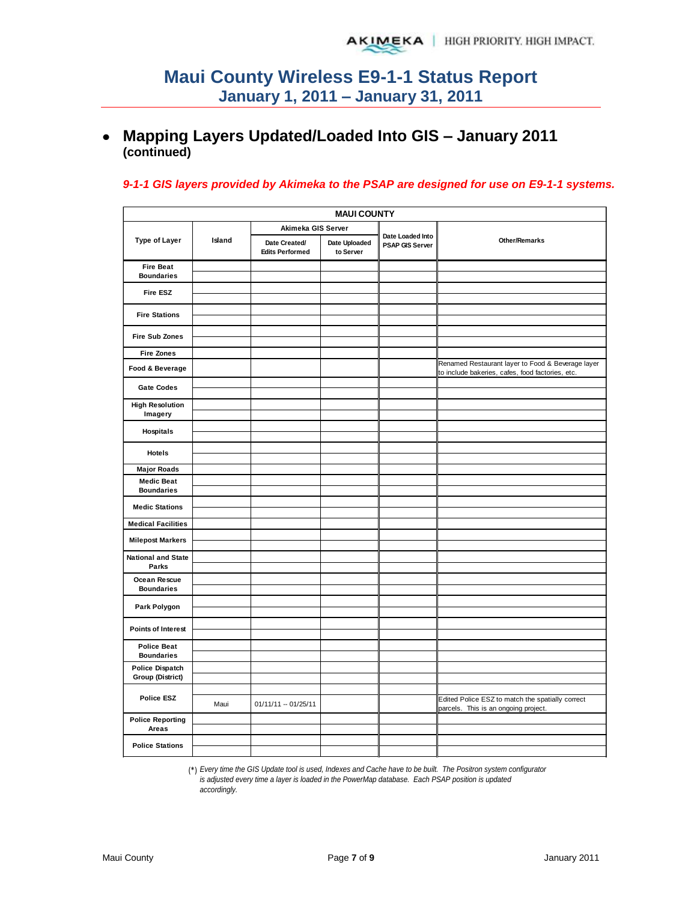# Maui County Wireless E9-1-1 Status Report
## January 1, 2011 – January 31, 2011

- **Mapping Layers Updated/Loaded Into GIS – January 2011 (continued)**

***9-1-1 GIS layers provided by Akimeka to the PSAP are designed for use on E9-1-1 systems.***

| MAUI COUNTY | | | | | |
|---|---|---|---|---|---|
| Type of Layer | Island | Akimeka GIS Server | | Date Loaded Into PSAP GIS Server | Other/Remarks |
| | | Date Created/ Edits Performed | Date Uploaded to Server | | |
| Fire Beat Boundaries | | | | | |
| Fire ESZ | | | | | |
| Fire Stations | | | | | |
| Fire Sub Zones | | | | | |
| Fire Zones | | | | | |
| Food & Beverage | | | | | Renamed Restaurant layer to Food & Beverage layer to include bakeries, cafes, food factories, etc. |
| Gate Codes | | | | | |
| High Resolution Imagery | | | | | |
| Hospitals | | | | | |
| Hotels | | | | | |
| Major Roads | | | | | |
| Medic Beat Boundaries | | | | | |
| Medic Stations | | | | | |
| Medical Facilities | | | | | |
| Milepost Markers | | | | | |
| National and State Parks | | | | | |
| Ocean Rescue Boundaries | | | | | |
| Park Polygon | | | | | |
| Points of Interest | | | | | |
| Police Beat Boundaries | | | | | |
| Police Dispatch Group (District) | | | | | |
| Police ESZ | Maui | 01/11/11 -- 01/25/11 | | | Edited Police ESZ to match the spatially correct parcels. This is an ongoing project. |
| Police Reporting Areas | | | | | |
| Police Stations | | | | | |

(*) *Every time the GIS Update tool is used, Indexes and Cache have to be built. The Positron system configurator is adjusted every time a layer is loaded in the PowerMap database. Each PSAP position is updated accordingly.*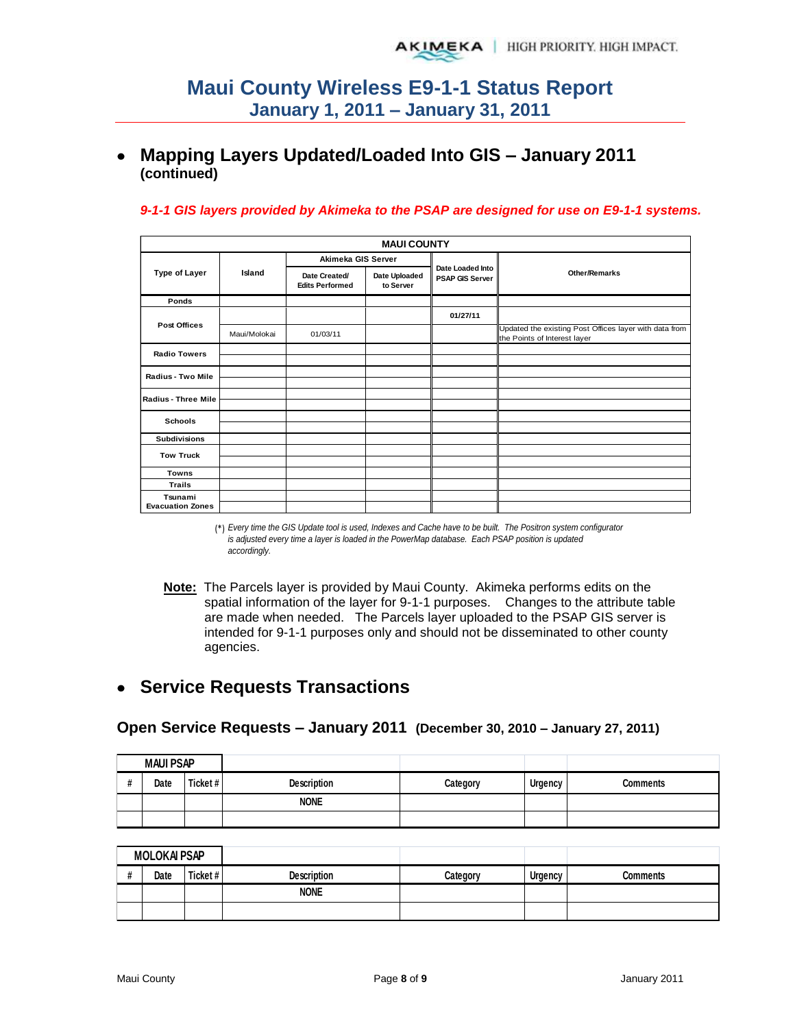# Maui County Wireless E9-1-1 Status Report
## January 1, 2011 – January 31, 2011

- **Mapping Layers Updated/Loaded Into GIS – January 2011 (continued)**

***9-1-1 GIS layers provided by Akimeka to the PSAP are designed for use on E9-1-1 systems.***

| MAUI COUNTY | | | | | |
|---|---|---|---|---|---|
| Type of Layer | Island | Akimeka GIS Server | | Date Loaded Into PSAP GIS Server | Other/Remarks |
| | | Date Created/ Edits Performed | Date Uploaded to Server | | |
| Ponds | | | | | |
| Post Offices | | | | 01/27/11 | |
| | Maui/Molokai | 01/03/11 | | | Updated the existing Post Offices layer with data from the Points of Interest layer |
| Radio Towers | | | | | |
| | | | | | |
| Radius - Two Mile | | | | | |
| | | | | | |
| Radius - Three Mile | | | | | |
| | | | | | |
| Schools | | | | | |
| | | | | | |
| Subdivisions | | | | | |
| Tow Truck | | | | | |
| | | | | | |
| Towns | | | | | |
| Trails | | | | | |
| Tsunami Evacuation Zones | | | | | |

(*) *Every time the GIS Update tool is used, Indexes and Cache have to be built. The Positron system configurator is adjusted every time a layer is loaded in the PowerMap database. Each PSAP position is updated accordingly.*

**Note:** The Parcels layer is provided by Maui County. Akimeka performs edits on the spatial information of the layer for 9-1-1 purposes. Changes to the attribute table are made when needed. The Parcels layer uploaded to the PSAP GIS server is intended for 9-1-1 purposes only and should not be disseminated to other county agencies.

- **Service Requests Transactions**

### Open Service Requests – January 2011 (December 30, 2010 – January 27, 2011)

**MAUI PSAP**

| # | Date | Ticket # | Description | Category | Urgency | Comments |
|---|---|---|---|---|---|---|
| | | | NONE | | | |
| | | | | | | |

**MOLOKAI PSAP**

| # | Date | Ticket # | Description | Category | Urgency | Comments |
|---|---|---|---|---|---|---|
| | | | NONE | | | |
| | | | | | | |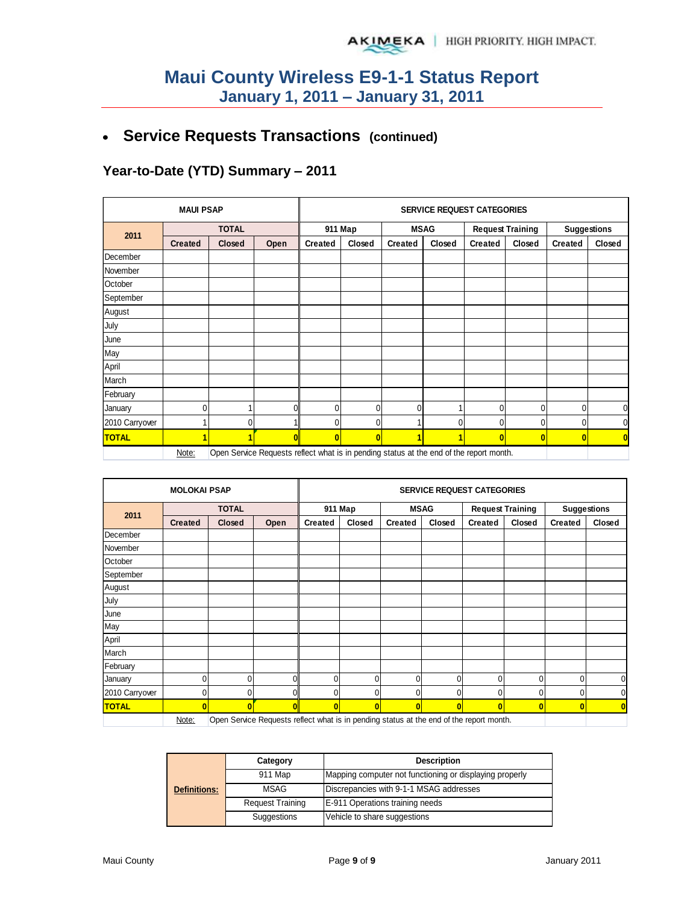# Maui County Wireless E9-1-1 Status Report
## January 1, 2011 – January 31, 2011

- **Service Requests Transactions (continued)**

### Year-to-Date (YTD) Summary – 2011

| MAUI PSAP | | | | SERVICE REQUEST CATEGORIES | | | | | | | |
|---|---|---|---|---|---|---|---|---|---|---|---|
| 2011 | TOTAL | | | 911 Map | | MSAG | | Request Training | | Suggestions | |
| | Created | Closed | Open | Created | Closed | Created | Closed | Created | Closed | Created | Closed |
| December | | | | | | | | | | | |
| November | | | | | | | | | | | |
| October | | | | | | | | | | | |
| September | | | | | | | | | | | |
| August | | | | | | | | | | | |
| July | | | | | | | | | | | |
| June | | | | | | | | | | | |
| May | | | | | | | | | | | |
| April | | | | | | | | | | | |
| March | | | | | | | | | | | |
| February | | | | | | | | | | | |
| January | 0 | 1 | 0 | 0 | 0 | 0 | 1 | 0 | 0 | 0 | 0 |
| 2010 Carryover | 1 | 0 | 1 | 0 | 0 | 1 | 0 | 0 | 0 | 0 | 0 |
| **TOTAL** | **1** | **1** | **0** | **0** | **0** | **1** | **1** | **0** | **0** | **0** | **0** |
| | Note: | Open Service Requests reflect what is in pending status at the end of the report month. | | | | | | | | | |

| MOLOKAI PSAP | | | | SERVICE REQUEST CATEGORIES | | | | | | | |
|---|---|---|---|---|---|---|---|---|---|---|---|
| 2011 | TOTAL | | | 911 Map | | MSAG | | Request Training | | Suggestions | |
| | Created | Closed | Open | Created | Closed | Created | Closed | Created | Closed | Created | Closed |
| December | | | | | | | | | | | |
| November | | | | | | | | | | | |
| October | | | | | | | | | | | |
| September | | | | | | | | | | | |
| August | | | | | | | | | | | |
| July | | | | | | | | | | | |
| June | | | | | | | | | | | |
| May | | | | | | | | | | | |
| April | | | | | | | | | | | |
| March | | | | | | | | | | | |
| February | | | | | | | | | | | |
| January | 0 | 0 | 0 | 0 | 0 | 0 | 0 | 0 | 0 | 0 | 0 |
| 2010 Carryover | 0 | 0 | 0 | 0 | 0 | 0 | 0 | 0 | 0 | 0 | 0 |
| **TOTAL** | **0** | **0** | **0** | **0** | **0** | **0** | **0** | **0** | **0** | **0** | **0** |
| | Note: | Open Service Requests reflect what is in pending status at the end of the report month. | | | | | | | | | |

| | Category | Description |
|---|---|---|
| **Definitions:** | 911 Map | Mapping computer not functioning or displaying properly |
| | MSAG | Discrepancies with 9-1-1 MSAG addresses |
| | Request Training | E-911 Operations training needs |
| | Suggestions | Vehicle to share suggestions |